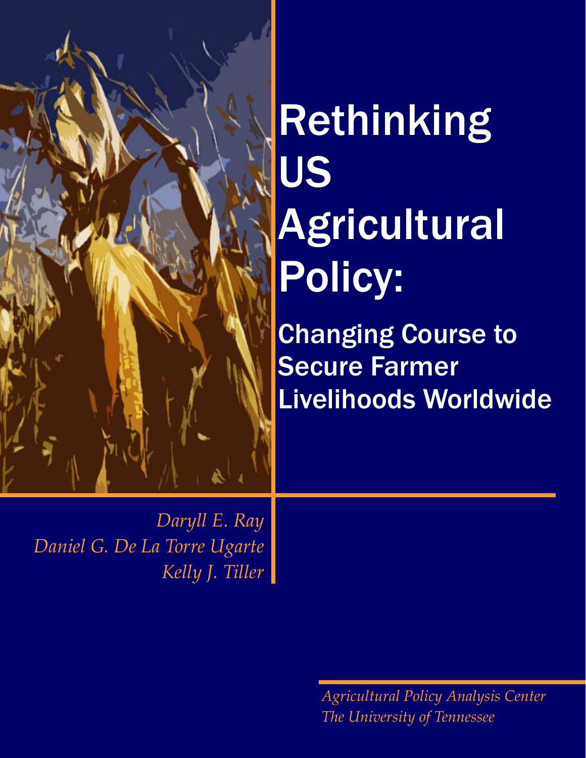# Rethinking US Agricultural Policy:

## Changing Course to Secure Farmer Livelihoods Worldwide

*Daryll E. Ray*
*Daniel G. De La Torre Ugarte*
*Kelly J. Tiller*

*Agricultural Policy Analysis Center*
*The University of Tennessee*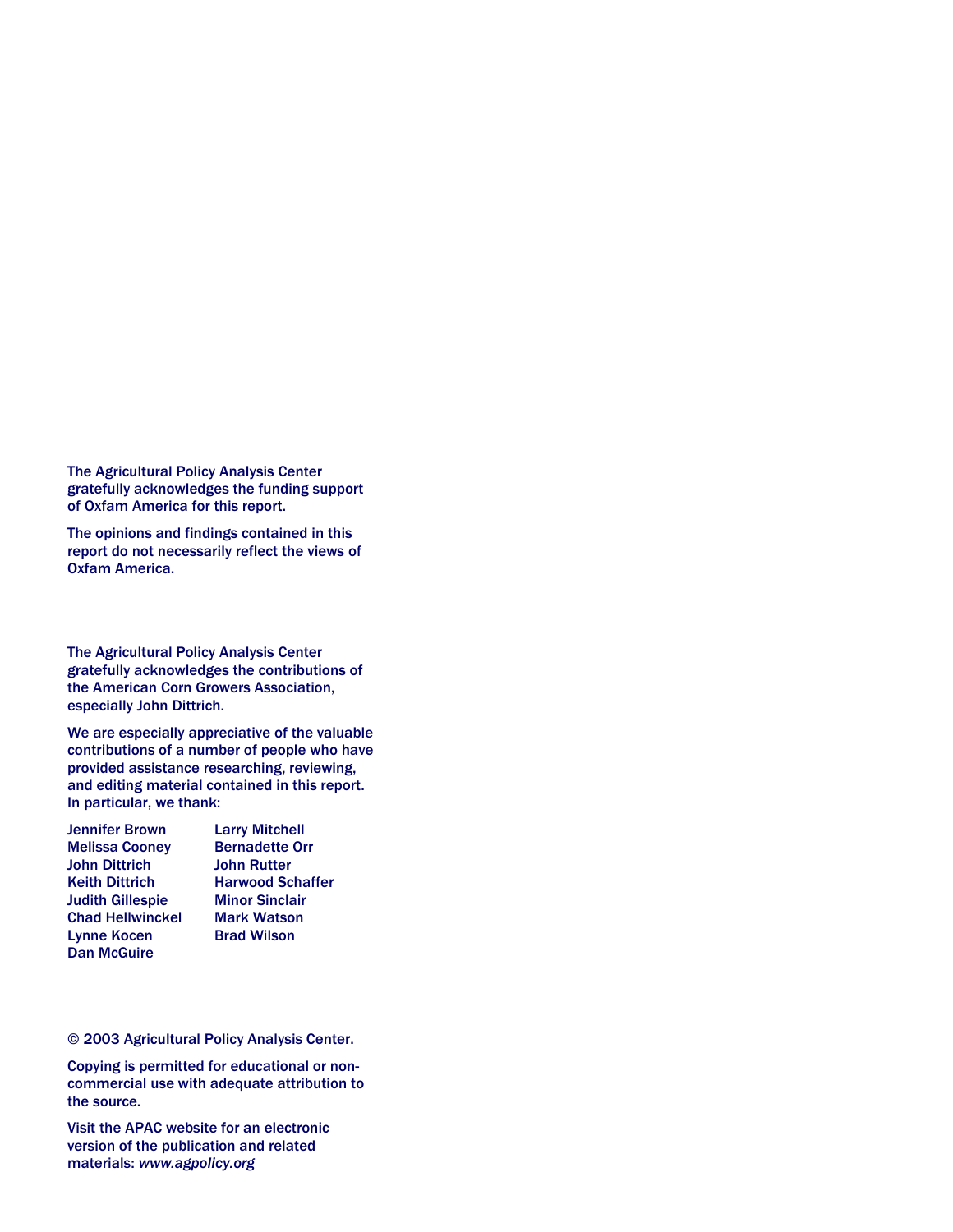The Agricultural Policy Analysis Center gratefully acknowledges the funding support of Oxfam America for this report.

The opinions and findings contained in this report do not necessarily reflect the views of Oxfam America.

The Agricultural Policy Analysis Center gratefully acknowledges the contributions of the American Corn Growers Association, especially John Dittrich.

We are especially appreciative of the valuable contributions of a number of people who have provided assistance researching, reviewing, and editing material contained in this report. In particular, we thank:

Jennifer Brown
Melissa Cooney
John Dittrich
Keith Dittrich
Judith Gillespie
Chad Hellwinckel
Lynne Kocen
Dan McGuire
Larry Mitchell
Bernadette Orr
John Rutter
Harwood Schaffer
Minor Sinclair
Mark Watson
Brad Wilson

© 2003 Agricultural Policy Analysis Center.

Copying is permitted for educational or non-commercial use with adequate attribution to the source.

Visit the APAC website for an electronic version of the publication and related materials: *www.agpolicy.org*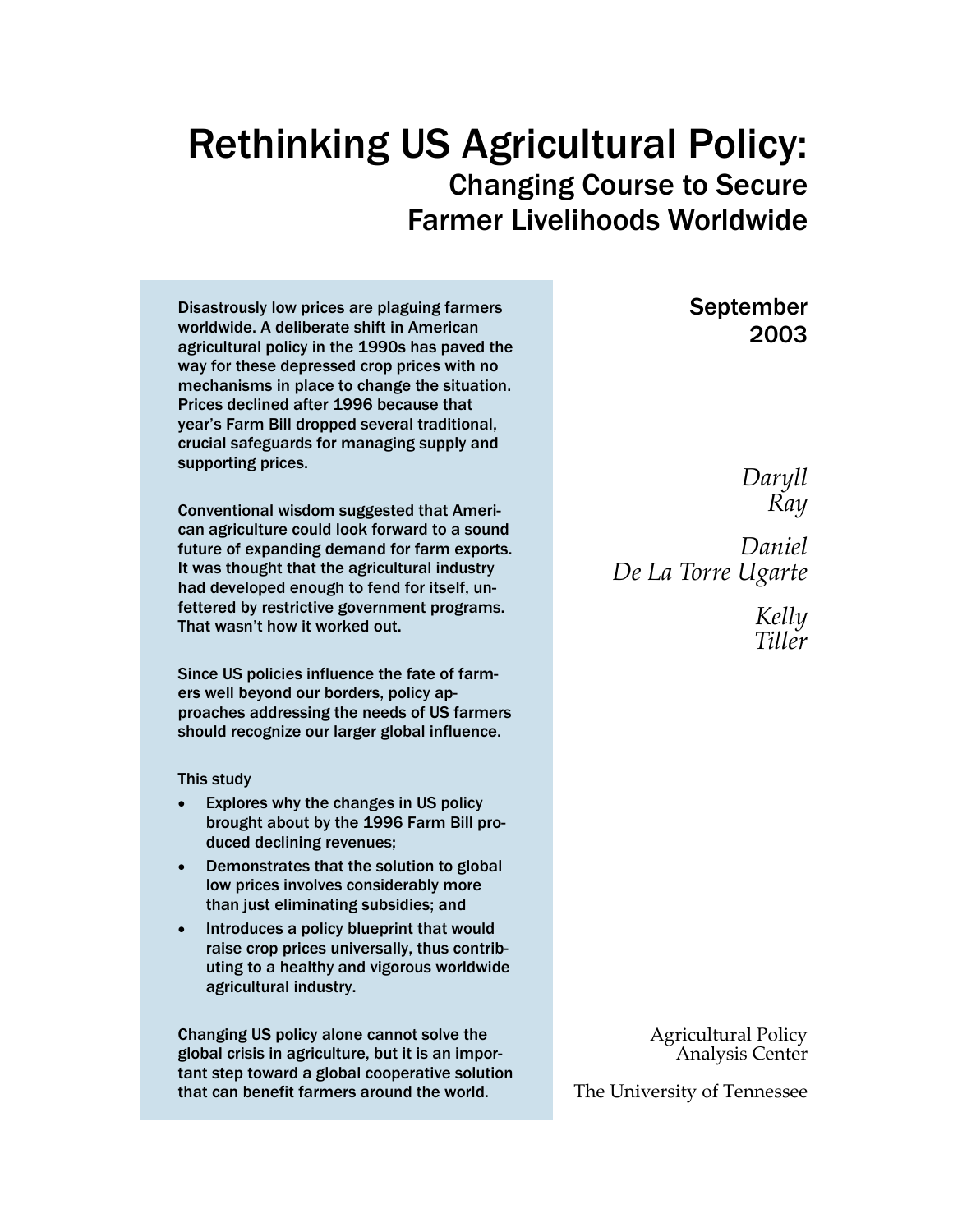# Rethinking US Agricultural Policy:

## Changing Course to Secure Farmer Livelihoods Worldwide

September 2003

*Daryll Ray*

*Daniel De La Torre Ugarte*

*Kelly Tiller*

Disastrously low prices are plaguing farmers worldwide. A deliberate shift in American agricultural policy in the 1990s has paved the way for these depressed crop prices with no mechanisms in place to change the situation. Prices declined after 1996 because that year's Farm Bill dropped several traditional, crucial safeguards for managing supply and supporting prices.

Conventional wisdom suggested that American agriculture could look forward to a sound future of expanding demand for farm exports. It was thought that the agricultural industry had developed enough to fend for itself, unfettered by restrictive government programs. That wasn't how it worked out.

Since US policies influence the fate of farmers well beyond our borders, policy approaches addressing the needs of US farmers should recognize our larger global influence.

This study

- Explores why the changes in US policy brought about by the 1996 Farm Bill produced declining revenues;
- Demonstrates that the solution to global low prices involves considerably more than just eliminating subsidies; and
- Introduces a policy blueprint that would raise crop prices universally, thus contributing to a healthy and vigorous worldwide agricultural industry.

Changing US policy alone cannot solve the global crisis in agriculture, but it is an important step toward a global cooperative solution that can benefit farmers around the world.

Agricultural Policy Analysis Center

The University of Tennessee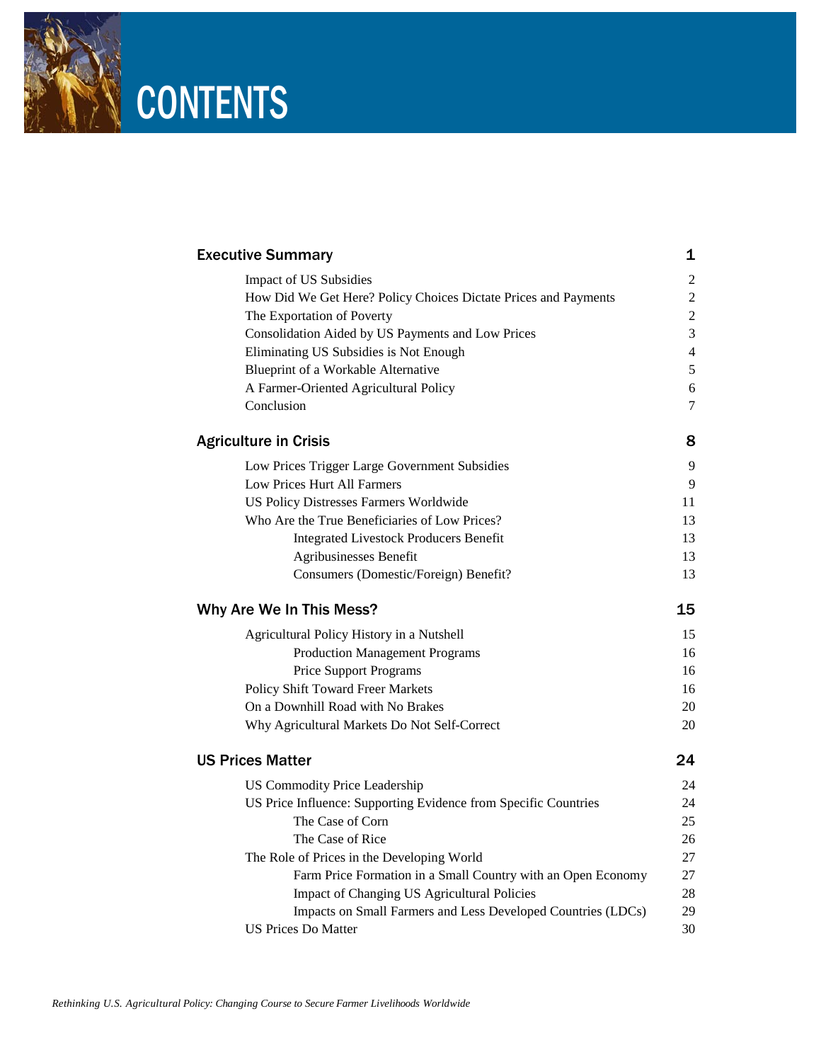# CONTENTS

| | |
|---|---|
| **Executive Summary** | **1** |
| Impact of US Subsidies | 2 |
| How Did We Get Here? Policy Choices Dictate Prices and Payments | 2 |
| The Exportation of Poverty | 2 |
| Consolidation Aided by US Payments and Low Prices | 3 |
| Eliminating US Subsidies is Not Enough | 4 |
| Blueprint of a Workable Alternative | 5 |
| A Farmer-Oriented Agricultural Policy | 6 |
| Conclusion | 7 |
| **Agriculture in Crisis** | **8** |
| Low Prices Trigger Large Government Subsidies | 9 |
| Low Prices Hurt All Farmers | 9 |
| US Policy Distresses Farmers Worldwide | 11 |
| Who Are the True Beneficiaries of Low Prices? | 13 |
| Integrated Livestock Producers Benefit | 13 |
| Agribusinesses Benefit | 13 |
| Consumers (Domestic/Foreign) Benefit? | 13 |
| **Why Are We In This Mess?** | **15** |
| Agricultural Policy History in a Nutshell | 15 |
| Production Management Programs | 16 |
| Price Support Programs | 16 |
| Policy Shift Toward Freer Markets | 16 |
| On a Downhill Road with No Brakes | 20 |
| Why Agricultural Markets Do Not Self-Correct | 20 |
| **US Prices Matter** | **24** |
| US Commodity Price Leadership | 24 |
| US Price Influence: Supporting Evidence from Specific Countries | 24 |
| The Case of Corn | 25 |
| The Case of Rice | 26 |
| The Role of Prices in the Developing World | 27 |
| Farm Price Formation in a Small Country with an Open Economy | 27 |
| Impact of Changing US Agricultural Policies | 28 |
| Impacts on Small Farmers and Less Developed Countries (LDCs) | 29 |
| US Prices Do Matter | 30 |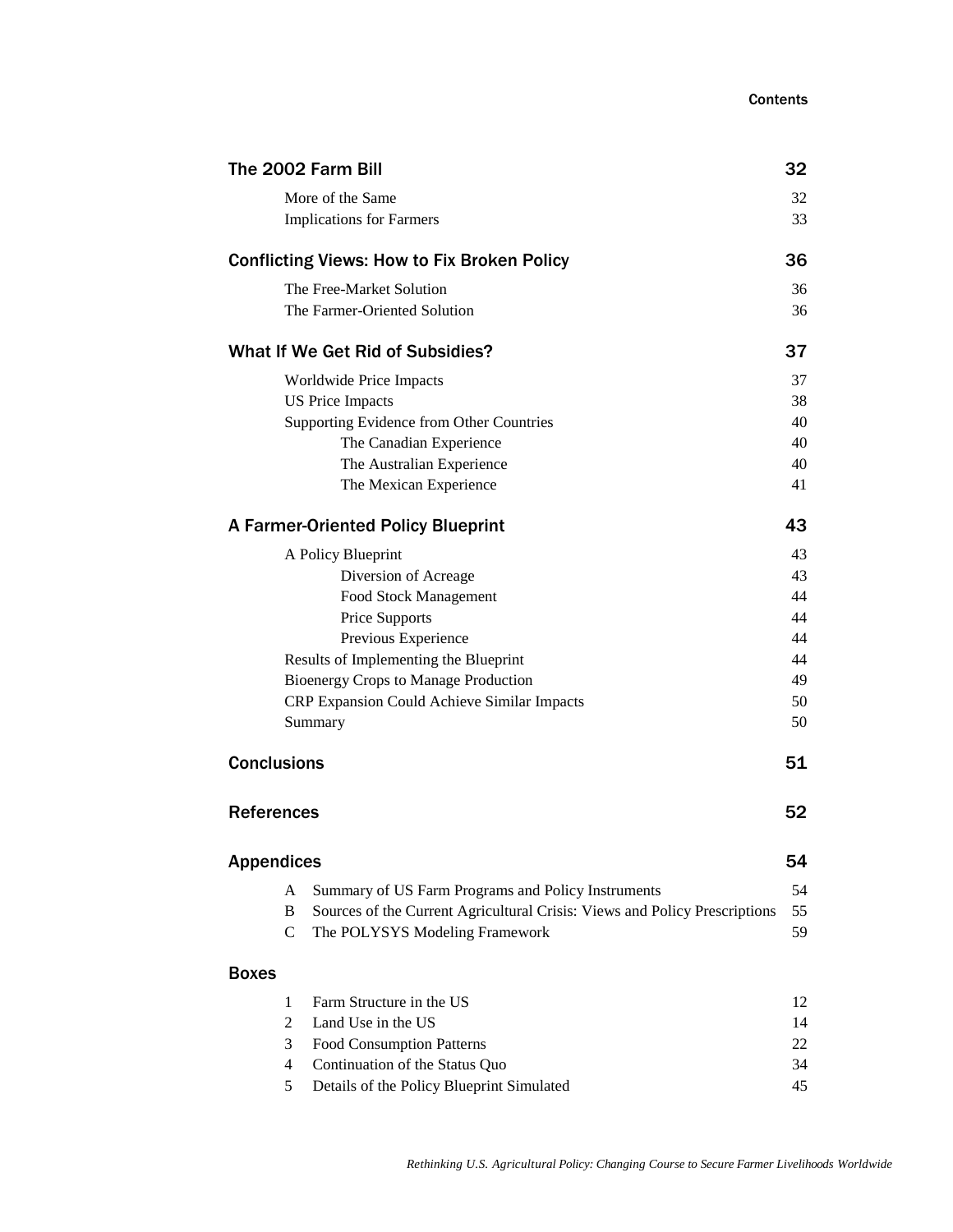| | |
|---|---|
| **The 2002 Farm Bill** | **32** |
| More of the Same | 32 |
| Implications for Farmers | 33 |
| **Conflicting Views: How to Fix Broken Policy** | **36** |
| The Free-Market Solution | 36 |
| The Farmer-Oriented Solution | 36 |
| **What If We Get Rid of Subsidies?** | **37** |
| Worldwide Price Impacts | 37 |
| US Price Impacts | 38 |
| Supporting Evidence from Other Countries | 40 |
| The Canadian Experience | 40 |
| The Australian Experience | 40 |
| The Mexican Experience | 41 |
| **A Farmer-Oriented Policy Blueprint** | **43** |
| A Policy Blueprint | 43 |
| Diversion of Acreage | 43 |
| Food Stock Management | 44 |
| Price Supports | 44 |
| Previous Experience | 44 |
| Results of Implementing the Blueprint | 44 |
| Bioenergy Crops to Manage Production | 49 |
| CRP Expansion Could Achieve Similar Impacts | 50 |
| Summary | 50 |
| **Conclusions** | **51** |
| **References** | **52** |
| **Appendices** | **54** |
| A Summary of US Farm Programs and Policy Instruments | 54 |
| B Sources of the Current Agricultural Crisis: Views and Policy Prescriptions | 55 |
| C The POLYSYS Modeling Framework | 59 |
| **Boxes** | |
| 1 Farm Structure in the US | 12 |
| 2 Land Use in the US | 14 |
| 3 Food Consumption Patterns | 22 |
| 4 Continuation of the Status Quo | 34 |
| 5 Details of the Policy Blueprint Simulated | 45 |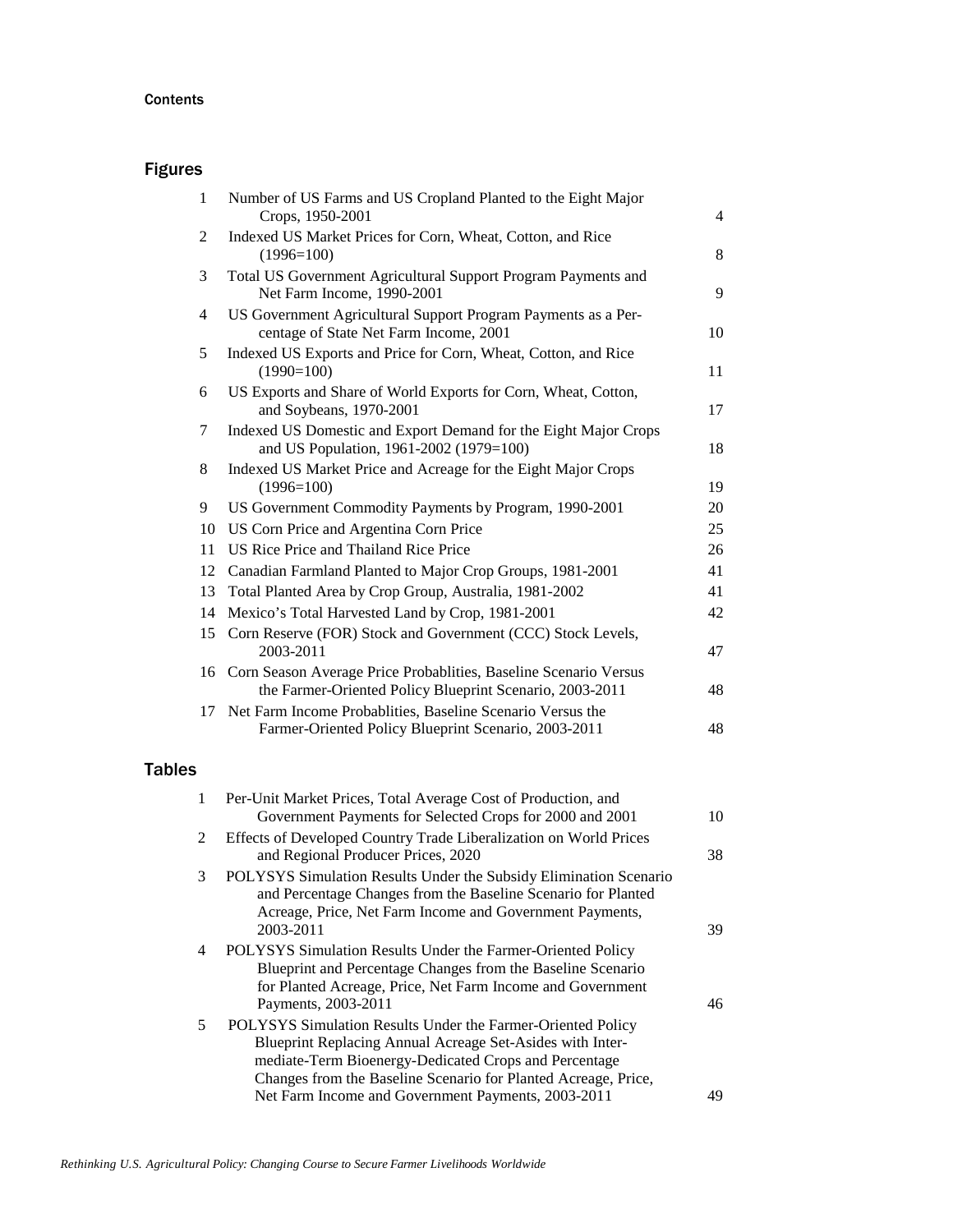Contents

## Figures

| | | |
|---|---|---|
| 1 | Number of US Farms and US Cropland Planted to the Eight Major Crops, 1950-2001 | 4 |
| 2 | Indexed US Market Prices for Corn, Wheat, Cotton, and Rice (1996=100) | 8 |
| 3 | Total US Government Agricultural Support Program Payments and Net Farm Income, 1990-2001 | 9 |
| 4 | US Government Agricultural Support Program Payments as a Percentage of State Net Farm Income, 2001 | 10 |
| 5 | Indexed US Exports and Price for Corn, Wheat, Cotton, and Rice (1990=100) | 11 |
| 6 | US Exports and Share of World Exports for Corn, Wheat, Cotton, and Soybeans, 1970-2001 | 17 |
| 7 | Indexed US Domestic and Export Demand for the Eight Major Crops and US Population, 1961-2002 (1979=100) | 18 |
| 8 | Indexed US Market Price and Acreage for the Eight Major Crops (1996=100) | 19 |
| 9 | US Government Commodity Payments by Program, 1990-2001 | 20 |
| 10 | US Corn Price and Argentina Corn Price | 25 |
| 11 | US Rice Price and Thailand Rice Price | 26 |
| 12 | Canadian Farmland Planted to Major Crop Groups, 1981-2001 | 41 |
| 13 | Total Planted Area by Crop Group, Australia, 1981-2002 | 41 |
| 14 | Mexico's Total Harvested Land by Crop, 1981-2001 | 42 |
| 15 | Corn Reserve (FOR) Stock and Government (CCC) Stock Levels, 2003-2011 | 47 |
| 16 | Corn Season Average Price Probablities, Baseline Scenario Versus the Farmer-Oriented Policy Blueprint Scenario, 2003-2011 | 48 |
| 17 | Net Farm Income Probablities, Baseline Scenario Versus the Farmer-Oriented Policy Blueprint Scenario, 2003-2011 | 48 |

## Tables

| | | |
|---|---|---|
| 1 | Per-Unit Market Prices, Total Average Cost of Production, and Government Payments for Selected Crops for 2000 and 2001 | 10 |
| 2 | Effects of Developed Country Trade Liberalization on World Prices and Regional Producer Prices, 2020 | 38 |
| 3 | POLYSYS Simulation Results Under the Subsidy Elimination Scenario and Percentage Changes from the Baseline Scenario for Planted Acreage, Price, Net Farm Income and Government Payments, 2003-2011 | 39 |
| 4 | POLYSYS Simulation Results Under the Farmer-Oriented Policy Blueprint and Percentage Changes from the Baseline Scenario for Planted Acreage, Price, Net Farm Income and Government Payments, 2003-2011 | 46 |
| 5 | POLYSYS Simulation Results Under the Farmer-Oriented Policy Blueprint Replacing Annual Acreage Set-Asides with Intermediate-Term Bioenergy-Dedicated Crops and Percentage Changes from the Baseline Scenario for Planted Acreage, Price, Net Farm Income and Government Payments, 2003-2011 | 49 |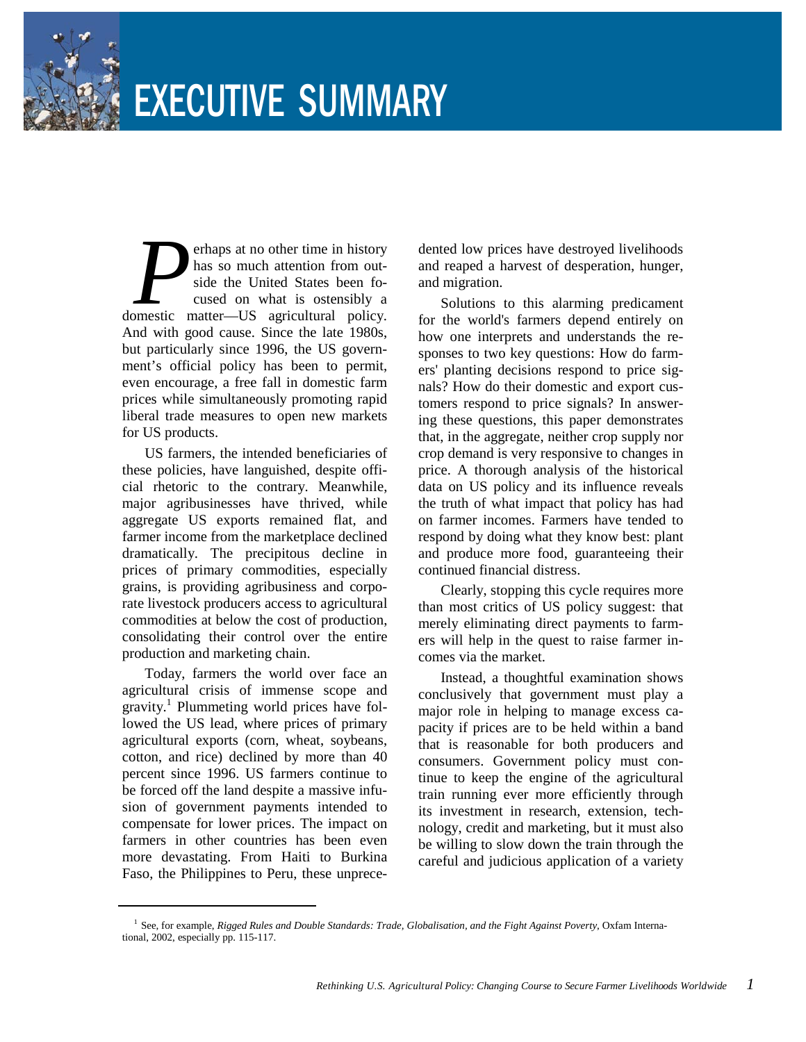# EXECUTIVE SUMMARY

Perhaps at no other time in history has so much attention from outside the United States been focused on what is ostensibly a domestic matter—US agricultural policy. And with good cause. Since the late 1980s, but particularly since 1996, the US government's official policy has been to permit, even encourage, a free fall in domestic farm prices while simultaneously promoting rapid liberal trade measures to open new markets for US products.

US farmers, the intended beneficiaries of these policies, have languished, despite official rhetoric to the contrary. Meanwhile, major agribusinesses have thrived, while aggregate US exports remained flat, and farmer income from the marketplace declined dramatically. The precipitous decline in prices of primary commodities, especially grains, is providing agribusiness and corporate livestock producers access to agricultural commodities at below the cost of production, consolidating their control over the entire production and marketing chain.

Today, farmers the world over face an agricultural crisis of immense scope and gravity.[1] Plummeting world prices have followed the US lead, where prices of primary agricultural exports (corn, wheat, soybeans, cotton, and rice) declined by more than 40 percent since 1996. US farmers continue to be forced off the land despite a massive infusion of government payments intended to compensate for lower prices. The impact on farmers in other countries has been even more devastating. From Haiti to Burkina Faso, the Philippines to Peru, these unprecedented low prices have destroyed livelihoods and reaped a harvest of desperation, hunger, and migration.

Solutions to this alarming predicament for the world's farmers depend entirely on how one interprets and understands the responses to two key questions: How do farmers' planting decisions respond to price signals? How do their domestic and export customers respond to price signals? In answering these questions, this paper demonstrates that, in the aggregate, neither crop supply nor crop demand is very responsive to changes in price. A thorough analysis of the historical data on US policy and its influence reveals the truth of what impact that policy has had on farmer incomes. Farmers have tended to respond by doing what they know best: plant and produce more food, guaranteeing their continued financial distress.

Clearly, stopping this cycle requires more than most critics of US policy suggest: that merely eliminating direct payments to farmers will help in the quest to raise farmer incomes via the market.

Instead, a thoughtful examination shows conclusively that government must play a major role in helping to manage excess capacity if prices are to be held within a band that is reasonable for both producers and consumers. Government policy must continue to keep the engine of the agricultural train running ever more efficiently through its investment in research, extension, technology, credit and marketing, but it must also be willing to slow down the train through the careful and judicious application of a variety

---

[1] See, for example, *Rigged Rules and Double Standards: Trade, Globalisation, and the Fight Against Poverty,* Oxfam International, 2002, especially pp. 115-117.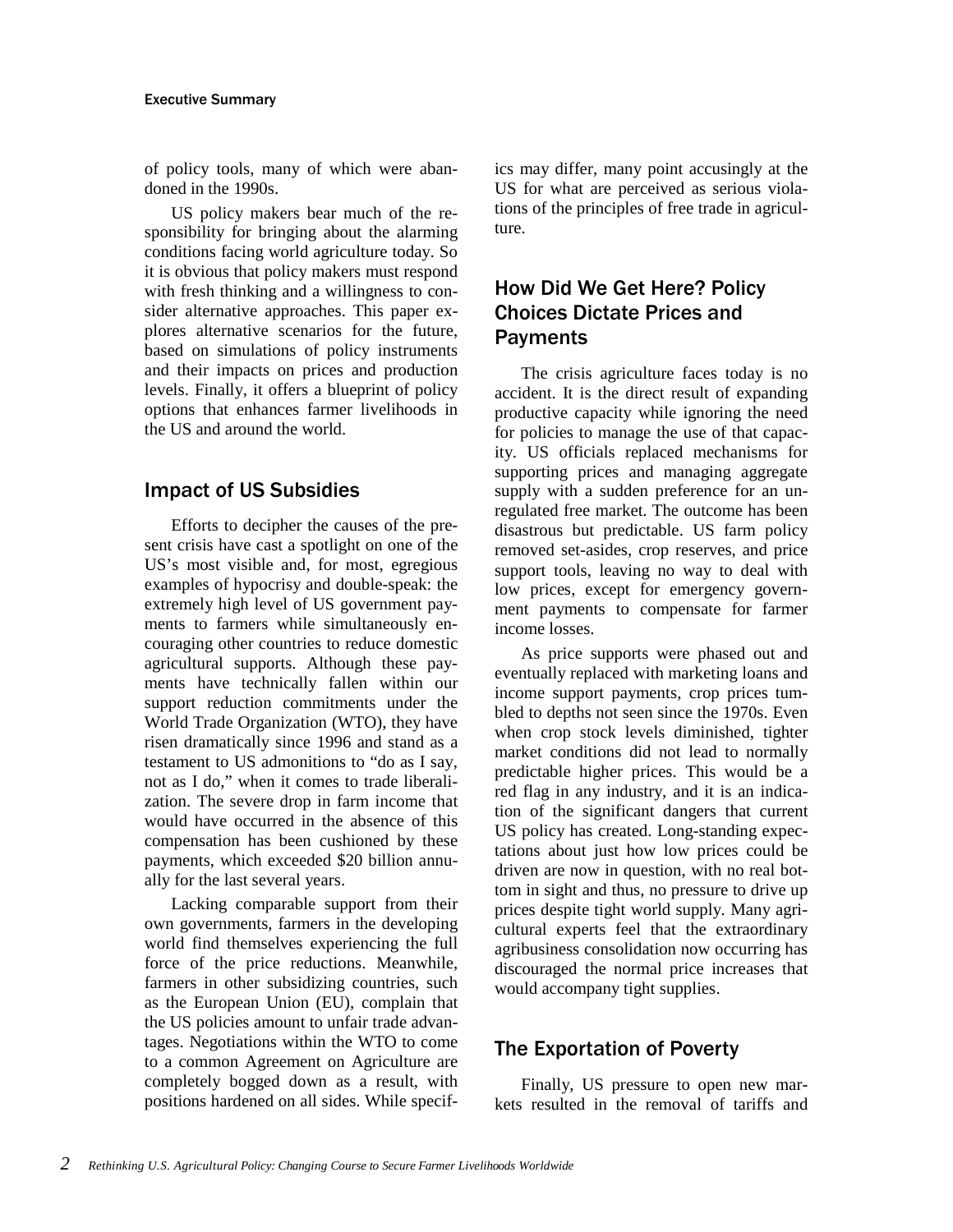of policy tools, many of which were abandoned in the 1990s.

US policy makers bear much of the responsibility for bringing about the alarming conditions facing world agriculture today. So it is obvious that policy makers must respond with fresh thinking and a willingness to consider alternative approaches. This paper explores alternative scenarios for the future, based on simulations of policy instruments and their impacts on prices and production levels. Finally, it offers a blueprint of policy options that enhances farmer livelihoods in the US and around the world.

## Impact of US Subsidies

Efforts to decipher the causes of the present crisis have cast a spotlight on one of the US's most visible and, for most, egregious examples of hypocrisy and double-speak: the extremely high level of US government payments to farmers while simultaneously encouraging other countries to reduce domestic agricultural supports. Although these payments have technically fallen within our support reduction commitments under the World Trade Organization (WTO), they have risen dramatically since 1996 and stand as a testament to US admonitions to "do as I say, not as I do," when it comes to trade liberalization. The severe drop in farm income that would have occurred in the absence of this compensation has been cushioned by these payments, which exceeded $20 billion annually for the last several years.

Lacking comparable support from their own governments, farmers in the developing world find themselves experiencing the full force of the price reductions. Meanwhile, farmers in other subsidizing countries, such as the European Union (EU), complain that the US policies amount to unfair trade advantages. Negotiations within the WTO to come to a common Agreement on Agriculture are completely bogged down as a result, with positions hardened on all sides. While specifics may differ, many point accusingly at the US for what are perceived as serious violations of the principles of free trade in agriculture.

## How Did We Get Here? Policy Choices Dictate Prices and Payments

The crisis agriculture faces today is no accident. It is the direct result of expanding productive capacity while ignoring the need for policies to manage the use of that capacity. US officials replaced mechanisms for supporting prices and managing aggregate supply with a sudden preference for an unregulated free market. The outcome has been disastrous but predictable. US farm policy removed set-asides, crop reserves, and price support tools, leaving no way to deal with low prices, except for emergency government payments to compensate for farmer income losses.

As price supports were phased out and eventually replaced with marketing loans and income support payments, crop prices tumbled to depths not seen since the 1970s. Even when crop stock levels diminished, tighter market conditions did not lead to normally predictable higher prices. This would be a red flag in any industry, and it is an indication of the significant dangers that current US policy has created. Long-standing expectations about just how low prices could be driven are now in question, with no real bottom in sight and thus, no pressure to drive up prices despite tight world supply. Many agricultural experts feel that the extraordinary agribusiness consolidation now occurring has discouraged the normal price increases that would accompany tight supplies.

## The Exportation of Poverty

Finally, US pressure to open new markets resulted in the removal of tariffs and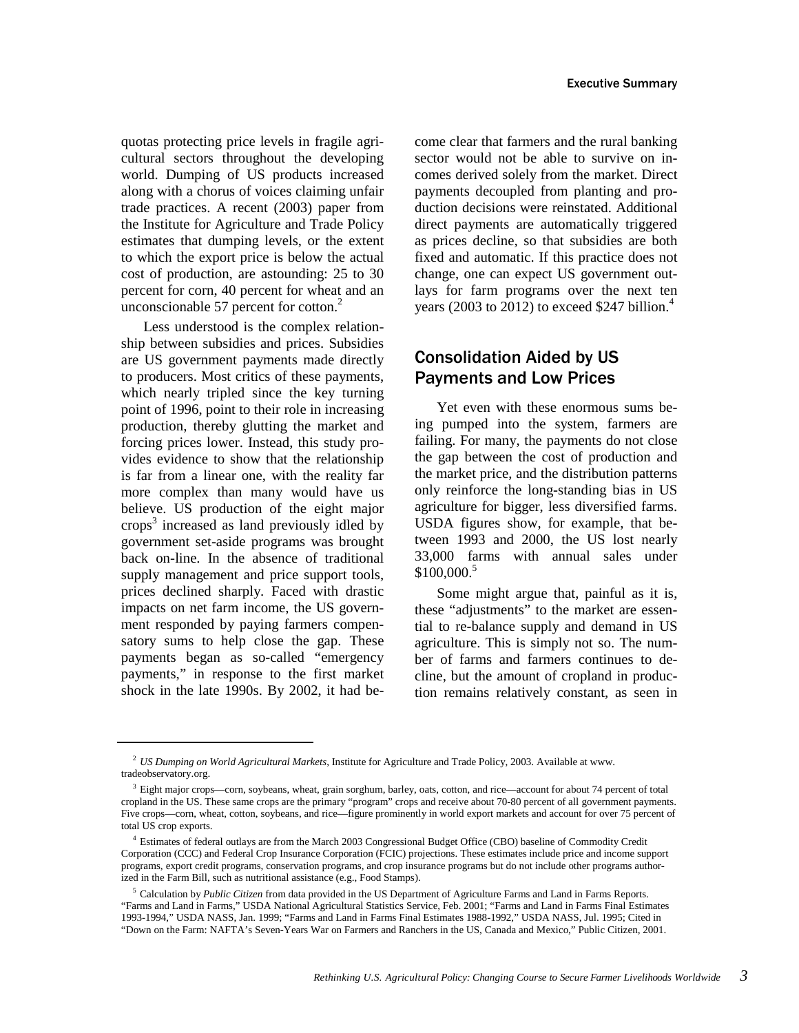quotas protecting price levels in fragile agricultural sectors throughout the developing world. Dumping of US products increased along with a chorus of voices claiming unfair trade practices. A recent (2003) paper from the Institute for Agriculture and Trade Policy estimates that dumping levels, or the extent to which the export price is below the actual cost of production, are astounding: 25 to 30 percent for corn, 40 percent for wheat and an unconscionable 57 percent for cotton.[2]

Less understood is the complex relationship between subsidies and prices. Subsidies are US government payments made directly to producers. Most critics of these payments, which nearly tripled since the key turning point of 1996, point to their role in increasing production, thereby glutting the market and forcing prices lower. Instead, this study provides evidence to show that the relationship is far from a linear one, with the reality far more complex than many would have us believe. US production of the eight major crops[3] increased as land previously idled by government set-aside programs was brought back on-line. In the absence of traditional supply management and price support tools, prices declined sharply. Faced with drastic impacts on net farm income, the US government responded by paying farmers compensatory sums to help close the gap. These payments began as so-called "emergency payments," in response to the first market shock in the late 1990s. By 2002, it had become clear that farmers and the rural banking sector would not be able to survive on incomes derived solely from the market. Direct payments decoupled from planting and production decisions were reinstated. Additional direct payments are automatically triggered as prices decline, so that subsidies are both fixed and automatic. If this practice does not change, one can expect US government outlays for farm programs over the next ten years (2003 to 2012) to exceed $247 billion.[4]

## Consolidation Aided by US Payments and Low Prices

Yet even with these enormous sums being pumped into the system, farmers are failing. For many, the payments do not close the gap between the cost of production and the market price, and the distribution patterns only reinforce the long-standing bias in US agriculture for bigger, less diversified farms. USDA figures show, for example, that between 1993 and 2000, the US lost nearly 33,000 farms with annual sales under $100,000.[5]

Some might argue that, painful as it is, these "adjustments" to the market are essential to re-balance supply and demand in US agriculture. This is simply not so. The number of farms and farmers continues to decline, but the amount of cropland in production remains relatively constant, as seen in

---

[2] *US Dumping on World Agricultural Markets*, Institute for Agriculture and Trade Policy, 2003. Available at www.tradeobservatory.org.

[3] Eight major crops—corn, soybeans, wheat, grain sorghum, barley, oats, cotton, and rice—account for about 74 percent of total cropland in the US. These same crops are the primary "program" crops and receive about 70-80 percent of all government payments. Five crops—corn, wheat, cotton, soybeans, and rice—figure prominently in world export markets and account for over 75 percent of total US crop exports.

[4] Estimates of federal outlays are from the March 2003 Congressional Budget Office (CBO) baseline of Commodity Credit Corporation (CCC) and Federal Crop Insurance Corporation (FCIC) projections. These estimates include price and income support programs, export credit programs, conservation programs, and crop insurance programs but do not include other programs authorized in the Farm Bill, such as nutritional assistance (e.g., Food Stamps).

[5] Calculation by *Public Citizen* from data provided in the US Department of Agriculture Farms and Land in Farms Reports. "Farms and Land in Farms," USDA National Agricultural Statistics Service, Feb. 2001; "Farms and Land in Farms Final Estimates 1993-1994," USDA NASS, Jan. 1999; "Farms and Land in Farms Final Estimates 1988-1992," USDA NASS, Jul. 1995; Cited in "Down on the Farm: NAFTA's Seven-Years War on Farmers and Ranchers in the US, Canada and Mexico," Public Citizen, 2001.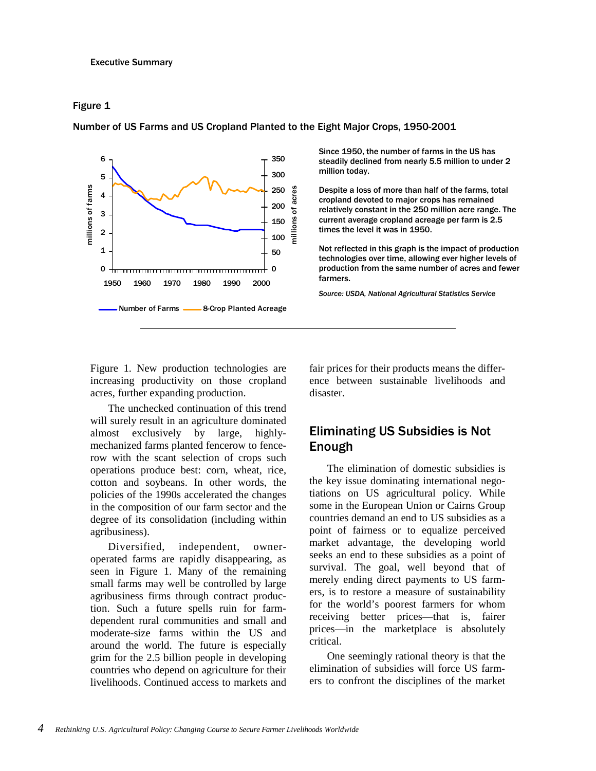Executive Summary

### Figure 1

Number of US Farms and US Cropland Planted to the Eight Major Crops, 1950-2001

Since 1950, the number of farms in the US has steadily declined from nearly 5.5 million to under 2 million today.

Despite a loss of more than half of the farms, total cropland devoted to major crops has remained relatively constant in the 250 million acre range. The current average cropland acreage per farm is 2.5 times the level it was in 1950.

Not reflected in this graph is the impact of production technologies over time, allowing ever higher levels of production from the same number of acres and fewer farmers.

*Source: USDA, National Agricultural Statistics Service*

Figure 1. New production technologies are increasing productivity on those cropland acres, further expanding production.

The unchecked continuation of this trend will surely result in an agriculture dominated almost exclusively by large, highly-mechanized farms planted fencerow to fencerow with the scant selection of crops such operations produce best: corn, wheat, rice, cotton and soybeans. In other words, the policies of the 1990s accelerated the changes in the composition of our farm sector and the degree of its consolidation (including within agribusiness).

Diversified, independent, owner-operated farms are rapidly disappearing, as seen in Figure 1. Many of the remaining small farms may well be controlled by large agribusiness firms through contract production. Such a future spells ruin for farm-dependent rural communities and small and moderate-size farms within the US and around the world. The future is especially grim for the 2.5 billion people in developing countries who depend on agriculture for their livelihoods. Continued access to markets and fair prices for their products means the difference between sustainable livelihoods and disaster.

## Eliminating US Subsidies is Not Enough

The elimination of domestic subsidies is the key issue dominating international negotiations on US agricultural policy. While some in the European Union or Cairns Group countries demand an end to US subsidies as a point of fairness or to equalize perceived market advantage, the developing world seeks an end to these subsidies as a point of survival. The goal, well beyond that of merely ending direct payments to US farmers, is to restore a measure of sustainability for the world's poorest farmers for whom receiving better prices—that is, fairer prices—in the marketplace is absolutely critical.

One seemingly rational theory is that the elimination of subsidies will force US farmers to confront the disciplines of the market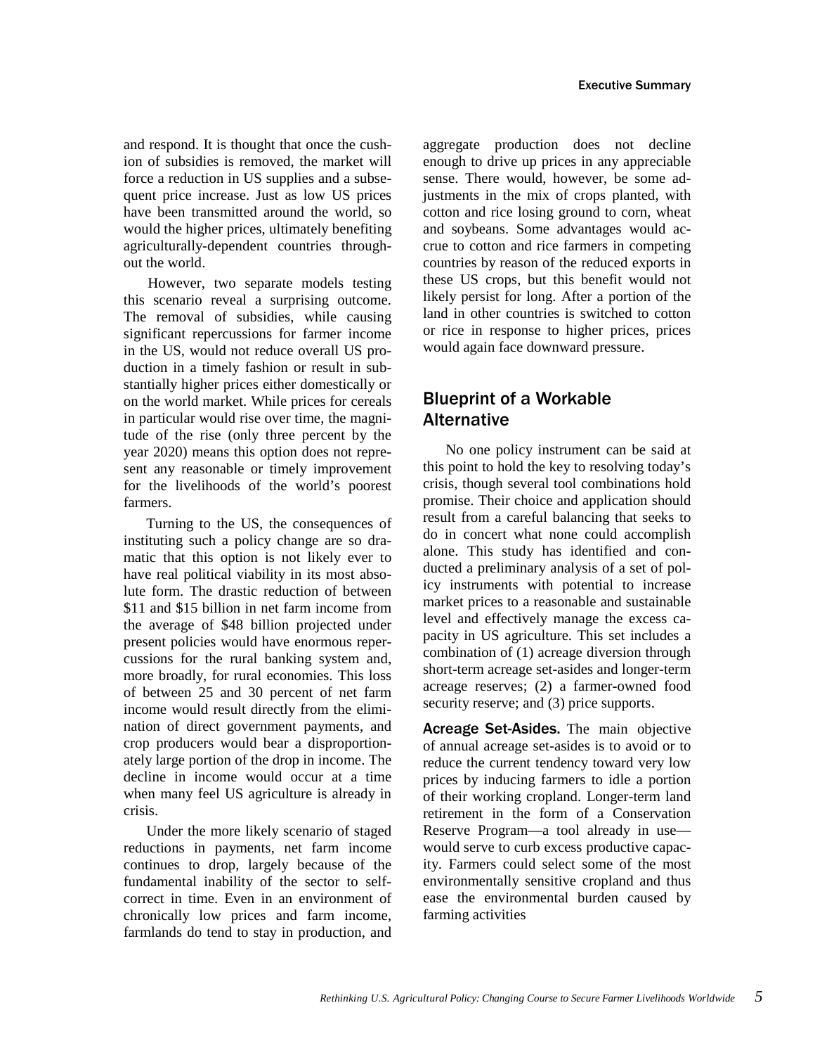and respond. It is thought that once the cushion of subsidies is removed, the market will force a reduction in US supplies and a subsequent price increase. Just as low US prices have been transmitted around the world, so would the higher prices, ultimately benefiting agriculturally-dependent countries throughout the world.

However, two separate models testing this scenario reveal a surprising outcome. The removal of subsidies, while causing significant repercussions for farmer income in the US, would not reduce overall US production in a timely fashion or result in substantially higher prices either domestically or on the world market. While prices for cereals in particular would rise over time, the magnitude of the rise (only three percent by the year 2020) means this option does not represent any reasonable or timely improvement for the livelihoods of the world's poorest farmers.

Turning to the US, the consequences of instituting such a policy change are so dramatic that this option is not likely ever to have real political viability in its most absolute form. The drastic reduction of between \$11 and \$15 billion in net farm income from the average of \$48 billion projected under present policies would have enormous repercussions for the rural banking system and, more broadly, for rural economies. This loss of between 25 and 30 percent of net farm income would result directly from the elimination of direct government payments, and crop producers would bear a disproportionately large portion of the drop in income. The decline in income would occur at a time when many feel US agriculture is already in crisis.

Under the more likely scenario of staged reductions in payments, net farm income continues to drop, largely because of the fundamental inability of the sector to self-correct in time. Even in an environment of chronically low prices and farm income, farmlands do tend to stay in production, and aggregate production does not decline enough to drive up prices in any appreciable sense. There would, however, be some adjustments in the mix of crops planted, with cotton and rice losing ground to corn, wheat and soybeans. Some advantages would accrue to cotton and rice farmers in competing countries by reason of the reduced exports in these US crops, but this benefit would not likely persist for long. After a portion of the land in other countries is switched to cotton or rice in response to higher prices, prices would again face downward pressure.

## Blueprint of a Workable Alternative

No one policy instrument can be said at this point to hold the key to resolving today's crisis, though several tool combinations hold promise. Their choice and application should result from a careful balancing that seeks to do in concert what none could accomplish alone. This study has identified and conducted a preliminary analysis of a set of policy instruments with potential to increase market prices to a reasonable and sustainable level and effectively manage the excess capacity in US agriculture. This set includes a combination of (1) acreage diversion through short-term acreage set-asides and longer-term acreage reserves; (2) a farmer-owned food security reserve; and (3) price supports.

**Acreage Set-Asides.** The main objective of annual acreage set-asides is to avoid or to reduce the current tendency toward very low prices by inducing farmers to idle a portion of their working cropland. Longer-term land retirement in the form of a Conservation Reserve Program—a tool already in use—would serve to curb excess productive capacity. Farmers could select some of the most environmentally sensitive cropland and thus ease the environmental burden caused by farming activities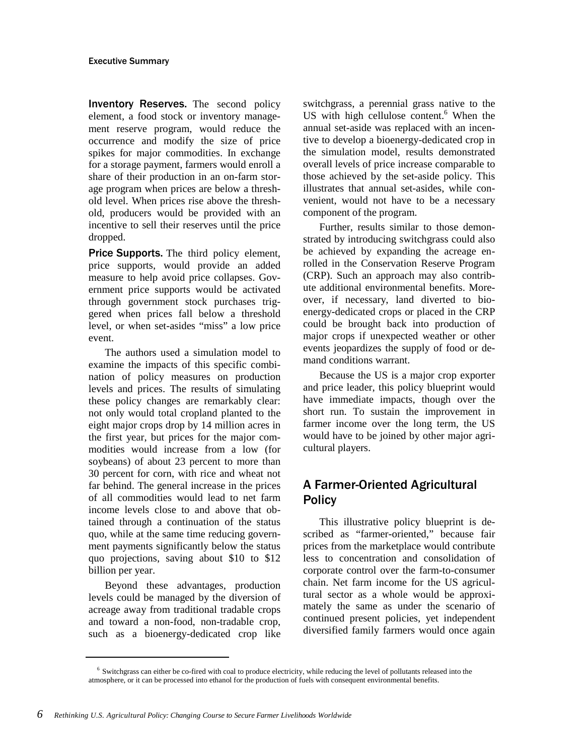**Inventory Reserves.** The second policy element, a food stock or inventory management reserve program, would reduce the occurrence and modify the size of price spikes for major commodities. In exchange for a storage payment, farmers would enroll a share of their production in an on-farm storage program when prices are below a threshold level. When prices rise above the threshold, producers would be provided with an incentive to sell their reserves until the price dropped.

**Price Supports.** The third policy element, price supports, would provide an added measure to help avoid price collapses. Government price supports would be activated through government stock purchases triggered when prices fall below a threshold level, or when set-asides "miss" a low price event.

The authors used a simulation model to examine the impacts of this specific combination of policy measures on production levels and prices. The results of simulating these policy changes are remarkably clear: not only would total cropland planted to the eight major crops drop by 14 million acres in the first year, but prices for the major commodities would increase from a low (for soybeans) of about 23 percent to more than 30 percent for corn, with rice and wheat not far behind. The general increase in the prices of all commodities would lead to net farm income levels close to and above that obtained through a continuation of the status quo, while at the same time reducing government payments significantly below the status quo projections, saving about $10 to $12 billion per year.

Beyond these advantages, production levels could be managed by the diversion of acreage away from traditional tradable crops and toward a non-food, non-tradable crop, such as a bioenergy-dedicated crop like switchgrass, a perennial grass native to the US with high cellulose content.[6] When the annual set-aside was replaced with an incentive to develop a bioenergy-dedicated crop in the simulation model, results demonstrated overall levels of price increase comparable to those achieved by the set-aside policy. This illustrates that annual set-asides, while convenient, would not have to be a necessary component of the program.

Further, results similar to those demonstrated by introducing switchgrass could also be achieved by expanding the acreage enrolled in the Conservation Reserve Program (CRP). Such an approach may also contribute additional environmental benefits. Moreover, if necessary, land diverted to bioenergy-dedicated crops or placed in the CRP could be brought back into production of major crops if unexpected weather or other events jeopardizes the supply of food or demand conditions warrant.

Because the US is a major crop exporter and price leader, this policy blueprint would have immediate impacts, though over the short run. To sustain the improvement in farmer income over the long term, the US would have to be joined by other major agricultural players.

## A Farmer-Oriented Agricultural Policy

This illustrative policy blueprint is described as "farmer-oriented," because fair prices from the marketplace would contribute less to concentration and consolidation of corporate control over the farm-to-consumer chain. Net farm income for the US agricultural sector as a whole would be approximately the same as under the scenario of continued present policies, yet independent diversified family farmers would once again

[6] Switchgrass can either be co-fired with coal to produce electricity, while reducing the level of pollutants released into the atmosphere, or it can be processed into ethanol for the production of fuels with consequent environmental benefits.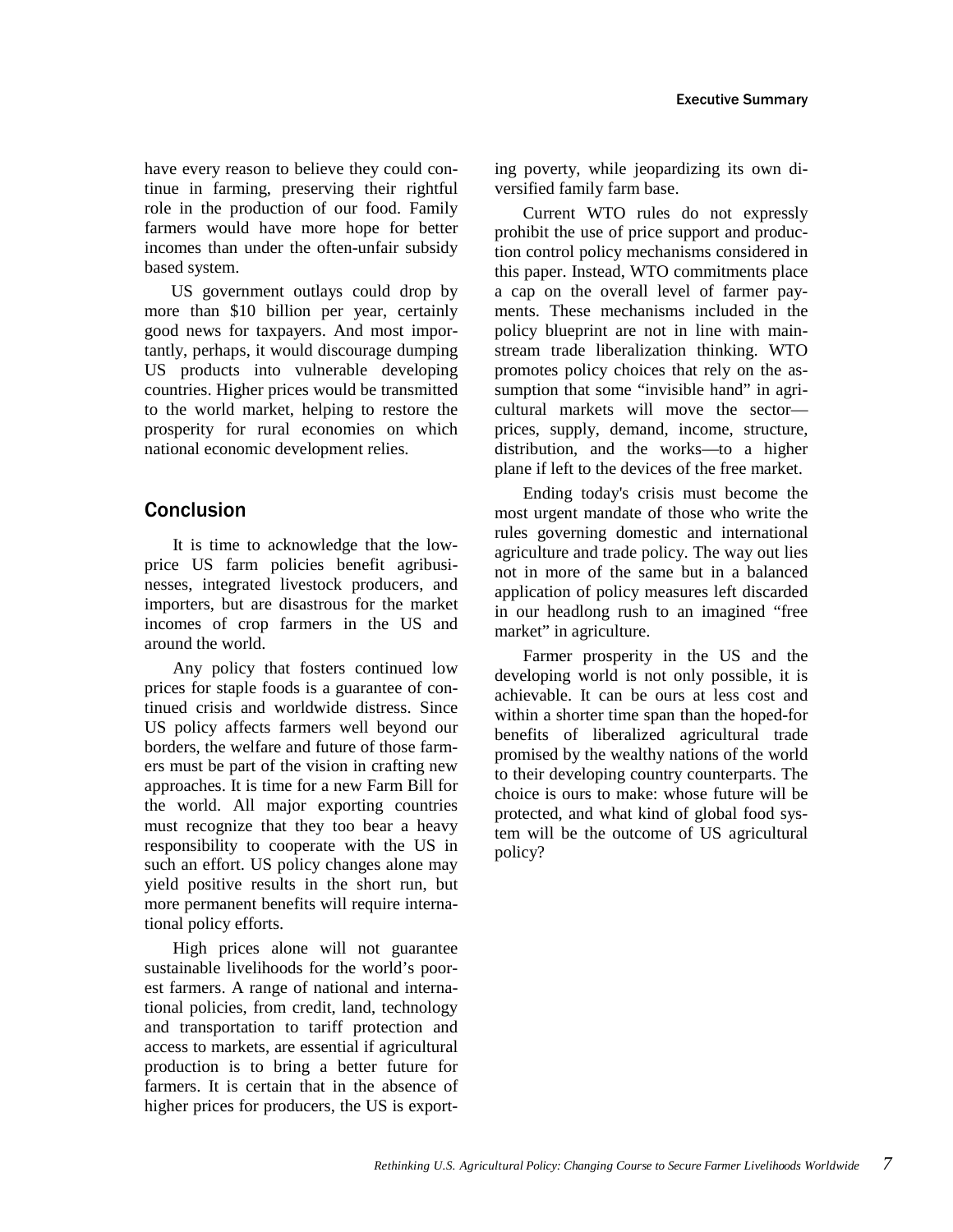have every reason to believe they could continue in farming, preserving their rightful role in the production of our food. Family farmers would have more hope for better incomes than under the often-unfair subsidy based system.

US government outlays could drop by more than $10 billion per year, certainly good news for taxpayers. And most importantly, perhaps, it would discourage dumping US products into vulnerable developing countries. Higher prices would be transmitted to the world market, helping to restore the prosperity for rural economies on which national economic development relies.

## Conclusion

It is time to acknowledge that the low-price US farm policies benefit agribusinesses, integrated livestock producers, and importers, but are disastrous for the market incomes of crop farmers in the US and around the world.

Any policy that fosters continued low prices for staple foods is a guarantee of continued crisis and worldwide distress. Since US policy affects farmers well beyond our borders, the welfare and future of those farmers must be part of the vision in crafting new approaches. It is time for a new Farm Bill for the world. All major exporting countries must recognize that they too bear a heavy responsibility to cooperate with the US in such an effort. US policy changes alone may yield positive results in the short run, but more permanent benefits will require international policy efforts.

High prices alone will not guarantee sustainable livelihoods for the world's poorest farmers. A range of national and international policies, from credit, land, technology and transportation to tariff protection and access to markets, are essential if agricultural production is to bring a better future for farmers. It is certain that in the absence of higher prices for producers, the US is exporting poverty, while jeopardizing its own diversified family farm base.

Current WTO rules do not expressly prohibit the use of price support and production control policy mechanisms considered in this paper. Instead, WTO commitments place a cap on the overall level of farmer payments. These mechanisms included in the policy blueprint are not in line with mainstream trade liberalization thinking. WTO promotes policy choices that rely on the assumption that some "invisible hand" in agricultural markets will move the sector—prices, supply, demand, income, structure, distribution, and the works—to a higher plane if left to the devices of the free market.

Ending today's crisis must become the most urgent mandate of those who write the rules governing domestic and international agriculture and trade policy. The way out lies not in more of the same but in a balanced application of policy measures left discarded in our headlong rush to an imagined "free market" in agriculture.

Farmer prosperity in the US and the developing world is not only possible, it is achievable. It can be ours at less cost and within a shorter time span than the hoped-for benefits of liberalized agricultural trade promised by the wealthy nations of the world to their developing country counterparts. The choice is ours to make: whose future will be protected, and what kind of global food system will be the outcome of US agricultural policy?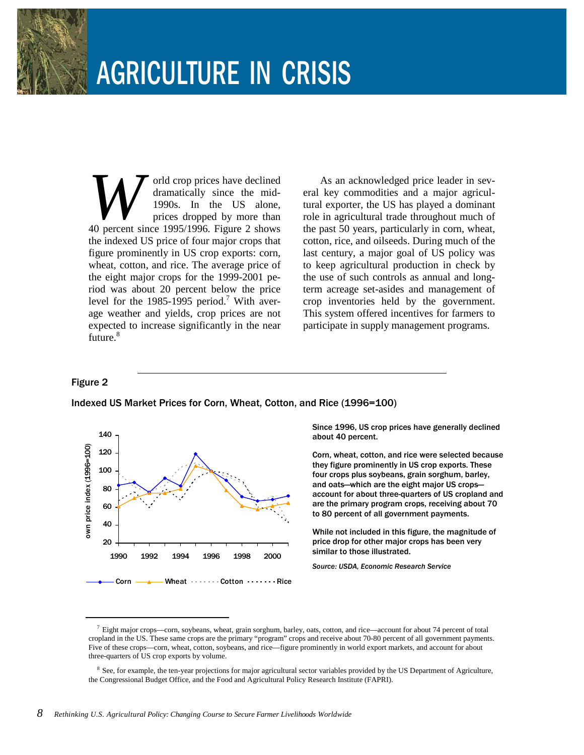# AGRICULTURE IN CRISIS

World crop prices have declined dramatically since the mid-1990s. In the US alone, prices dropped by more than 40 percent since 1995/1996. Figure 2 shows the indexed US price of four major crops that figure prominently in US crop exports: corn, wheat, cotton, and rice. The average price of the eight major crops for the 1999-2001 period was about 20 percent below the price level for the 1985-1995 period.[7] With average weather and yields, crop prices are not expected to increase significantly in the near future.[8]

As an acknowledged price leader in several key commodities and a major agricultural exporter, the US has played a dominant role in agricultural trade throughout much of the past 50 years, particularly in corn, wheat, cotton, rice, and oilseeds. During much of the last century, a major goal of US policy was to keep agricultural production in check by the use of such controls as annual and long-term acreage set-asides and management of crop inventories held by the government. This system offered incentives for farmers to participate in supply management programs.

**Figure 2**

**Indexed US Market Prices for Corn, Wheat, Cotton, and Rice (1996=100)**

Since 1996, US crop prices have generally declined about 40 percent.

Corn, wheat, cotton, and rice were selected because they figure prominently in US crop exports. These four crops plus soybeans, grain sorghum, barley, and oats—which are the eight major US crops—account for about three-quarters of US cropland and are the primary program crops, receiving about 70 to 80 percent of all government payments.

While not included in this figure, the magnitude of price drop for other major crops has been very similar to those illustrated.

*Source: USDA, Economic Research Service*

---

[7] Eight major crops—corn, soybeans, wheat, grain sorghum, barley, oats, cotton, and rice—account for about 74 percent of total cropland in the US. These same crops are the primary "program" crops and receive about 70-80 percent of all government payments. Five of these crops—corn, wheat, cotton, soybeans, and rice—figure prominently in world export markets, and account for about three-quarters of US crop exports by volume.

[8] See, for example, the ten-year projections for major agricultural sector variables provided by the US Department of Agriculture, the Congressional Budget Office, and the Food and Agricultural Policy Research Institute (FAPRI).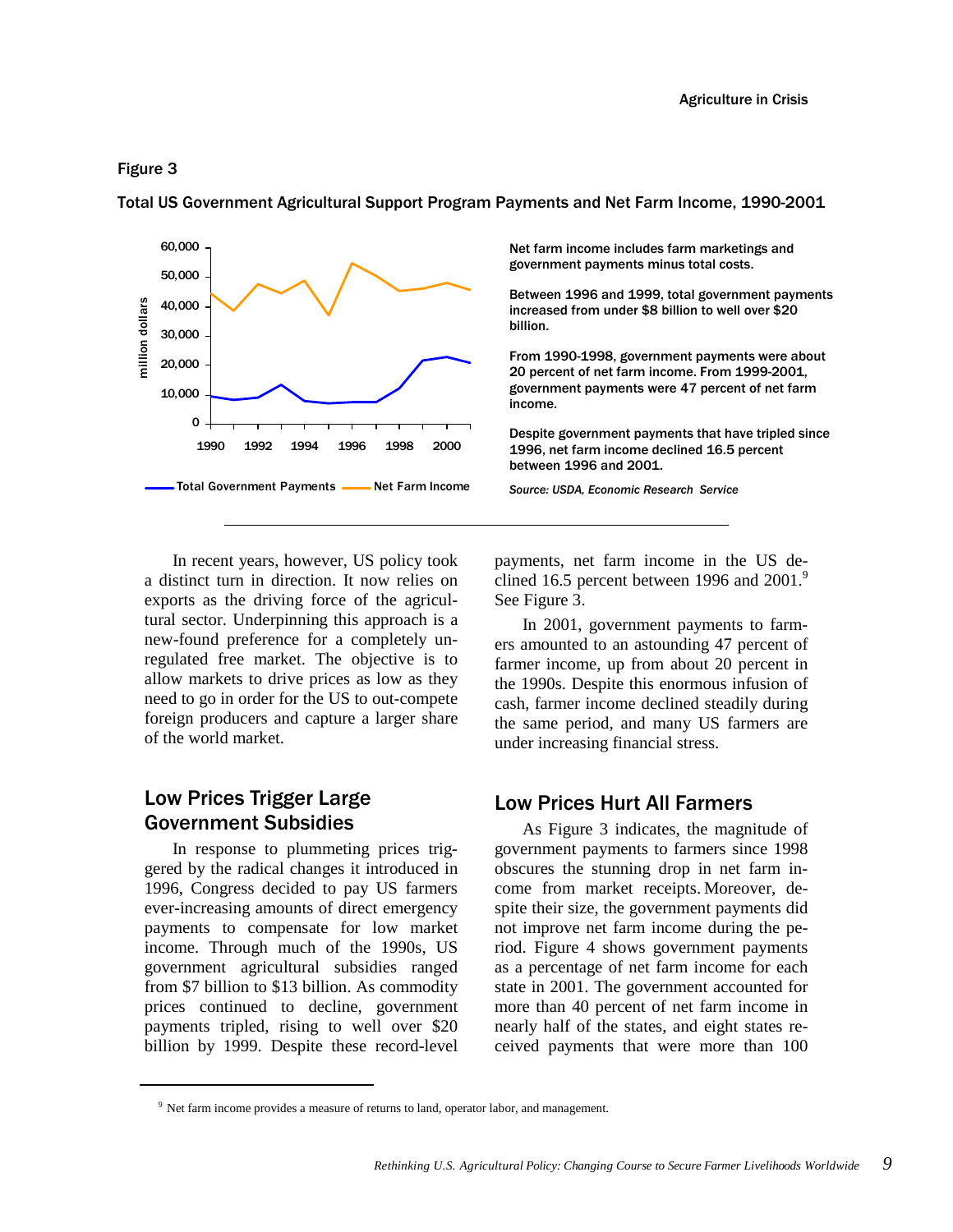Figure 3

Total US Government Agricultural Support Program Payments and Net Farm Income, 1990-2001

Net farm income includes farm marketings and government payments minus total costs.

Between 1996 and 1999, total government payments increased from under $8 billion to well over $20 billion.

From 1990-1998, government payments were about 20 percent of net farm income. From 1999-2001, government payments were 47 percent of net farm income.

Despite government payments that have tripled since 1996, net farm income declined 16.5 percent between 1996 and 2001.

*Source: USDA, Economic Research Service*

In recent years, however, US policy took a distinct turn in direction. It now relies on exports as the driving force of the agricultural sector. Underpinning this approach is a new-found preference for a completely unregulated free market. The objective is to allow markets to drive prices as low as they need to go in order for the US to out-compete foreign producers and capture a larger share of the world market.

## Low Prices Trigger Large Government Subsidies

In response to plummeting prices triggered by the radical changes it introduced in 1996, Congress decided to pay US farmers ever-increasing amounts of direct emergency payments to compensate for low market income. Through much of the 1990s, US government agricultural subsidies ranged from $7 billion to $13 billion. As commodity prices continued to decline, government payments tripled, rising to well over $20 billion by 1999. Despite these record-level payments, net farm income in the US declined 16.5 percent between 1996 and 2001.[9] See Figure 3.

In 2001, government payments to farmers amounted to an astounding 47 percent of farmer income, up from about 20 percent in the 1990s. Despite this enormous infusion of cash, farmer income declined steadily during the same period, and many US farmers are under increasing financial stress.

## Low Prices Hurt All Farmers

As Figure 3 indicates, the magnitude of government payments to farmers since 1998 obscures the stunning drop in net farm income from market receipts. Moreover, despite their size, the government payments did not improve net farm income during the period. Figure 4 shows government payments as a percentage of net farm income for each state in 2001. The government accounted for more than 40 percent of net farm income in nearly half of the states, and eight states received payments that were more than 100

[9] Net farm income provides a measure of returns to land, operator labor, and management.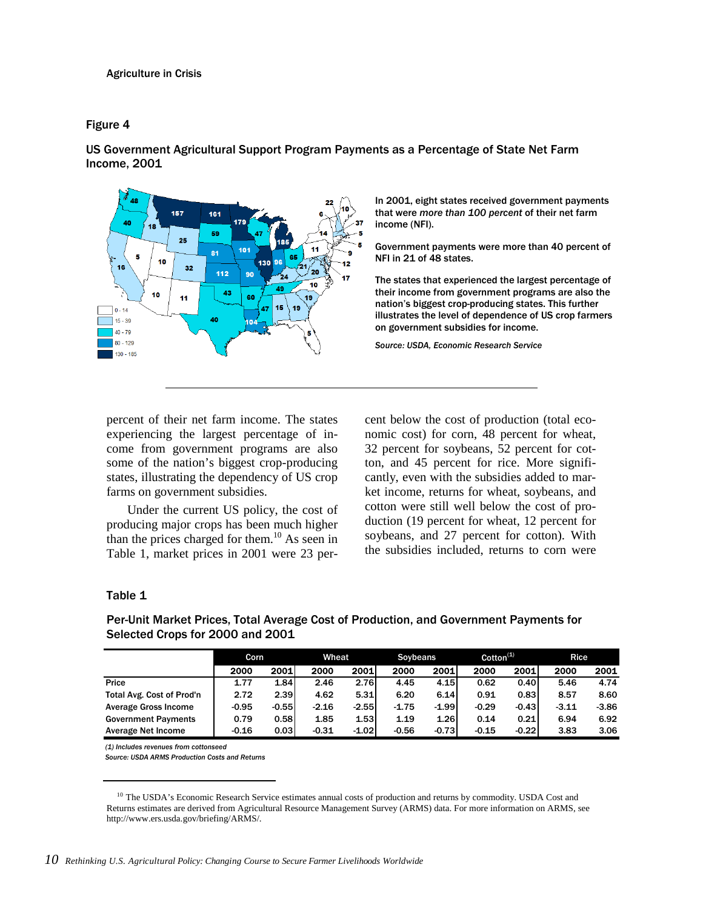## Figure 4

### US Government Agricultural Support Program Payments as a Percentage of State Net Farm Income, 2001

In 2001, eight states received government payments that were *more than 100 percent* of their net farm income (NFI).

Government payments were more than 40 percent of NFI in 21 of 48 states.

The states that experienced the largest percentage of their income from government programs are also the nation's biggest crop-producing states. This further illustrates the level of dependence of US crop farmers on government subsidies for income.

*Source: USDA, Economic Research Service*

percent of their net farm income. The states experiencing the largest percentage of income from government programs are also some of the nation's biggest crop-producing states, illustrating the dependency of US crop farms on government subsidies.

Under the current US policy, the cost of producing major crops has been much higher than the prices charged for them.[10] As seen in Table 1, market prices in 2001 were 23 percent below the cost of production (total economic cost) for corn, 48 percent for wheat, 32 percent for soybeans, 52 percent for cotton, and 45 percent for rice. More significantly, even with the subsidies added to market income, returns for wheat, soybeans, and cotton were still well below the cost of production (19 percent for wheat, 12 percent for soybeans, and 27 percent for cotton). With the subsidies included, returns to corn were

## Table 1

### Per-Unit Market Prices, Total Average Cost of Production, and Government Payments for Selected Crops for 2000 and 2001

| | Corn | | Wheat | | Soybeans | | Cotton[1] | | Rice | |
|---|---|---|---|---|---|---|---|---|---|---|
| | 2000 | 2001 | 2000 | 2001 | 2000 | 2001 | 2000 | 2001 | 2000 | 2001 |
| Price | 1.77 | 1.84 | 2.46 | 2.76 | 4.45 | 4.15 | 0.62 | 0.40 | 5.46 | 4.74 |
| Total Avg. Cost of Prod'n | 2.72 | 2.39 | 4.62 | 5.31 | 6.20 | 6.14 | 0.91 | 0.83 | 8.57 | 8.60 |
| Average Gross Income | -0.95 | -0.55 | -2.16 | -2.55 | -1.75 | -1.99 | -0.29 | -0.43 | -3.11 | -3.86 |
| Government Payments | 0.79 | 0.58 | 1.85 | 1.53 | 1.19 | 1.26 | 0.14 | 0.21 | 6.94 | 6.92 |
| Average Net Income | -0.16 | 0.03 | -0.31 | -1.02 | -0.56 | -0.73 | -0.15 | -0.22 | 3.83 | 3.06 |

*(1) Includes revenues from cottonseed*

*Source: USDA ARMS Production Costs and Returns*

[10] The USDA's Economic Research Service estimates annual costs of production and returns by commodity. USDA Cost and Returns estimates are derived from Agricultural Resource Management Survey (ARMS) data. For more information on ARMS, see http://www.ers.usda.gov/briefing/ARMS/.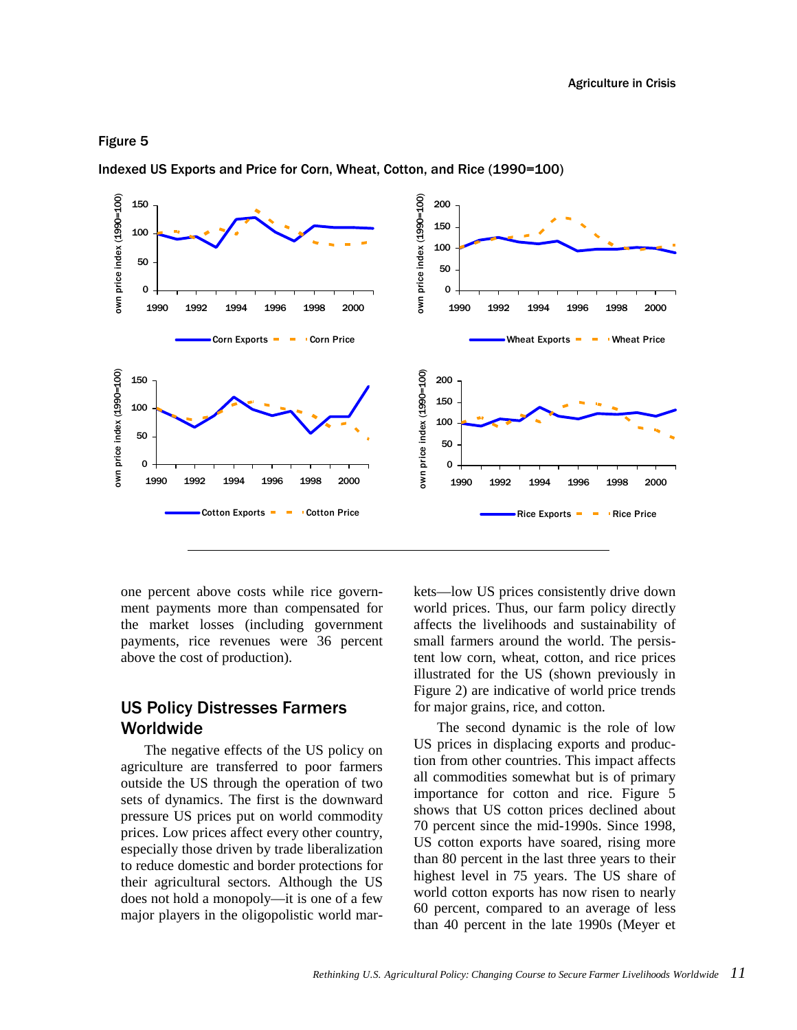Figure 5

Indexed US Exports and Price for Corn, Wheat, Cotton, and Rice (1990=100)

one percent above costs while rice government payments more than compensated for the market losses (including government payments, rice revenues were 36 percent above the cost of production).

## US Policy Distresses Farmers Worldwide

The negative effects of the US policy on agriculture are transferred to poor farmers outside the US through the operation of two sets of dynamics. The first is the downward pressure US prices put on world commodity prices. Low prices affect every other country, especially those driven by trade liberalization to reduce domestic and border protections for their agricultural sectors. Although the US does not hold a monopoly—it is one of a few major players in the oligopolistic world markets—low US prices consistently drive down world prices. Thus, our farm policy directly affects the livelihoods and sustainability of small farmers around the world. The persistent low corn, wheat, cotton, and rice prices illustrated for the US (shown previously in Figure 2) are indicative of world price trends for major grains, rice, and cotton.

The second dynamic is the role of low US prices in displacing exports and production from other countries. This impact affects all commodities somewhat but is of primary importance for cotton and rice. Figure 5 shows that US cotton prices declined about 70 percent since the mid-1990s. Since 1998, US cotton exports have soared, rising more than 80 percent in the last three years to their highest level in 75 years. The US share of world cotton exports has now risen to nearly 60 percent, compared to an average of less than 40 percent in the late 1990s (Meyer et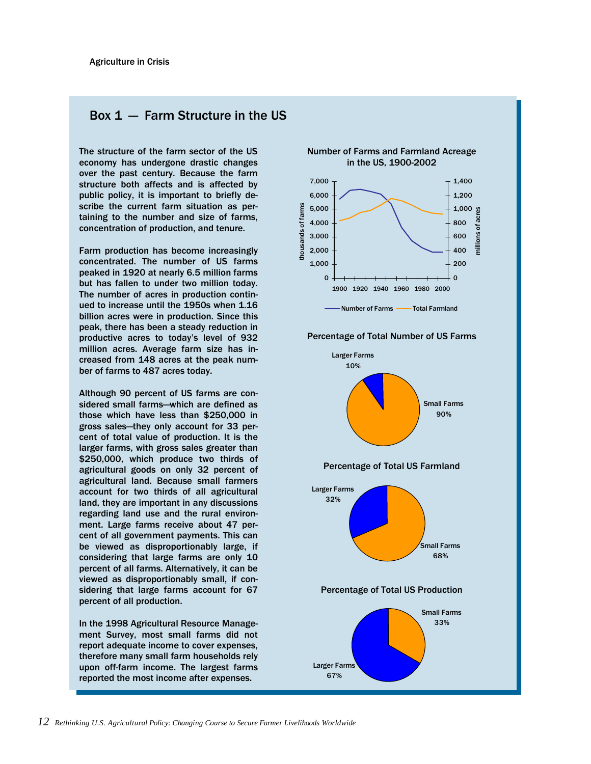## Box 1 — Farm Structure in the US

The structure of the farm sector of the US economy has undergone drastic changes over the past century. Because the farm structure both affects and is affected by public policy, it is important to briefly describe the current farm situation as pertaining to the number and size of farms, concentration of production, and tenure.

Farm production has become increasingly concentrated. The number of US farms peaked in 1920 at nearly 6.5 million farms but has fallen to under two million today. The number of acres in production continued to increase until the 1950s when 1.16 billion acres were in production. Since this peak, there has been a steady reduction in productive acres to today's level of 932 million acres. Average farm size has increased from 148 acres at the peak number of farms to 487 acres today.

Although 90 percent of US farms are considered small farms—which are defined as those which have less than $250,000 in gross sales—they only account for 33 percent of total value of production. It is the larger farms, with gross sales greater than $250,000, which produce two thirds of agricultural goods on only 32 percent of agricultural land. Because small farmers account for two thirds of all agricultural land, they are important in any discussions regarding land use and the rural environment. Large farms receive about 47 percent of all government payments. This can be viewed as disproportionably large, if considering that large farms are only 10 percent of all farms. Alternatively, it can be viewed as disproportionably small, if considering that large farms account for 67 percent of all production.

In the 1998 Agricultural Resource Management Survey, most small farms did not report adequate income to cover expenses, therefore many small farm households rely upon off-farm income. The largest farms reported the most income after expenses.

**Number of Farms and Farmland Acreage in the US, 1900-2002**

**Percentage of Total Number of US Farms**

Larger Farms 10%; Small Farms 90%

**Percentage of Total US Farmland**

Larger Farms 32%; Small Farms 68%

**Percentage of Total US Production**

Small Farms 33%; Larger Farms 67%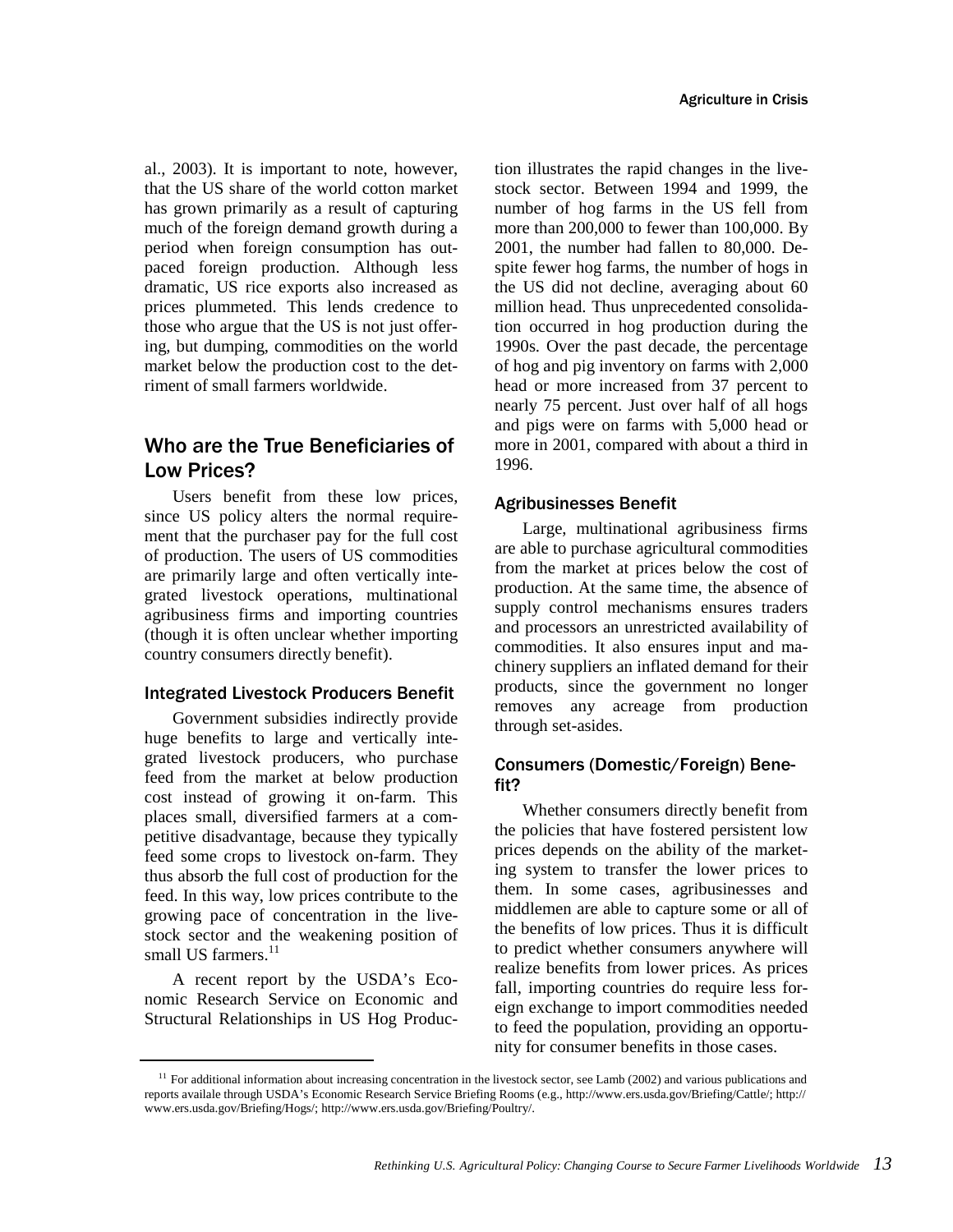al., 2003). It is important to note, however, that the US share of the world cotton market has grown primarily as a result of capturing much of the foreign demand growth during a period when foreign consumption has outpaced foreign production. Although less dramatic, US rice exports also increased as prices plummeted. This lends credence to those who argue that the US is not just offering, but dumping, commodities on the world market below the production cost to the detriment of small farmers worldwide.

## Who are the True Beneficiaries of Low Prices?

Users benefit from these low prices, since US policy alters the normal requirement that the purchaser pay for the full cost of production. The users of US commodities are primarily large and often vertically integrated livestock operations, multinational agribusiness firms and importing countries (though it is often unclear whether importing country consumers directly benefit).

### Integrated Livestock Producers Benefit

Government subsidies indirectly provide huge benefits to large and vertically integrated livestock producers, who purchase feed from the market at below production cost instead of growing it on-farm. This places small, diversified farmers at a competitive disadvantage, because they typically feed some crops to livestock on-farm. They thus absorb the full cost of production for the feed. In this way, low prices contribute to the growing pace of concentration in the livestock sector and the weakening position of small US farmers.[11]

A recent report by the USDA's Economic Research Service on Economic and Structural Relationships in US Hog Production illustrates the rapid changes in the livestock sector. Between 1994 and 1999, the number of hog farms in the US fell from more than 200,000 to fewer than 100,000. By 2001, the number had fallen to 80,000. Despite fewer hog farms, the number of hogs in the US did not decline, averaging about 60 million head. Thus unprecedented consolidation occurred in hog production during the 1990s. Over the past decade, the percentage of hog and pig inventory on farms with 2,000 head or more increased from 37 percent to nearly 75 percent. Just over half of all hogs and pigs were on farms with 5,000 head or more in 2001, compared with about a third in 1996.

### Agribusinesses Benefit

Large, multinational agribusiness firms are able to purchase agricultural commodities from the market at prices below the cost of production. At the same time, the absence of supply control mechanisms ensures traders and processors an unrestricted availability of commodities. It also ensures input and machinery suppliers an inflated demand for their products, since the government no longer removes any acreage from production through set-asides.

### Consumers (Domestic/Foreign) Benefit?

Whether consumers directly benefit from the policies that have fostered persistent low prices depends on the ability of the marketing system to transfer the lower prices to them. In some cases, agribusinesses and middlemen are able to capture some or all of the benefits of low prices. Thus it is difficult to predict whether consumers anywhere will realize benefits from lower prices. As prices fall, importing countries do require less foreign exchange to import commodities needed to feed the population, providing an opportunity for consumer benefits in those cases.

[11] For additional information about increasing concentration in the livestock sector, see Lamb (2002) and various publications and reports availale through USDA's Economic Research Service Briefing Rooms (e.g., http://www.ers.usda.gov/Briefing/Cattle/; http://www.ers.usda.gov/Briefing/Hogs/; http://www.ers.usda.gov/Briefing/Poultry/.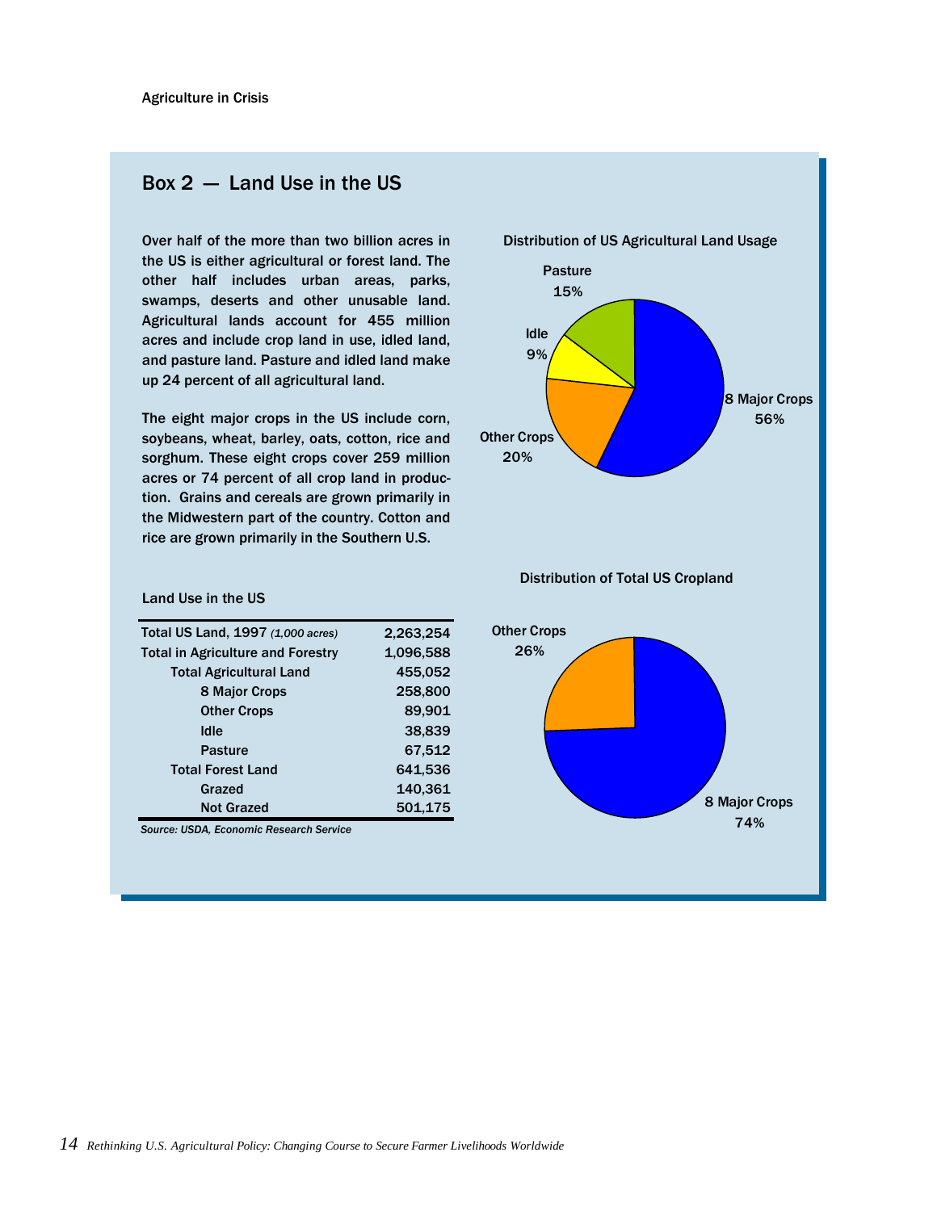## Box 2 — Land Use in the US

Over half of the more than two billion acres in the US is either agricultural or forest land. The other half includes urban areas, parks, swamps, deserts and other unusable land. Agricultural lands account for 455 million acres and include crop land in use, idled land, and pasture land. Pasture and idled land make up 24 percent of all agricultural land.

The eight major crops in the US include corn, soybeans, wheat, barley, oats, cotton, rice and sorghum. These eight crops cover 259 million acres or 74 percent of all crop land in production. Grains and cereals are grown primarily in the Midwestern part of the country. Cotton and rice are grown primarily in the Southern U.S.

**Distribution of US Agricultural Land Usage**

- 8 Major Crops: 56%
- Other Crops: 20%
- Idle: 9%
- Pasture: 15%

**Distribution of Total US Cropland**

- 8 Major Crops: 74%
- Other Crops: 26%

**Land Use in the US**

| | |
|---|---|
| Total US Land, 1997 *(1,000 acres)* | 2,263,254 |
| Total in Agriculture and Forestry | 1,096,588 |
| Total Agricultural Land | 455,052 |
| 8 Major Crops | 258,800 |
| Other Crops | 89,901 |
| Idle | 38,839 |
| Pasture | 67,512 |
| Total Forest Land | 641,536 |
| Grazed | 140,361 |
| Not Grazed | 501,175 |

*Source: USDA, Economic Research Service*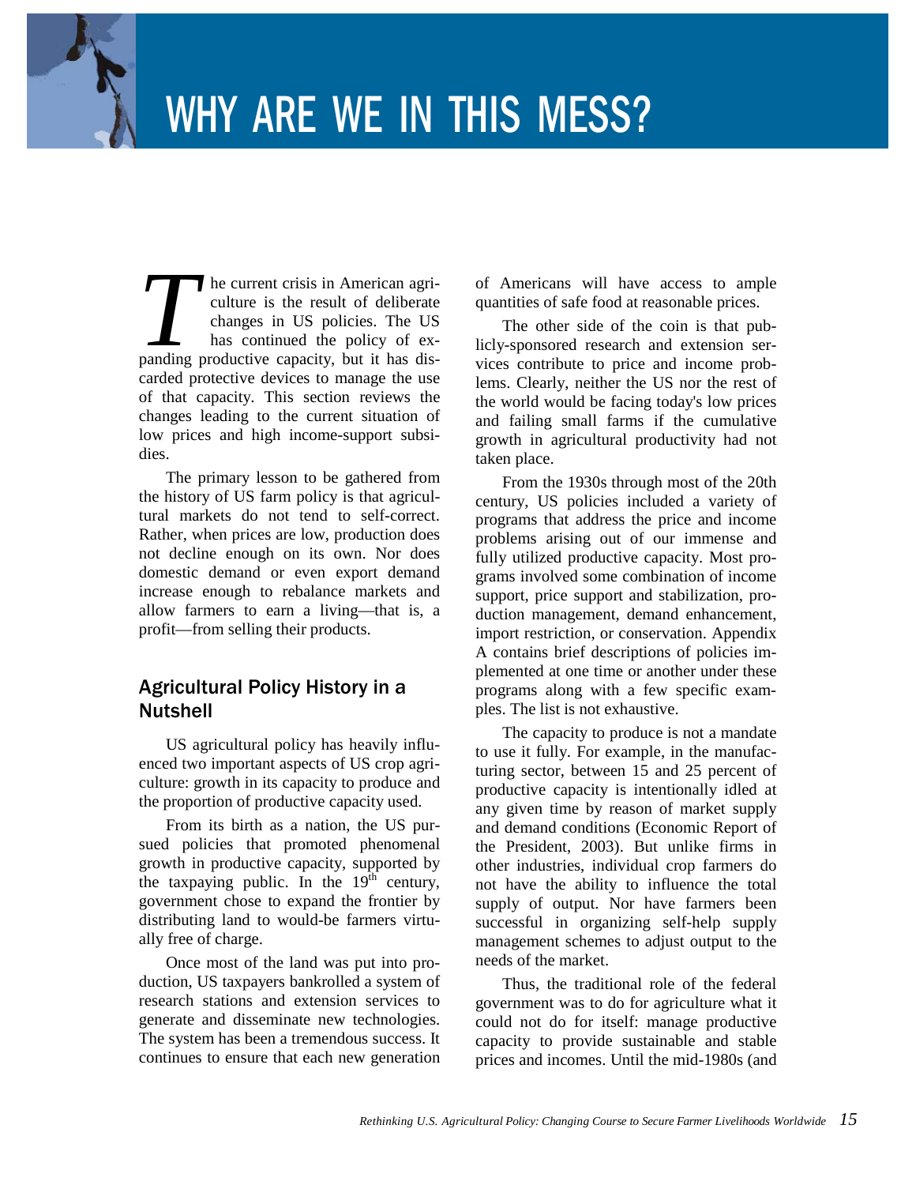# WHY ARE WE IN THIS MESS?

The current crisis in American agriculture is the result of deliberate changes in US policies. The US has continued the policy of expanding productive capacity, but it has discarded protective devices to manage the use of that capacity. This section reviews the changes leading to the current situation of low prices and high income-support subsidies.

The primary lesson to be gathered from the history of US farm policy is that agricultural markets do not tend to self-correct. Rather, when prices are low, production does not decline enough on its own. Nor does domestic demand or even export demand increase enough to rebalance markets and allow farmers to earn a living—that is, a profit—from selling their products.

## Agricultural Policy History in a Nutshell

US agricultural policy has heavily influenced two important aspects of US crop agriculture: growth in its capacity to produce and the proportion of productive capacity used.

From its birth as a nation, the US pursued policies that promoted phenomenal growth in productive capacity, supported by the taxpaying public. In the 19th century, government chose to expand the frontier by distributing land to would-be farmers virtually free of charge.

Once most of the land was put into production, US taxpayers bankrolled a system of research stations and extension services to generate and disseminate new technologies. The system has been a tremendous success. It continues to ensure that each new generation of Americans will have access to ample quantities of safe food at reasonable prices.

The other side of the coin is that publicly-sponsored research and extension services contribute to price and income problems. Clearly, neither the US nor the rest of the world would be facing today's low prices and failing small farms if the cumulative growth in agricultural productivity had not taken place.

From the 1930s through most of the 20th century, US policies included a variety of programs that address the price and income problems arising out of our immense and fully utilized productive capacity. Most programs involved some combination of income support, price support and stabilization, production management, demand enhancement, import restriction, or conservation. Appendix A contains brief descriptions of policies implemented at one time or another under these programs along with a few specific examples. The list is not exhaustive.

The capacity to produce is not a mandate to use it fully. For example, in the manufacturing sector, between 15 and 25 percent of productive capacity is intentionally idled at any given time by reason of market supply and demand conditions (Economic Report of the President, 2003). But unlike firms in other industries, individual crop farmers do not have the ability to influence the total supply of output. Nor have farmers been successful in organizing self-help supply management schemes to adjust output to the needs of the market.

Thus, the traditional role of the federal government was to do for agriculture what it could not do for itself: manage productive capacity to provide sustainable and stable prices and incomes. Until the mid-1980s (and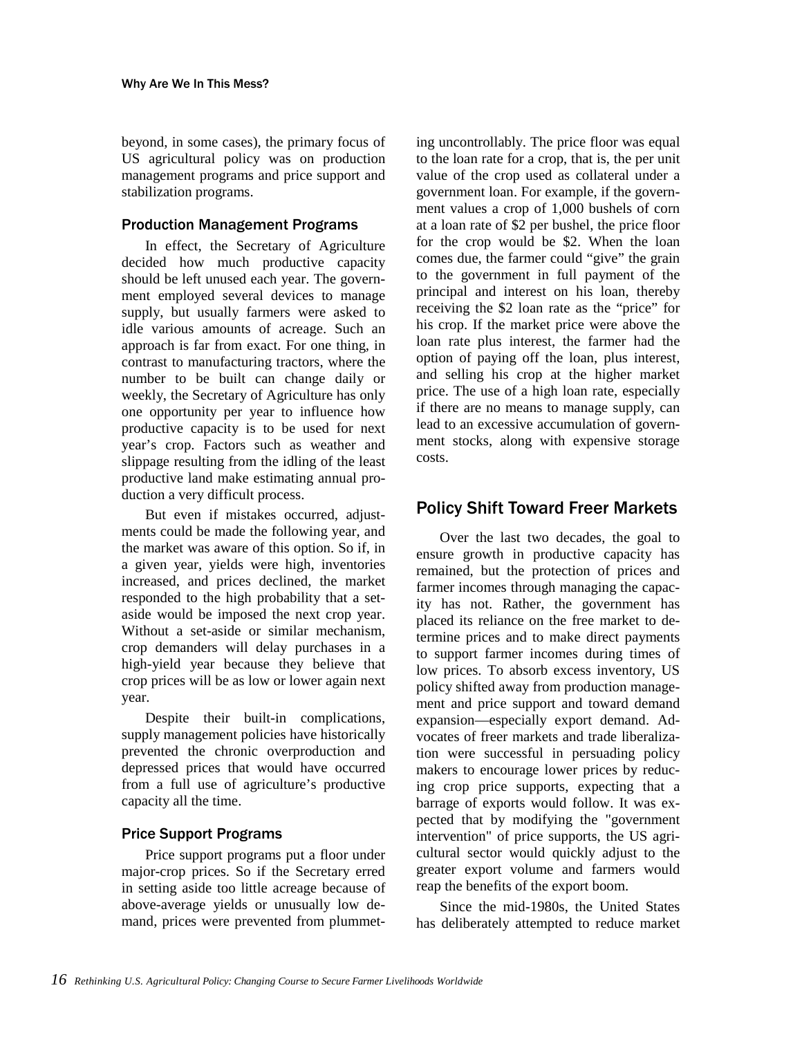beyond, in some cases), the primary focus of US agricultural policy was on production management programs and price support and stabilization programs.

### Production Management Programs

In effect, the Secretary of Agriculture decided how much productive capacity should be left unused each year. The government employed several devices to manage supply, but usually farmers were asked to idle various amounts of acreage. Such an approach is far from exact. For one thing, in contrast to manufacturing tractors, where the number to be built can change daily or weekly, the Secretary of Agriculture has only one opportunity per year to influence how productive capacity is to be used for next year's crop. Factors such as weather and slippage resulting from the idling of the least productive land make estimating annual production a very difficult process.

But even if mistakes occurred, adjustments could be made the following year, and the market was aware of this option. So if, in a given year, yields were high, inventories increased, and prices declined, the market responded to the high probability that a set-aside would be imposed the next crop year. Without a set-aside or similar mechanism, crop demanders will delay purchases in a high-yield year because they believe that crop prices will be as low or lower again next year.

Despite their built-in complications, supply management policies have historically prevented the chronic overproduction and depressed prices that would have occurred from a full use of agriculture's productive capacity all the time.

### Price Support Programs

Price support programs put a floor under major-crop prices. So if the Secretary erred in setting aside too little acreage because of above-average yields or unusually low demand, prices were prevented from plummeting uncontrollably. The price floor was equal to the loan rate for a crop, that is, the per unit value of the crop used as collateral under a government loan. For example, if the government values a crop of 1,000 bushels of corn at a loan rate of $2 per bushel, the price floor for the crop would be $2. When the loan comes due, the farmer could "give" the grain to the government in full payment of the principal and interest on his loan, thereby receiving the $2 loan rate as the "price" for his crop. If the market price were above the loan rate plus interest, the farmer had the option of paying off the loan, plus interest, and selling his crop at the higher market price. The use of a high loan rate, especially if there are no means to manage supply, can lead to an excessive accumulation of government stocks, along with expensive storage costs.

## Policy Shift Toward Freer Markets

Over the last two decades, the goal to ensure growth in productive capacity has remained, but the protection of prices and farmer incomes through managing the capacity has not. Rather, the government has placed its reliance on the free market to determine prices and to make direct payments to support farmer incomes during times of low prices. To absorb excess inventory, US policy shifted away from production management and price support and toward demand expansion—especially export demand. Advocates of freer markets and trade liberalization were successful in persuading policy makers to encourage lower prices by reducing crop price supports, expecting that a barrage of exports would follow. It was expected that by modifying the "government intervention" of price supports, the US agricultural sector would quickly adjust to the greater export volume and farmers would reap the benefits of the export boom.

Since the mid-1980s, the United States has deliberately attempted to reduce market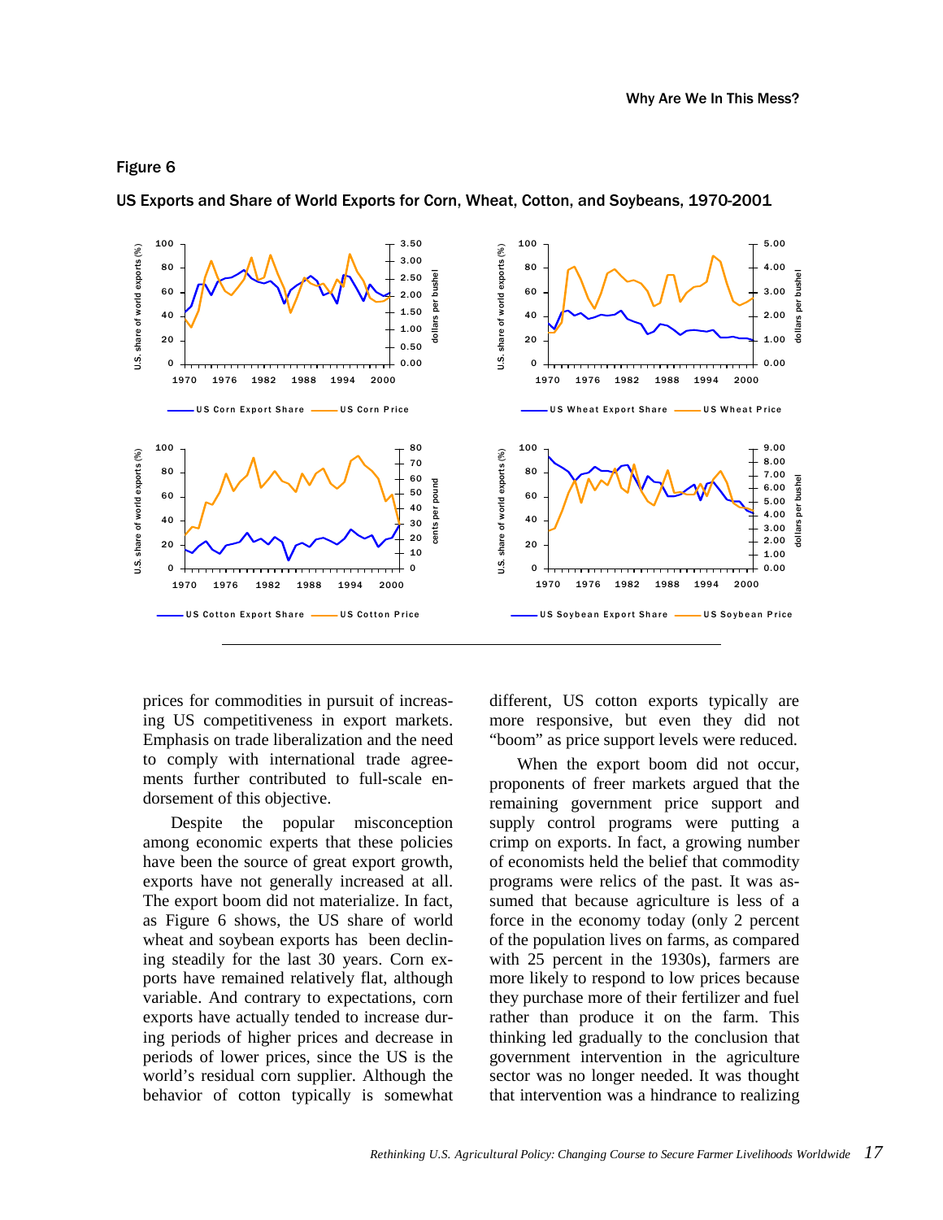Figure 6

US Exports and Share of World Exports for Corn, Wheat, Cotton, and Soybeans, 1970-2001

prices for commodities in pursuit of increasing US competitiveness in export markets. Emphasis on trade liberalization and the need to comply with international trade agreements further contributed to full-scale endorsement of this objective.

Despite the popular misconception among economic experts that these policies have been the source of great export growth, exports have not generally increased at all. The export boom did not materialize. In fact, as Figure 6 shows, the US share of world wheat and soybean exports has been declining steadily for the last 30 years. Corn exports have remained relatively flat, although variable. And contrary to expectations, corn exports have actually tended to increase during periods of higher prices and decrease in periods of lower prices, since the US is the world's residual corn supplier. Although the behavior of cotton typically is somewhat different, US cotton exports typically are more responsive, but even they did not "boom" as price support levels were reduced.

When the export boom did not occur, proponents of freer markets argued that the remaining government price support and supply control programs were putting a crimp on exports. In fact, a growing number of economists held the belief that commodity programs were relics of the past. It was assumed that because agriculture is less of a force in the economy today (only 2 percent of the population lives on farms, as compared with 25 percent in the 1930s), farmers are more likely to respond to low prices because they purchase more of their fertilizer and fuel rather than produce it on the farm. This thinking led gradually to the conclusion that government intervention in the agriculture sector was no longer needed. It was thought that intervention was a hindrance to realizing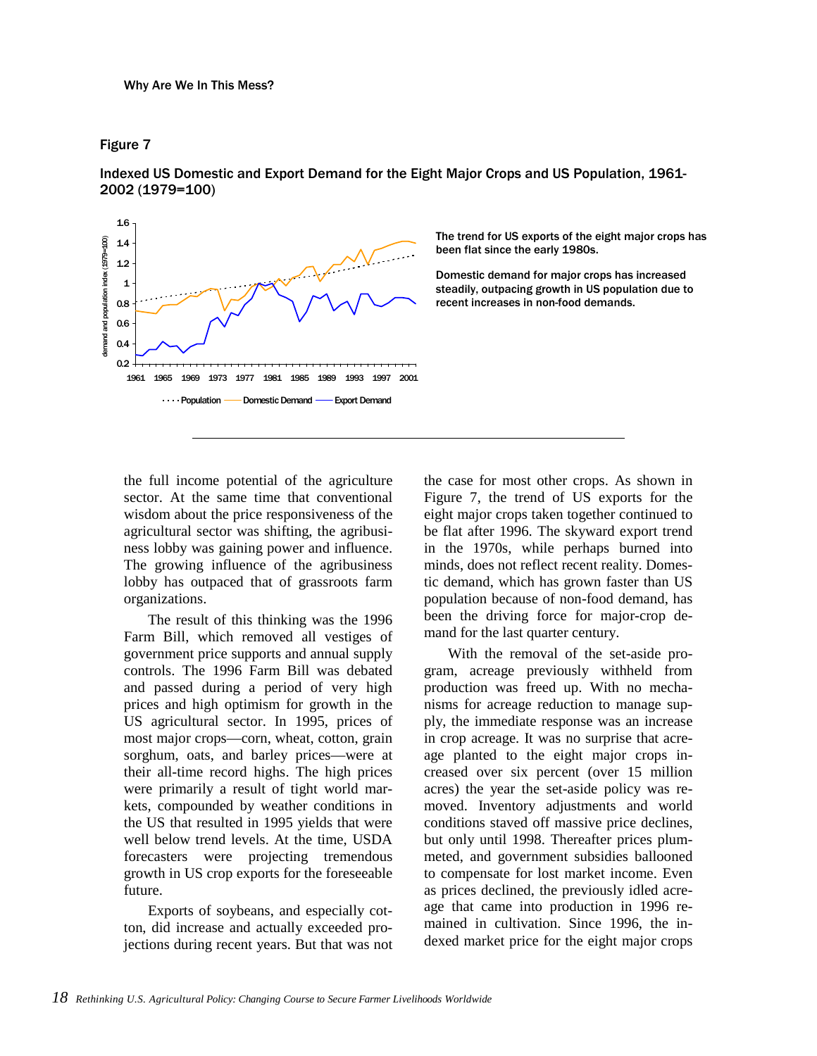## Figure 7

Indexed US Domestic and Export Demand for the Eight Major Crops and US Population, 1961-2002 (1979=100)

The trend for US exports of the eight major crops has been flat since the early 1980s.

Domestic demand for major crops has increased steadily, outpacing growth in US population due to recent increases in non-food demands.

the full income potential of the agriculture sector. At the same time that conventional wisdom about the price responsiveness of the agricultural sector was shifting, the agribusiness lobby was gaining power and influence. The growing influence of the agribusiness lobby has outpaced that of grassroots farm organizations.

The result of this thinking was the 1996 Farm Bill, which removed all vestiges of government price supports and annual supply controls. The 1996 Farm Bill was debated and passed during a period of very high prices and high optimism for growth in the US agricultural sector. In 1995, prices of most major crops—corn, wheat, cotton, grain sorghum, oats, and barley prices—were at their all-time record highs. The high prices were primarily a result of tight world markets, compounded by weather conditions in the US that resulted in 1995 yields that were well below trend levels. At the time, USDA forecasters were projecting tremendous growth in US crop exports for the foreseeable future.

Exports of soybeans, and especially cotton, did increase and actually exceeded projections during recent years. But that was not the case for most other crops. As shown in Figure 7, the trend of US exports for the eight major crops taken together continued to be flat after 1996. The skyward export trend in the 1970s, while perhaps burned into minds, does not reflect recent reality. Domestic demand, which has grown faster than US population because of non-food demand, has been the driving force for major-crop demand for the last quarter century.

With the removal of the set-aside program, acreage previously withheld from production was freed up. With no mechanisms for acreage reduction to manage supply, the immediate response was an increase in crop acreage. It was no surprise that acreage planted to the eight major crops increased over six percent (over 15 million acres) the year the set-aside policy was removed. Inventory adjustments and world conditions staved off massive price declines, but only until 1998. Thereafter prices plummeted, and government subsidies ballooned to compensate for lost market income. Even as prices declined, the previously idled acreage that came into production in 1996 remained in cultivation. Since 1996, the indexed market price for the eight major crops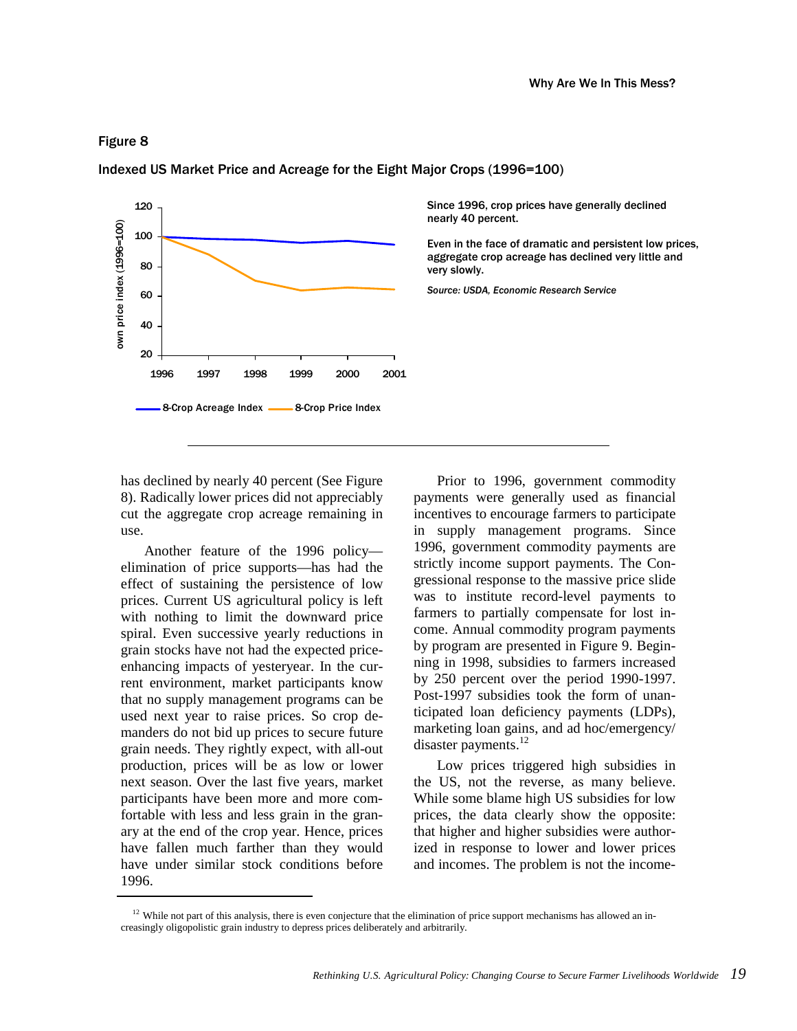Figure 8

Indexed US Market Price and Acreage for the Eight Major Crops (1996=100)

Since 1996, crop prices have generally declined nearly 40 percent.

Even in the face of dramatic and persistent low prices, aggregate crop acreage has declined very little and very slowly.

*Source: USDA, Economic Research Service*

has declined by nearly 40 percent (See Figure 8). Radically lower prices did not appreciably cut the aggregate crop acreage remaining in use.

Another feature of the 1996 policy—elimination of price supports—has had the effect of sustaining the persistence of low prices. Current US agricultural policy is left with nothing to limit the downward price spiral. Even successive yearly reductions in grain stocks have not had the expected price-enhancing impacts of yesteryear. In the current environment, market participants know that no supply management programs can be used next year to raise prices. So crop demanders do not bid up prices to secure future grain needs. They rightly expect, with all-out production, prices will be as low or lower next season. Over the last five years, market participants have been more and more comfortable with less and less grain in the granary at the end of the crop year. Hence, prices have fallen much farther than they would have under similar stock conditions before 1996.

Prior to 1996, government commodity payments were generally used as financial incentives to encourage farmers to participate in supply management programs. Since 1996, government commodity payments are strictly income support payments. The Congressional response to the massive price slide was to institute record-level payments to farmers to partially compensate for lost income. Annual commodity program payments by program are presented in Figure 9. Beginning in 1998, subsidies to farmers increased by 250 percent over the period 1990-1997. Post-1997 subsidies took the form of unanticipated loan deficiency payments (LDPs), marketing loan gains, and ad hoc/emergency/disaster payments.[12]

Low prices triggered high subsidies in the US, not the reverse, as many believe. While some blame high US subsidies for low prices, the data clearly show the opposite: that higher and higher subsidies were authorized in response to lower and lower prices and incomes. The problem is not the income-

[12] While not part of this analysis, there is even conjecture that the elimination of price support mechanisms has allowed an increasingly oligopolistic grain industry to depress prices deliberately and arbitrarily.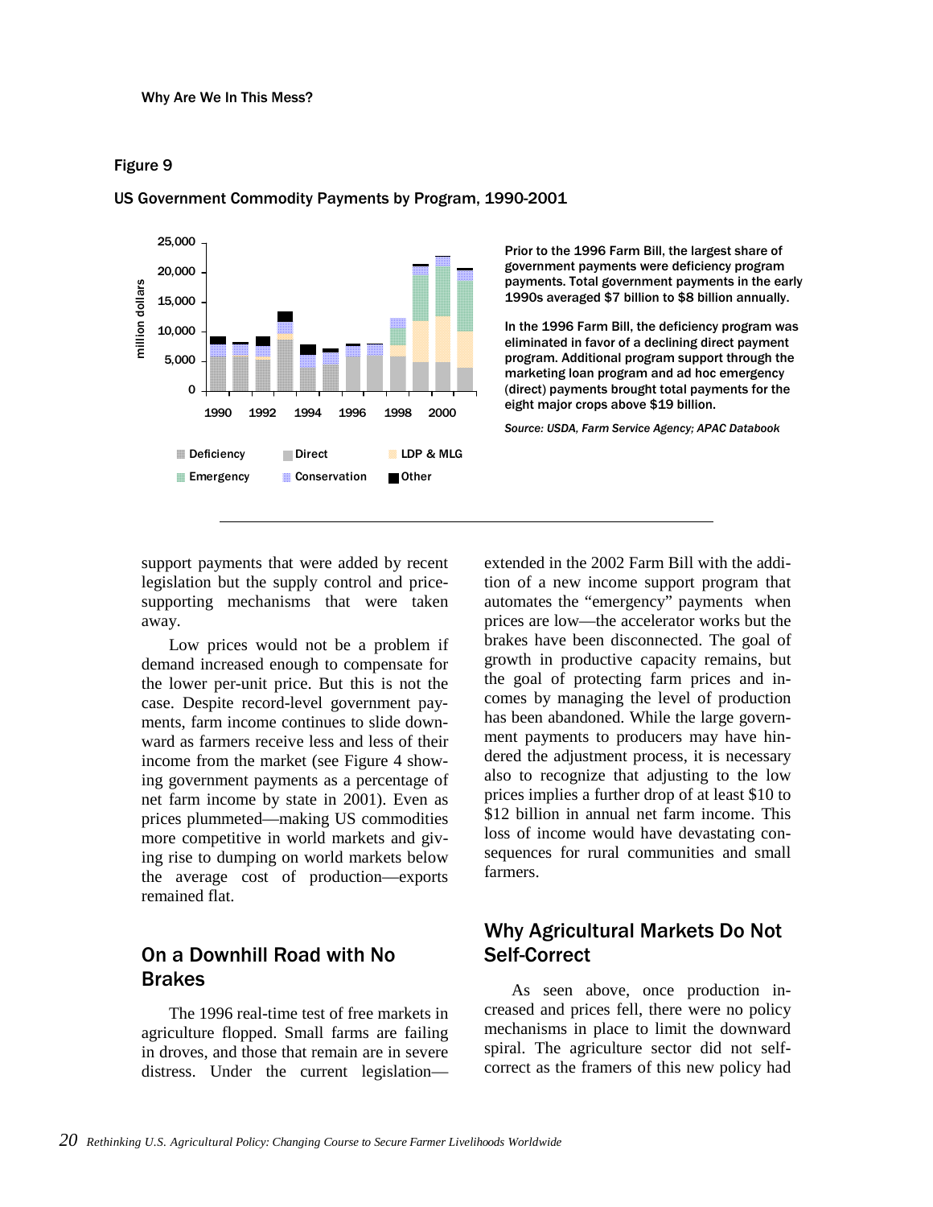Figure 9

US Government Commodity Payments by Program, 1990-2001

Prior to the 1996 Farm Bill, the largest share of government payments were deficiency program payments. Total government payments in the early 1990s averaged $7 billion to $8 billion annually.

In the 1996 Farm Bill, the deficiency program was eliminated in favor of a declining direct payment program. Additional program support through the marketing loan program and ad hoc emergency (direct) payments brought total payments for the eight major crops above $19 billion.

*Source: USDA, Farm Service Agency; APAC Databook*

support payments that were added by recent legislation but the supply control and price-supporting mechanisms that were taken away.

Low prices would not be a problem if demand increased enough to compensate for the lower per-unit price. But this is not the case. Despite record-level government payments, farm income continues to slide downward as farmers receive less and less of their income from the market (see Figure 4 showing government payments as a percentage of net farm income by state in 2001). Even as prices plummeted—making US commodities more competitive in world markets and giving rise to dumping on world markets below the average cost of production—exports remained flat.

## On a Downhill Road with No Brakes

The 1996 real-time test of free markets in agriculture flopped. Small farms are failing in droves, and those that remain are in severe distress. Under the current legislation—extended in the 2002 Farm Bill with the addition of a new income support program that automates the "emergency" payments when prices are low—the accelerator works but the brakes have been disconnected. The goal of growth in productive capacity remains, but the goal of protecting farm prices and incomes by managing the level of production has been abandoned. While the large government payments to producers may have hindered the adjustment process, it is necessary also to recognize that adjusting to the low prices implies a further drop of at least $10 to $12 billion in annual net farm income. This loss of income would have devastating consequences for rural communities and small farmers.

## Why Agricultural Markets Do Not Self-Correct

As seen above, once production increased and prices fell, there were no policy mechanisms in place to limit the downward spiral. The agriculture sector did not self-correct as the framers of this new policy had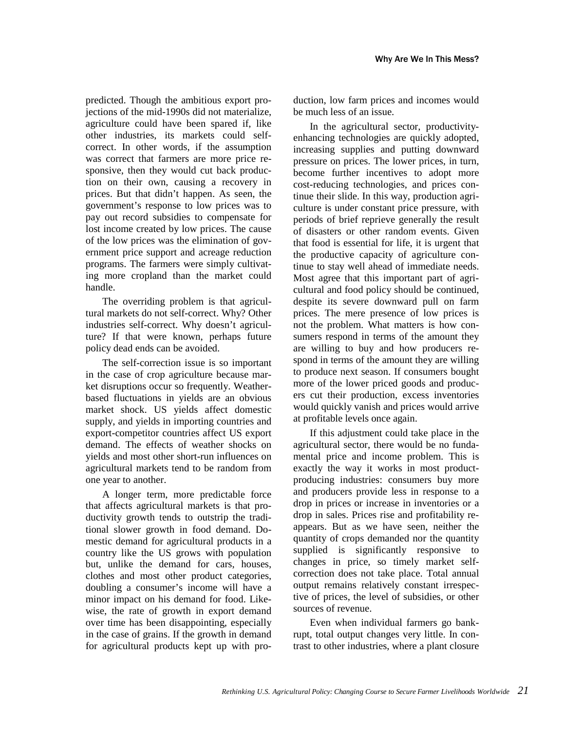predicted. Though the ambitious export projections of the mid-1990s did not materialize, agriculture could have been spared if, like other industries, its markets could self-correct. In other words, if the assumption was correct that farmers are more price responsive, then they would cut back production on their own, causing a recovery in prices. But that didn't happen. As seen, the government's response to low prices was to pay out record subsidies to compensate for lost income created by low prices. The cause of the low prices was the elimination of government price support and acreage reduction programs. The farmers were simply cultivating more cropland than the market could handle.

The overriding problem is that agricultural markets do not self-correct. Why? Other industries self-correct. Why doesn't agriculture? If that were known, perhaps future policy dead ends can be avoided.

The self-correction issue is so important in the case of crop agriculture because market disruptions occur so frequently. Weather-based fluctuations in yields are an obvious market shock. US yields affect domestic supply, and yields in importing countries and export-competitor countries affect US export demand. The effects of weather shocks on yields and most other short-run influences on agricultural markets tend to be random from one year to another.

A longer term, more predictable force that affects agricultural markets is that productivity growth tends to outstrip the traditional slower growth in food demand. Domestic demand for agricultural products in a country like the US grows with population but, unlike the demand for cars, houses, clothes and most other product categories, doubling a consumer's income will have a minor impact on his demand for food. Likewise, the rate of growth in export demand over time has been disappointing, especially in the case of grains. If the growth in demand for agricultural products kept up with production, low farm prices and incomes would be much less of an issue.

In the agricultural sector, productivity-enhancing technologies are quickly adopted, increasing supplies and putting downward pressure on prices. The lower prices, in turn, become further incentives to adopt more cost-reducing technologies, and prices continue their slide. In this way, production agriculture is under constant price pressure, with periods of brief reprieve generally the result of disasters or other random events. Given that food is essential for life, it is urgent that the productive capacity of agriculture continue to stay well ahead of immediate needs. Most agree that this important part of agricultural and food policy should be continued, despite its severe downward pull on farm prices. The mere presence of low prices is not the problem. What matters is how consumers respond in terms of the amount they are willing to buy and how producers respond in terms of the amount they are willing to produce next season. If consumers bought more of the lower priced goods and producers cut their production, excess inventories would quickly vanish and prices would arrive at profitable levels once again.

If this adjustment could take place in the agricultural sector, there would be no fundamental price and income problem. This is exactly the way it works in most product-producing industries: consumers buy more and producers provide less in response to a drop in prices or increase in inventories or a drop in sales. Prices rise and profitability reappears. But as we have seen, neither the quantity of crops demanded nor the quantity supplied is significantly responsive to changes in price, so timely market self-correction does not take place. Total annual output remains relatively constant irrespective of prices, the level of subsidies, or other sources of revenue.

Even when individual farmers go bankrupt, total output changes very little. In contrast to other industries, where a plant closure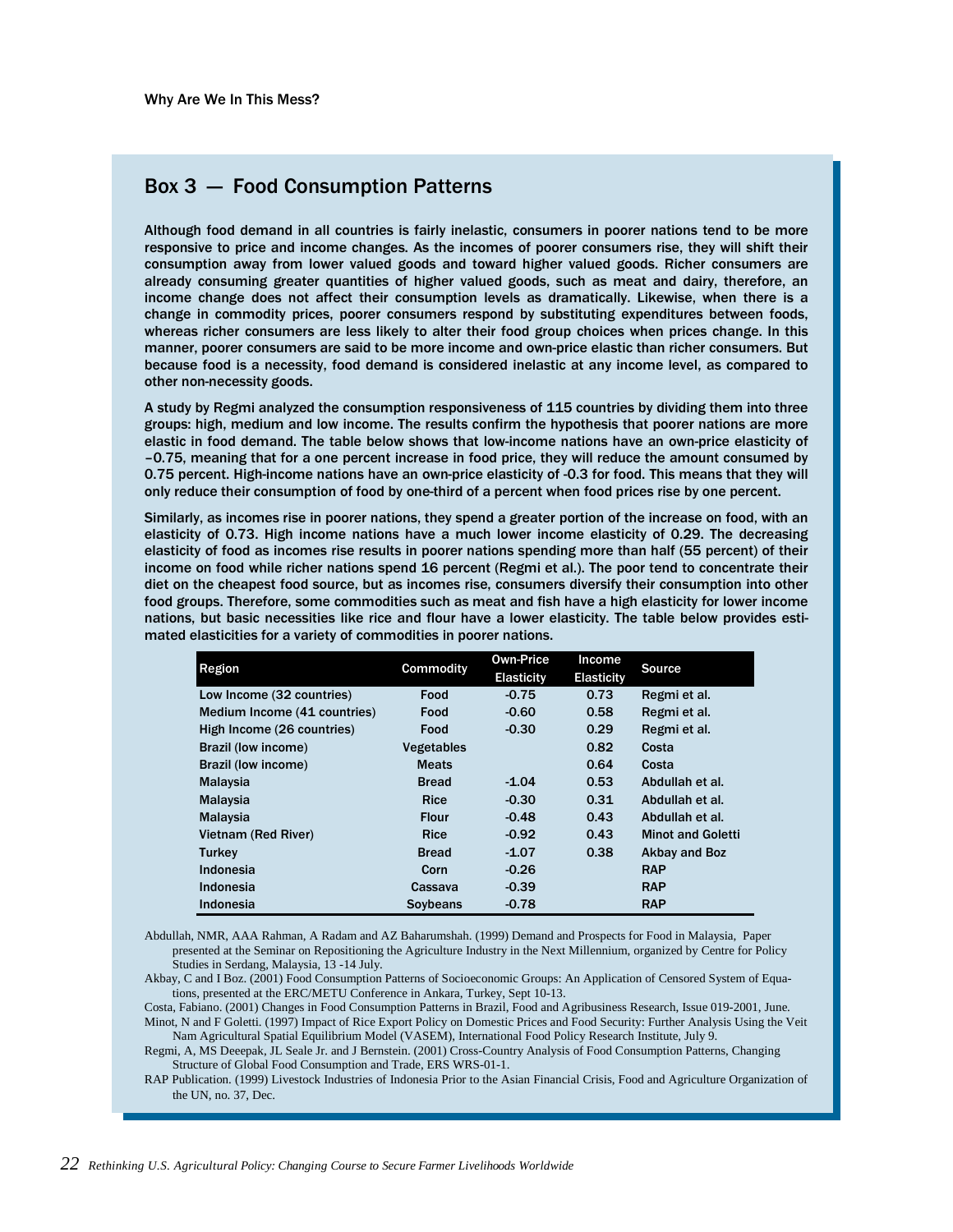## Box 3 — Food Consumption Patterns

Although food demand in all countries is fairly inelastic, consumers in poorer nations tend to be more responsive to price and income changes. As the incomes of poorer consumers rise, they will shift their consumption away from lower valued goods and toward higher valued goods. Richer consumers are already consuming greater quantities of higher valued goods, such as meat and dairy, therefore, an income change does not affect their consumption levels as dramatically. Likewise, when there is a change in commodity prices, poorer consumers respond by substituting expenditures between foods, whereas richer consumers are less likely to alter their food group choices when prices change. In this manner, poorer consumers are said to be more income and own-price elastic than richer consumers. But because food is a necessity, food demand is considered inelastic at any income level, as compared to other non-necessity goods.

A study by Regmi analyzed the consumption responsiveness of 115 countries by dividing them into three groups: high, medium and low income. The results confirm the hypothesis that poorer nations are more elastic in food demand. The table below shows that low-income nations have an own-price elasticity of –0.75, meaning that for a one percent increase in food price, they will reduce the amount consumed by 0.75 percent. High-income nations have an own-price elasticity of -0.3 for food. This means that they will only reduce their consumption of food by one-third of a percent when food prices rise by one percent.

Similarly, as incomes rise in poorer nations, they spend a greater portion of the increase on food, with an elasticity of 0.73. High income nations have a much lower income elasticity of 0.29. The decreasing elasticity of food as incomes rise results in poorer nations spending more than half (55 percent) of their income on food while richer nations spend 16 percent (Regmi et al.). The poor tend to concentrate their diet on the cheapest food source, but as incomes rise, consumers diversify their consumption into other food groups. Therefore, some commodities such as meat and fish have a high elasticity for lower income nations, but basic necessities like rice and flour have a lower elasticity. The table below provides estimated elasticities for a variety of commodities in poorer nations.

| Region | Commodity | Own-Price Elasticity | Income Elasticity | Source |
|---|---|---|---|---|
| Low Income (32 countries) | Food | -0.75 | 0.73 | Regmi et al. |
| Medium Income (41 countries) | Food | -0.60 | 0.58 | Regmi et al. |
| High Income (26 countries) | Food | -0.30 | 0.29 | Regmi et al. |
| Brazil (low income) | Vegetables | | 0.82 | Costa |
| Brazil (low income) | Meats | | 0.64 | Costa |
| Malaysia | Bread | -1.04 | 0.53 | Abdullah et al. |
| Malaysia | Rice | -0.30 | 0.31 | Abdullah et al. |
| Malaysia | Flour | -0.48 | 0.43 | Abdullah et al. |
| Vietnam (Red River) | Rice | -0.92 | 0.43 | Minot and Goletti |
| Turkey | Bread | -1.07 | 0.38 | Akbay and Boz |
| Indonesia | Corn | -0.26 | | RAP |
| Indonesia | Cassava | -0.39 | | RAP |
| Indonesia | Soybeans | -0.78 | | RAP |

Abdullah, NMR, AAA Rahman, A Radam and AZ Baharumshah. (1999) Demand and Prospects for Food in Malaysia, Paper presented at the Seminar on Repositioning the Agriculture Industry in the Next Millennium, organized by Centre for Policy Studies in Serdang, Malaysia, 13 -14 July.

Akbay, C and I Boz. (2001) Food Consumption Patterns of Socioeconomic Groups: An Application of Censored System of Equations, presented at the ERC/METU Conference in Ankara, Turkey, Sept 10-13.

Costa, Fabiano. (2001) Changes in Food Consumption Patterns in Brazil, Food and Agribusiness Research, Issue 019-2001, June.

Minot, N and F Goletti. (1997) Impact of Rice Export Policy on Domestic Prices and Food Security: Further Analysis Using the Veit Nam Agricultural Spatial Equilibrium Model (VASEM), International Food Policy Research Institute, July 9.

Regmi, A, MS Deeepak, JL Seale Jr. and J Bernstein. (2001) Cross-Country Analysis of Food Consumption Patterns, Changing Structure of Global Food Consumption and Trade, ERS WRS-01-1.

RAP Publication. (1999) Livestock Industries of Indonesia Prior to the Asian Financial Crisis, Food and Agriculture Organization of the UN, no. 37, Dec.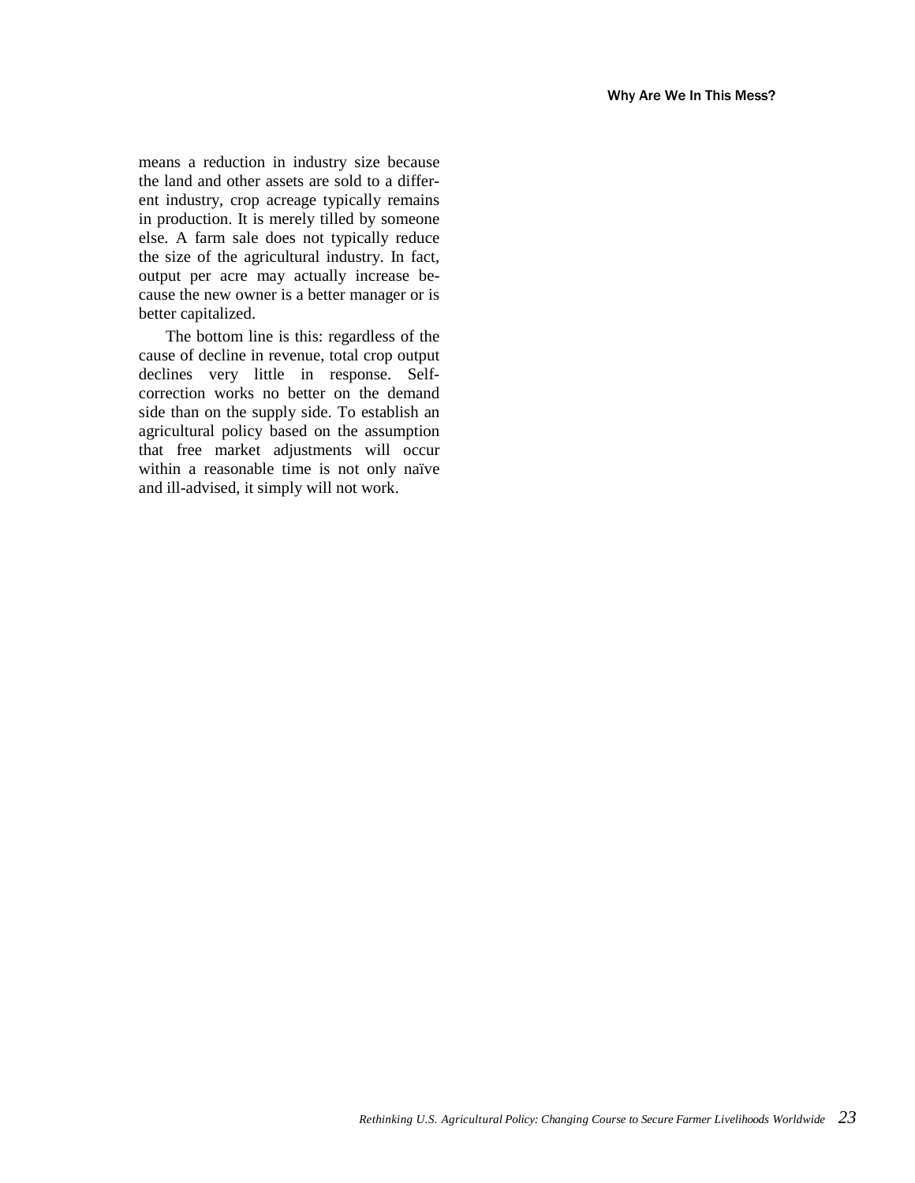means a reduction in industry size because the land and other assets are sold to a different industry, crop acreage typically remains in production. It is merely tilled by someone else. A farm sale does not typically reduce the size of the agricultural industry. In fact, output per acre may actually increase because the new owner is a better manager or is better capitalized.

The bottom line is this: regardless of the cause of decline in revenue, total crop output declines very little in response. Self-correction works no better on the demand side than on the supply side. To establish an agricultural policy based on the assumption that free market adjustments will occur within a reasonable time is not only naïve and ill-advised, it simply will not work.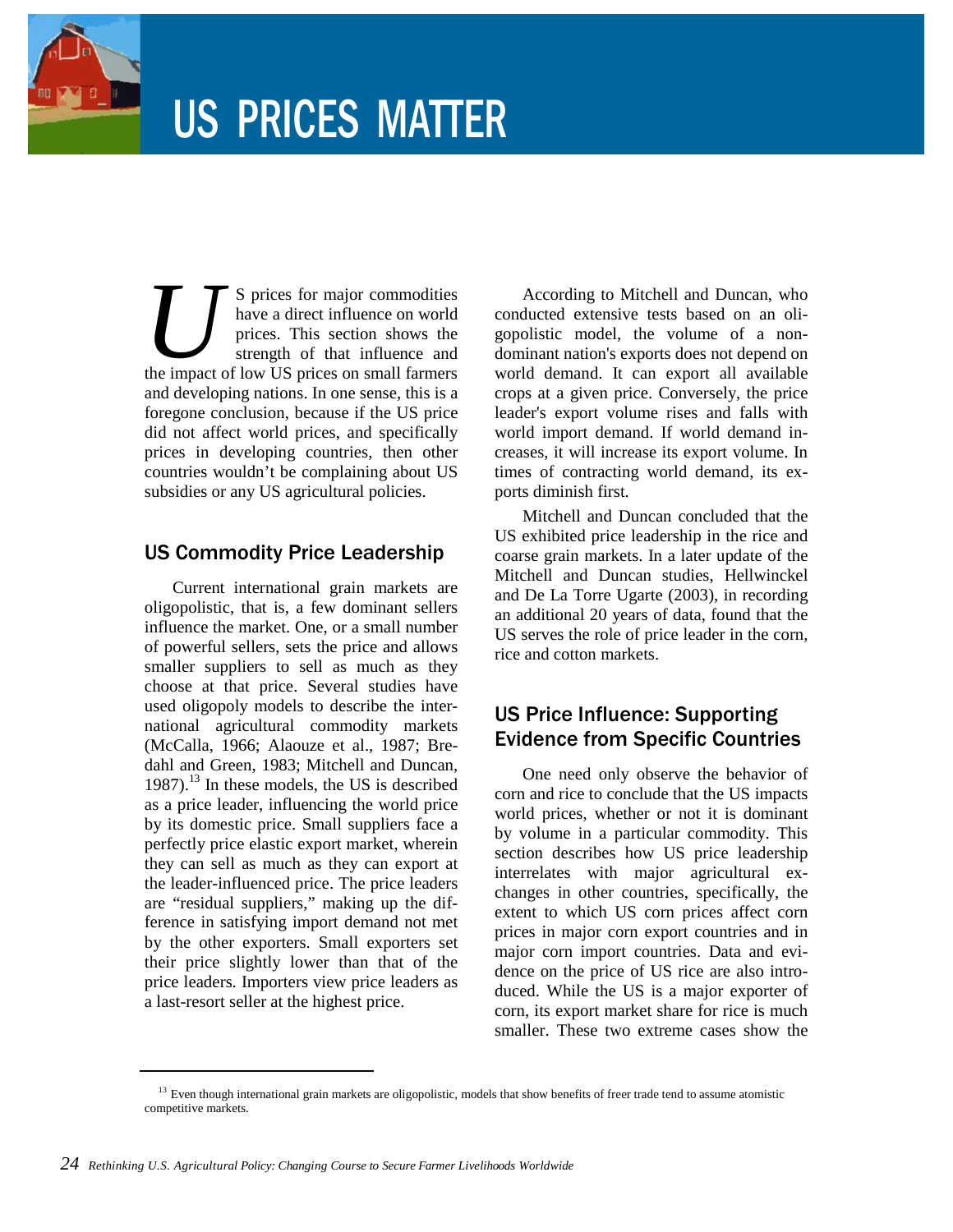# US PRICES MATTER

US prices for major commodities have a direct influence on world prices. This section shows the strength of that influence and the impact of low US prices on small farmers and developing nations. In one sense, this is a foregone conclusion, because if the US price did not affect world prices, and specifically prices in developing countries, then other countries wouldn't be complaining about US subsidies or any US agricultural policies.

## US Commodity Price Leadership

Current international grain markets are oligopolistic, that is, a few dominant sellers influence the market. One, or a small number of powerful sellers, sets the price and allows smaller suppliers to sell as much as they choose at that price. Several studies have used oligopoly models to describe the international agricultural commodity markets (McCalla, 1966; Alaouze et al., 1987; Bredahl and Green, 1983; Mitchell and Duncan, 1987).[13] In these models, the US is described as a price leader, influencing the world price by its domestic price. Small suppliers face a perfectly price elastic export market, wherein they can sell as much as they can export at the leader-influenced price. The price leaders are "residual suppliers," making up the difference in satisfying import demand not met by the other exporters. Small exporters set their price slightly lower than that of the price leaders. Importers view price leaders as a last-resort seller at the highest price.

According to Mitchell and Duncan, who conducted extensive tests based on an oligopolistic model, the volume of a non-dominant nation's exports does not depend on world demand. It can export all available crops at a given price. Conversely, the price leader's export volume rises and falls with world import demand. If world demand increases, it will increase its export volume. In times of contracting world demand, its exports diminish first.

Mitchell and Duncan concluded that the US exhibited price leadership in the rice and coarse grain markets. In a later update of the Mitchell and Duncan studies, Hellwinckel and De La Torre Ugarte (2003), in recording an additional 20 years of data, found that the US serves the role of price leader in the corn, rice and cotton markets.

## US Price Influence: Supporting Evidence from Specific Countries

One need only observe the behavior of corn and rice to conclude that the US impacts world prices, whether or not it is dominant by volume in a particular commodity. This section describes how US price leadership interrelates with major agricultural exchanges in other countries, specifically, the extent to which US corn prices affect corn prices in major corn export countries and in major corn import countries. Data and evidence on the price of US rice are also introduced. While the US is a major exporter of corn, its export market share for rice is much smaller. These two extreme cases show the

[13] Even though international grain markets are oligopolistic, models that show benefits of freer trade tend to assume atomistic competitive markets.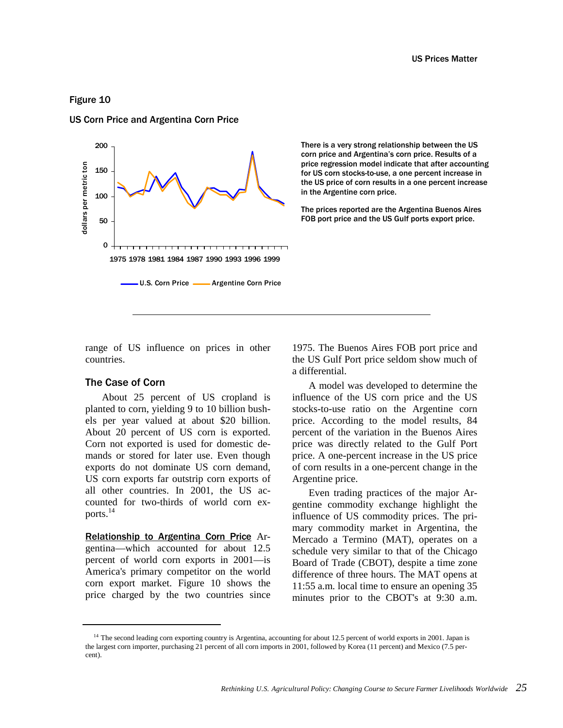Figure 10

US Corn Price and Argentina Corn Price

There is a very strong relationship between the US corn price and Argentina's corn price. Results of a price regression model indicate that after accounting for US corn stocks-to-use, a one percent increase in the US price of corn results in a one percent increase in the Argentine corn price.

The prices reported are the Argentina Buenos Aires FOB port price and the US Gulf ports export price.

range of US influence on prices in other countries.

### The Case of Corn

About 25 percent of US cropland is planted to corn, yielding 9 to 10 billion bushels per year valued at about $20 billion. About 20 percent of US corn is exported. Corn not exported is used for domestic demands or stored for later use. Even though exports do not dominate US corn demand, US corn exports far outstrip corn exports of all other countries. In 2001, the US accounted for two-thirds of world corn exports.[14]

**Relationship to Argentina Corn Price** Argentina—which accounted for about 12.5 percent of world corn exports in 2001—is America's primary competitor on the world corn export market. Figure 10 shows the price charged by the two countries since 1975. The Buenos Aires FOB port price and the US Gulf Port price seldom show much of a differential.

A model was developed to determine the influence of the US corn price and the US stocks-to-use ratio on the Argentine corn price. According to the model results, 84 percent of the variation in the Buenos Aires price was directly related to the Gulf Port price. A one-percent increase in the US price of corn results in a one-percent change in the Argentine price.

Even trading practices of the major Argentine commodity exchange highlight the influence of US commodity prices. The primary commodity market in Argentina, the Mercado a Termino (MAT), operates on a schedule very similar to that of the Chicago Board of Trade (CBOT), despite a time zone difference of three hours. The MAT opens at 11:55 a.m. local time to ensure an opening 35 minutes prior to the CBOT's at 9:30 a.m.

[14] The second leading corn exporting country is Argentina, accounting for about 12.5 percent of world exports in 2001. Japan is the largest corn importer, purchasing 21 percent of all corn imports in 2001, followed by Korea (11 percent) and Mexico (7.5 percent).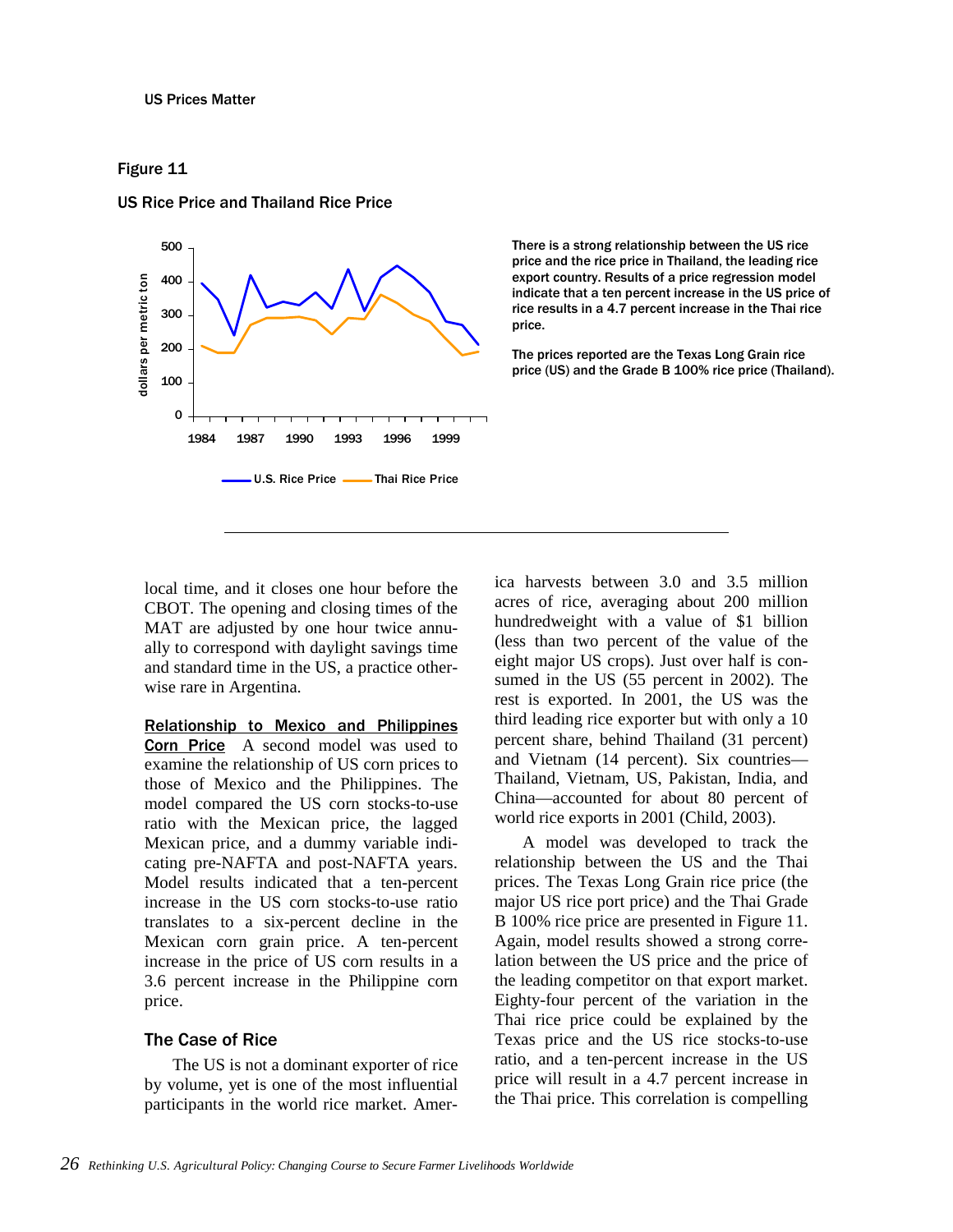US Prices Matter

Figure 11

US Rice Price and Thailand Rice Price

There is a strong relationship between the US rice price and the rice price in Thailand, the leading rice export country. Results of a price regression model indicate that a ten percent increase in the US price of rice results in a 4.7 percent increase in the Thai rice price.

The prices reported are the Texas Long Grain rice price (US) and the Grade B 100% rice price (Thailand).

local time, and it closes one hour before the CBOT. The opening and closing times of the MAT are adjusted by one hour twice annually to correspond with daylight savings time and standard time in the US, a practice otherwise rare in Argentina.

**Relationship to Mexico and Philippines Corn Price** A second model was used to examine the relationship of US corn prices to those of Mexico and the Philippines. The model compared the US corn stocks-to-use ratio with the Mexican price, the lagged Mexican price, and a dummy variable indicating pre-NAFTA and post-NAFTA years. Model results indicated that a ten-percent increase in the US corn stocks-to-use ratio translates to a six-percent decline in the Mexican corn grain price. A ten-percent increase in the price of US corn results in a 3.6 percent increase in the Philippine corn price.

### The Case of Rice

The US is not a dominant exporter of rice by volume, yet is one of the most influential participants in the world rice market. America harvests between 3.0 and 3.5 million acres of rice, averaging about 200 million hundredweight with a value of $1 billion (less than two percent of the value of the eight major US crops). Just over half is consumed in the US (55 percent in 2002). The rest is exported. In 2001, the US was the third leading rice exporter but with only a 10 percent share, behind Thailand (31 percent) and Vietnam (14 percent). Six countries—Thailand, Vietnam, US, Pakistan, India, and China—accounted for about 80 percent of world rice exports in 2001 (Child, 2003).

A model was developed to track the relationship between the US and the Thai prices. The Texas Long Grain rice price (the major US rice port price) and the Thai Grade B 100% rice price are presented in Figure 11. Again, model results showed a strong correlation between the US price and the price of the leading competitor on that export market. Eighty-four percent of the variation in the Thai rice price could be explained by the Texas price and the US rice stocks-to-use ratio, and a ten-percent increase in the US price will result in a 4.7 percent increase in the Thai price. This correlation is compelling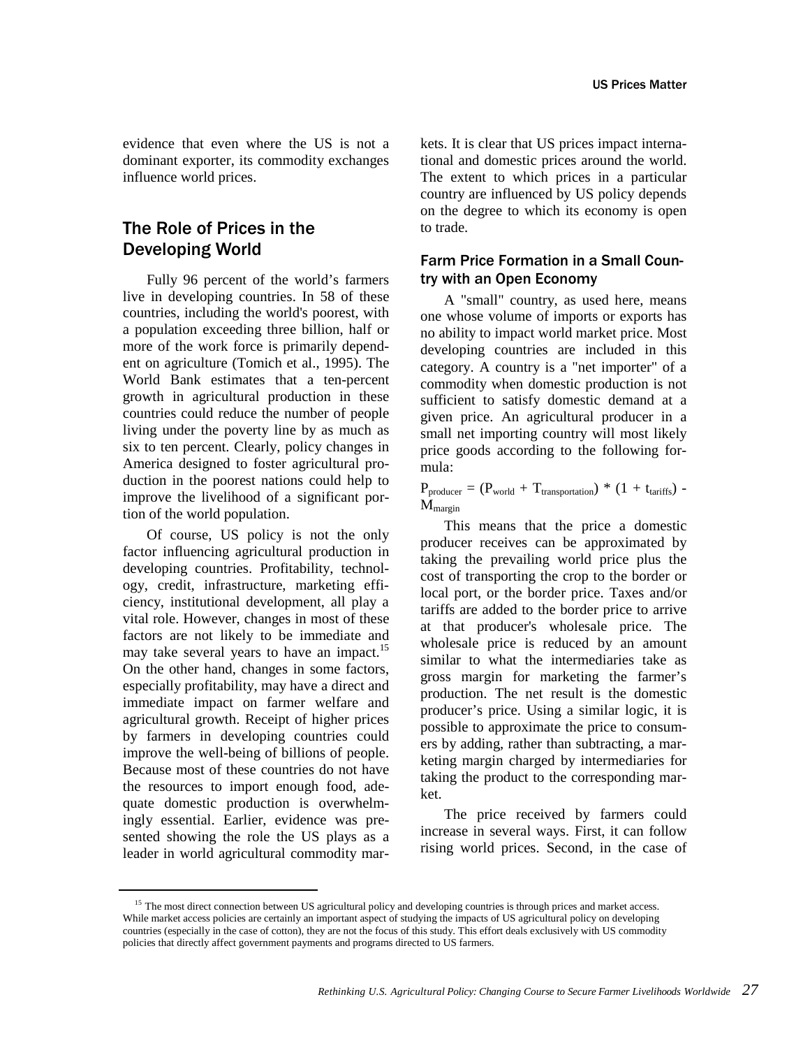evidence that even where the US is not a dominant exporter, its commodity exchanges influence world prices.

## The Role of Prices in the Developing World

Fully 96 percent of the world's farmers live in developing countries. In 58 of these countries, including the world's poorest, with a population exceeding three billion, half or more of the work force is primarily dependent on agriculture (Tomich et al., 1995). The World Bank estimates that a ten-percent growth in agricultural production in these countries could reduce the number of people living under the poverty line by as much as six to ten percent. Clearly, policy changes in America designed to foster agricultural production in the poorest nations could help to improve the livelihood of a significant portion of the world population.

Of course, US policy is not the only factor influencing agricultural production in developing countries. Profitability, technology, credit, infrastructure, marketing efficiency, institutional development, all play a vital role. However, changes in most of these factors are not likely to be immediate and may take several years to have an impact.[15] On the other hand, changes in some factors, especially profitability, may have a direct and immediate impact on farmer welfare and agricultural growth. Receipt of higher prices by farmers in developing countries could improve the well-being of billions of people. Because most of these countries do not have the resources to import enough food, adequate domestic production is overwhelmingly essential. Earlier, evidence was presented showing the role the US plays as a leader in world agricultural commodity markets. It is clear that US prices impact international and domestic prices around the world. The extent to which prices in a particular country are influenced by US policy depends on the degree to which its economy is open to trade.

### Farm Price Formation in a Small Country with an Open Economy

A "small" country, as used here, means one whose volume of imports or exports has no ability to impact world market price. Most developing countries are included in this category. A country is a "net importer" of a commodity when domestic production is not sufficient to satisfy domestic demand at a given price. An agricultural producer in a small net importing country will most likely price goods according to the following formula:

$$P_{producer} = (P_{world} + T_{transportation}) * (1 + t_{tariffs}) - M_{margin}$$

This means that the price a domestic producer receives can be approximated by taking the prevailing world price plus the cost of transporting the crop to the border or local port, or the border price. Taxes and/or tariffs are added to the border price to arrive at that producer's wholesale price. The wholesale price is reduced by an amount similar to what the intermediaries take as gross margin for marketing the farmer's production. The net result is the domestic producer's price. Using a similar logic, it is possible to approximate the price to consumers by adding, rather than subtracting, a marketing margin charged by intermediaries for taking the product to the corresponding market.

The price received by farmers could increase in several ways. First, it can follow rising world prices. Second, in the case of

[15] The most direct connection between US agricultural policy and developing countries is through prices and market access. While market access policies are certainly an important aspect of studying the impacts of US agricultural policy on developing countries (especially in the case of cotton), they are not the focus of this study. This effort deals exclusively with US commodity policies that directly affect government payments and programs directed to US farmers.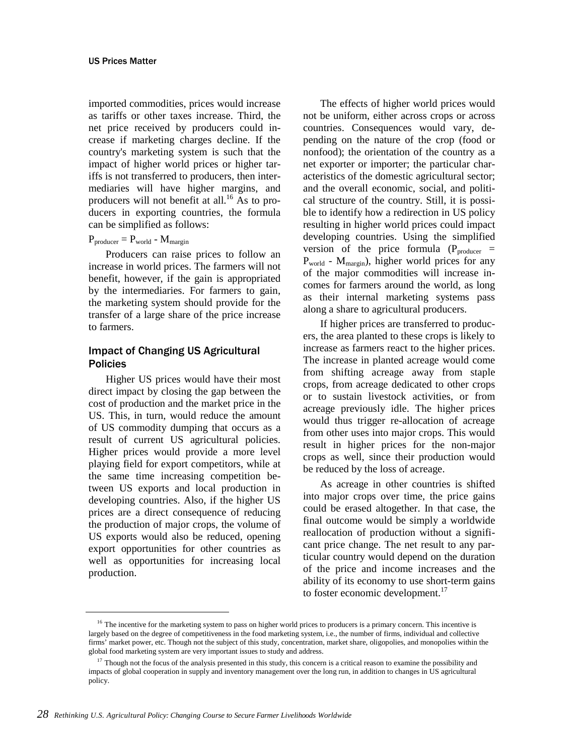imported commodities, prices would increase as tariffs or other taxes increase. Third, the net price received by producers could increase if marketing charges decline. If the country's marketing system is such that the impact of higher world prices or higher tariffs is not transferred to producers, then intermediaries will have higher margins, and producers will not benefit at all.[16] As to producers in exporting countries, the formula can be simplified as follows:

$P_{producer} = P_{world} - M_{margin}$

Producers can raise prices to follow an increase in world prices. The farmers will not benefit, however, if the gain is appropriated by the intermediaries. For farmers to gain, the marketing system should provide for the transfer of a large share of the price increase to farmers.

## Impact of Changing US Agricultural Policies

Higher US prices would have their most direct impact by closing the gap between the cost of production and the market price in the US. This, in turn, would reduce the amount of US commodity dumping that occurs as a result of current US agricultural policies. Higher prices would provide a more level playing field for export competitors, while at the same time increasing competition between US exports and local production in developing countries. Also, if the higher US prices are a direct consequence of reducing the production of major crops, the volume of US exports would also be reduced, opening export opportunities for other countries as well as opportunities for increasing local production.

The effects of higher world prices would not be uniform, either across crops or across countries. Consequences would vary, depending on the nature of the crop (food or nonfood); the orientation of the country as a net exporter or importer; the particular characteristics of the domestic agricultural sector; and the overall economic, social, and political structure of the country. Still, it is possible to identify how a redirection in US policy resulting in higher world prices could impact developing countries. Using the simplified version of the price formula ($P_{producer} = P_{world} - M_{margin}$), higher world prices for any of the major commodities will increase incomes for farmers around the world, as long as their internal marketing systems pass along a share to agricultural producers.

If higher prices are transferred to producers, the area planted to these crops is likely to increase as farmers react to the higher prices. The increase in planted acreage would come from shifting acreage away from staple crops, from acreage dedicated to other crops or to sustain livestock activities, or from acreage previously idle. The higher prices would thus trigger re-allocation of acreage from other uses into major crops. This would result in higher prices for the non-major crops as well, since their production would be reduced by the loss of acreage.

As acreage in other countries is shifted into major crops over time, the price gains could be erased altogether. In that case, the final outcome would be simply a worldwide reallocation of production without a significant price change. The net result to any particular country would depend on the duration of the price and income increases and the ability of its economy to use short-term gains to foster economic development.[17]

---

[16] The incentive for the marketing system to pass on higher world prices to producers is a primary concern. This incentive is largely based on the degree of competitiveness in the food marketing system, i.e., the number of firms, individual and collective firms' market power, etc. Though not the subject of this study, concentration, market share, oligopolies, and monopolies within the global food marketing system are very important issues to study and address.

[17] Though not the focus of the analysis presented in this study, this concern is a critical reason to examine the possibility and impacts of global cooperation in supply and inventory management over the long run, in addition to changes in US agricultural policy.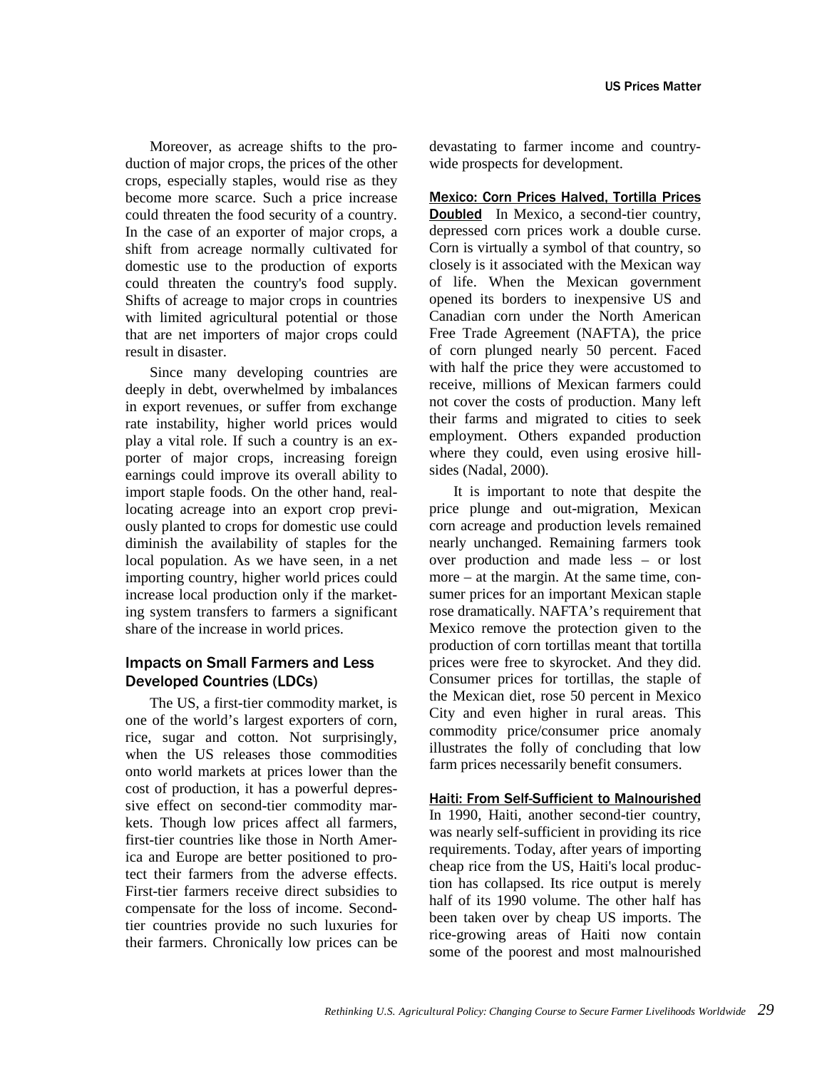Moreover, as acreage shifts to the production of major crops, the prices of the other crops, especially staples, would rise as they become more scarce. Such a price increase could threaten the food security of a country. In the case of an exporter of major crops, a shift from acreage normally cultivated for domestic use to the production of exports could threaten the country's food supply. Shifts of acreage to major crops in countries with limited agricultural potential or those that are net importers of major crops could result in disaster.

Since many developing countries are deeply in debt, overwhelmed by imbalances in export revenues, or suffer from exchange rate instability, higher world prices would play a vital role. If such a country is an exporter of major crops, increasing foreign earnings could improve its overall ability to import staple foods. On the other hand, reallocating acreage into an export crop previously planted to crops for domestic use could diminish the availability of staples for the local population. As we have seen, in a net importing country, higher world prices could increase local production only if the marketing system transfers to farmers a significant share of the increase in world prices.

## Impacts on Small Farmers and Less Developed Countries (LDCs)

The US, a first-tier commodity market, is one of the world's largest exporters of corn, rice, sugar and cotton. Not surprisingly, when the US releases those commodities onto world markets at prices lower than the cost of production, it has a powerful depressive effect on second-tier commodity markets. Though low prices affect all farmers, first-tier countries like those in North America and Europe are better positioned to protect their farmers from the adverse effects. First-tier farmers receive direct subsidies to compensate for the loss of income. Second-tier countries provide no such luxuries for their farmers. Chronically low prices can be devastating to farmer income and country-wide prospects for development.

**Mexico: Corn Prices Halved, Tortilla Prices Doubled** In Mexico, a second-tier country, depressed corn prices work a double curse. Corn is virtually a symbol of that country, so closely is it associated with the Mexican way of life. When the Mexican government opened its borders to inexpensive US and Canadian corn under the North American Free Trade Agreement (NAFTA), the price of corn plunged nearly 50 percent. Faced with half the price they were accustomed to receive, millions of Mexican farmers could not cover the costs of production. Many left their farms and migrated to cities to seek employment. Others expanded production where they could, even using erosive hillsides (Nadal, 2000).

It is important to note that despite the price plunge and out-migration, Mexican corn acreage and production levels remained nearly unchanged. Remaining farmers took over production and made less – or lost more – at the margin. At the same time, consumer prices for an important Mexican staple rose dramatically. NAFTA's requirement that Mexico remove the protection given to the production of corn tortillas meant that tortilla prices were free to skyrocket. And they did. Consumer prices for tortillas, the staple of the Mexican diet, rose 50 percent in Mexico City and even higher in rural areas. This commodity price/consumer price anomaly illustrates the folly of concluding that low farm prices necessarily benefit consumers.

**Haiti: From Self-Sufficient to Malnourished** In 1990, Haiti, another second-tier country, was nearly self-sufficient in providing its rice requirements. Today, after years of importing cheap rice from the US, Haiti's local production has collapsed. Its rice output is merely half of its 1990 volume. The other half has been taken over by cheap US imports. The rice-growing areas of Haiti now contain some of the poorest and most malnourished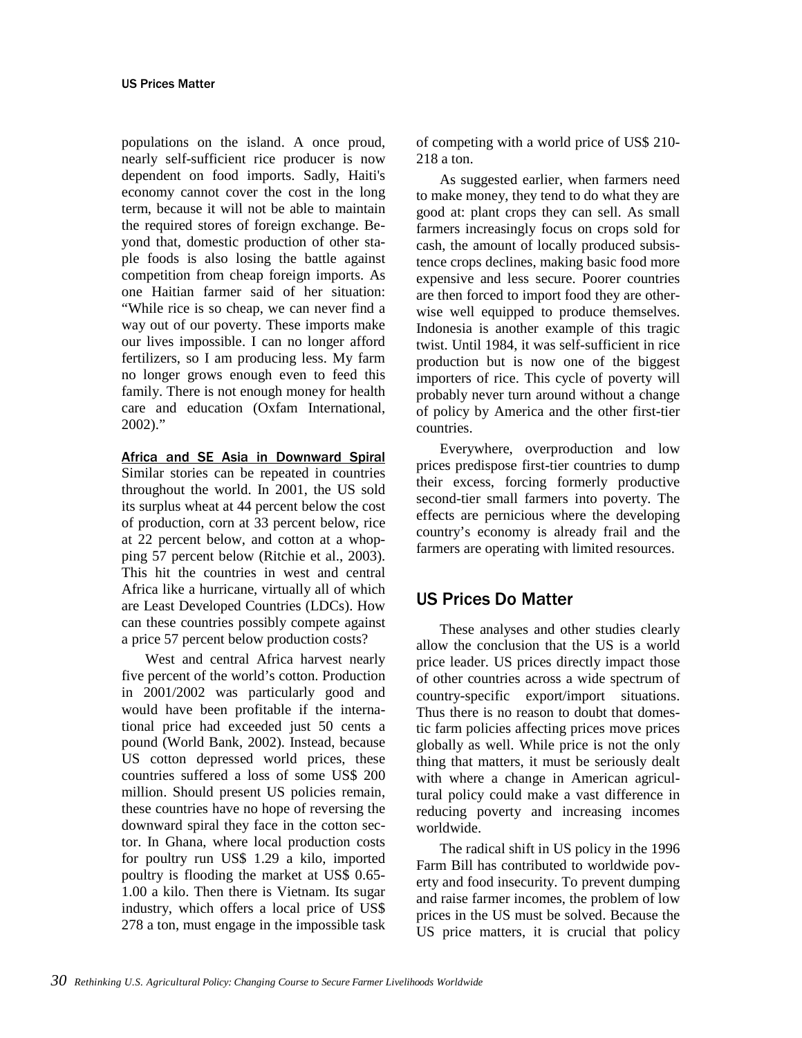populations on the island. A once proud, nearly self-sufficient rice producer is now dependent on food imports. Sadly, Haiti's economy cannot cover the cost in the long term, because it will not be able to maintain the required stores of foreign exchange. Beyond that, domestic production of other staple foods is also losing the battle against competition from cheap foreign imports. As one Haitian farmer said of her situation: "While rice is so cheap, we can never find a way out of our poverty. These imports make our lives impossible. I can no longer afford fertilizers, so I am producing less. My farm no longer grows enough even to feed this family. There is not enough money for health care and education (Oxfam International, 2002)."

**Africa and SE Asia in Downward Spiral**

Similar stories can be repeated in countries throughout the world. In 2001, the US sold its surplus wheat at 44 percent below the cost of production, corn at 33 percent below, rice at 22 percent below, and cotton at a whopping 57 percent below (Ritchie et al., 2003). This hit the countries in west and central Africa like a hurricane, virtually all of which are Least Developed Countries (LDCs). How can these countries possibly compete against a price 57 percent below production costs?

West and central Africa harvest nearly five percent of the world's cotton. Production in 2001/2002 was particularly good and would have been profitable if the international price had exceeded just 50 cents a pound (World Bank, 2002). Instead, because US cotton depressed world prices, these countries suffered a loss of some US$ 200 million. Should present US policies remain, these countries have no hope of reversing the downward spiral they face in the cotton sector. In Ghana, where local production costs for poultry run US$ 1.29 a kilo, imported poultry is flooding the market at US$ 0.65-1.00 a kilo. Then there is Vietnam. Its sugar industry, which offers a local price of US$ 278 a ton, must engage in the impossible task of competing with a world price of US$ 210-218 a ton.

As suggested earlier, when farmers need to make money, they tend to do what they are good at: plant crops they can sell. As small farmers increasingly focus on crops sold for cash, the amount of locally produced subsistence crops declines, making basic food more expensive and less secure. Poorer countries are then forced to import food they are otherwise well equipped to produce themselves. Indonesia is another example of this tragic twist. Until 1984, it was self-sufficient in rice production but is now one of the biggest importers of rice. This cycle of poverty will probably never turn around without a change of policy by America and the other first-tier countries.

Everywhere, overproduction and low prices predispose first-tier countries to dump their excess, forcing formerly productive second-tier small farmers into poverty. The effects are pernicious where the developing country's economy is already frail and the farmers are operating with limited resources.

## US Prices Do Matter

These analyses and other studies clearly allow the conclusion that the US is a world price leader. US prices directly impact those of other countries across a wide spectrum of country-specific export/import situations. Thus there is no reason to doubt that domestic farm policies affecting prices move prices globally as well. While price is not the only thing that matters, it must be seriously dealt with where a change in American agricultural policy could make a vast difference in reducing poverty and increasing incomes worldwide.

The radical shift in US policy in the 1996 Farm Bill has contributed to worldwide poverty and food insecurity. To prevent dumping and raise farmer incomes, the problem of low prices in the US must be solved. Because the US price matters, it is crucial that policy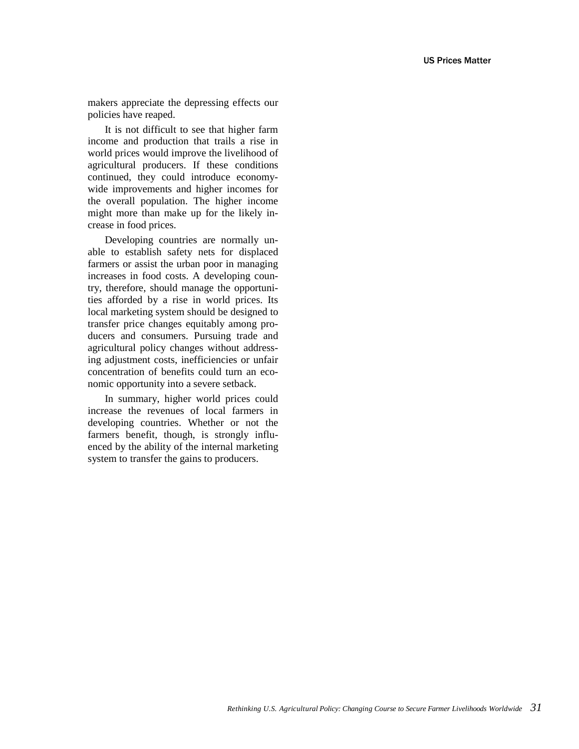makers appreciate the depressing effects our policies have reaped.

It is not difficult to see that higher farm income and production that trails a rise in world prices would improve the livelihood of agricultural producers. If these conditions continued, they could introduce economy-wide improvements and higher incomes for the overall population. The higher income might more than make up for the likely increase in food prices.

Developing countries are normally unable to establish safety nets for displaced farmers or assist the urban poor in managing increases in food costs. A developing country, therefore, should manage the opportunities afforded by a rise in world prices. Its local marketing system should be designed to transfer price changes equitably among producers and consumers. Pursuing trade and agricultural policy changes without addressing adjustment costs, inefficiencies or unfair concentration of benefits could turn an economic opportunity into a severe setback.

In summary, higher world prices could increase the revenues of local farmers in developing countries. Whether or not the farmers benefit, though, is strongly influenced by the ability of the internal marketing system to transfer the gains to producers.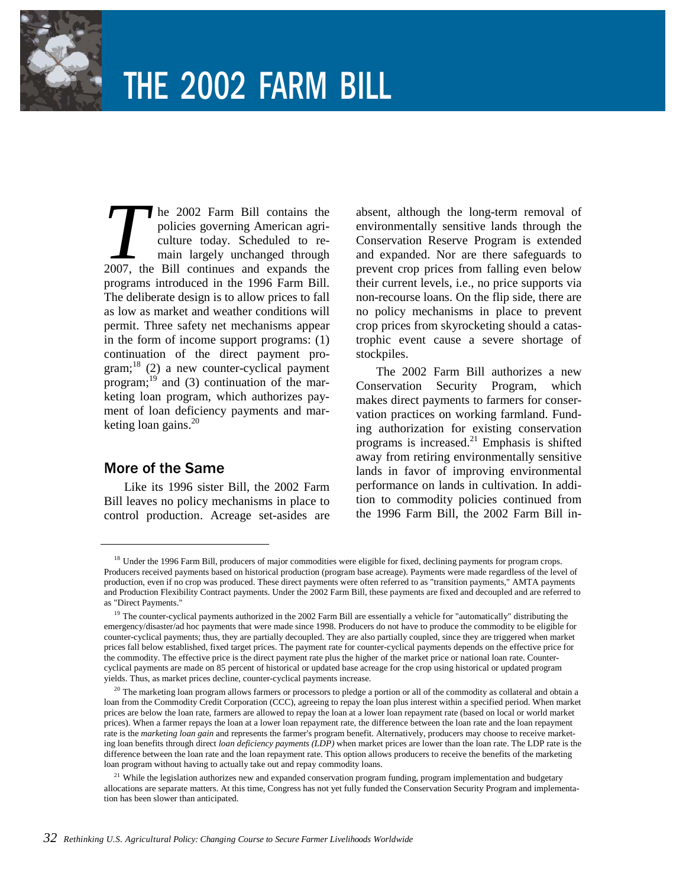# THE 2002 FARM BILL

The 2002 Farm Bill contains the policies governing American agriculture today. Scheduled to remain largely unchanged through 2007, the Bill continues and expands the programs introduced in the 1996 Farm Bill. The deliberate design is to allow prices to fall as low as market and weather conditions will permit. Three safety net mechanisms appear in the form of income support programs: (1) continuation of the direct payment program;[18] (2) a new counter-cyclical payment program;[19] and (3) continuation of the marketing loan program, which authorizes payment of loan deficiency payments and marketing loan gains.[20]

## More of the Same

Like its 1996 sister Bill, the 2002 Farm Bill leaves no policy mechanisms in place to control production. Acreage set-asides are absent, although the long-term removal of environmentally sensitive lands through the Conservation Reserve Program is extended and expanded. Nor are there safeguards to prevent crop prices from falling even below their current levels, i.e., no price supports via non-recourse loans. On the flip side, there are no policy mechanisms in place to prevent crop prices from skyrocketing should a catastrophic event cause a severe shortage of stockpiles.

The 2002 Farm Bill authorizes a new Conservation Security Program, which makes direct payments to farmers for conservation practices on working farmland. Funding authorization for existing conservation programs is increased.[21] Emphasis is shifted away from retiring environmentally sensitive lands in favor of improving environmental performance on lands in cultivation. In addition to commodity policies continued from the 1996 Farm Bill, the 2002 Farm Bill in-

---

[18] Under the 1996 Farm Bill, producers of major commodities were eligible for fixed, declining payments for program crops. Producers received payments based on historical production (program base acreage). Payments were made regardless of the level of production, even if no crop was produced. These direct payments were often referred to as "transition payments," AMTA payments and Production Flexibility Contract payments. Under the 2002 Farm Bill, these payments are fixed and decoupled and are referred to as "Direct Payments."

[19] The counter-cyclical payments authorized in the 2002 Farm Bill are essentially a vehicle for "automatically" distributing the emergency/disaster/ad hoc payments that were made since 1998. Producers do not have to produce the commodity to be eligible for counter-cyclical payments; thus, they are partially decoupled. They are also partially coupled, since they are triggered when market prices fall below established, fixed target prices. The payment rate for counter-cyclical payments depends on the effective price for the commodity. The effective price is the direct payment rate plus the higher of the market price or national loan rate. Counter-cyclical payments are made on 85 percent of historical or updated base acreage for the crop using historical or updated program yields. Thus, as market prices decline, counter-cyclical payments increase.

[20] The marketing loan program allows farmers or processors to pledge a portion or all of the commodity as collateral and obtain a loan from the Commodity Credit Corporation (CCC), agreeing to repay the loan plus interest within a specified period. When market prices are below the loan rate, farmers are allowed to repay the loan at a lower loan repayment rate (based on local or world market prices). When a farmer repays the loan at a lower loan repayment rate, the difference between the loan rate and the loan repayment rate is the *marketing loan gain* and represents the farmer's program benefit. Alternatively, producers may choose to receive marketing loan benefits through direct *loan deficiency payments (LDP)* when market prices are lower than the loan rate. The LDP rate is the difference between the loan rate and the loan repayment rate. This option allows producers to receive the benefits of the marketing loan program without having to actually take out and repay commodity loans.

[21] While the legislation authorizes new and expanded conservation program funding, program implementation and budgetary allocations are separate matters. At this time, Congress has not yet fully funded the Conservation Security Program and implementation has been slower than anticipated.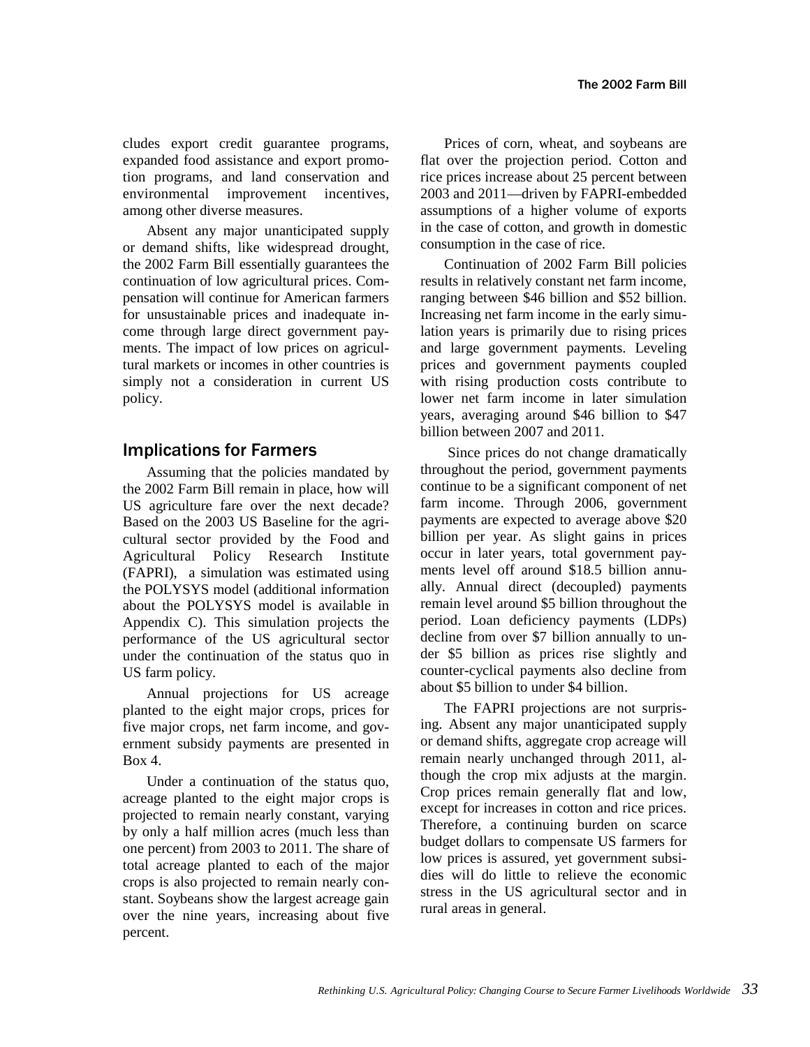cludes export credit guarantee programs, expanded food assistance and export promotion programs, and land conservation and environmental improvement incentives, among other diverse measures.

Absent any major unanticipated supply or demand shifts, like widespread drought, the 2002 Farm Bill essentially guarantees the continuation of low agricultural prices. Compensation will continue for American farmers for unsustainable prices and inadequate income through large direct government payments. The impact of low prices on agricultural markets or incomes in other countries is simply not a consideration in current US policy.

## Implications for Farmers

Assuming that the policies mandated by the 2002 Farm Bill remain in place, how will US agriculture fare over the next decade? Based on the 2003 US Baseline for the agricultural sector provided by the Food and Agricultural Policy Research Institute (FAPRI), a simulation was estimated using the POLYSYS model (additional information about the POLYSYS model is available in Appendix C). This simulation projects the performance of the US agricultural sector under the continuation of the status quo in US farm policy.

Annual projections for US acreage planted to the eight major crops, prices for five major crops, net farm income, and government subsidy payments are presented in Box 4.

Under a continuation of the status quo, acreage planted to the eight major crops is projected to remain nearly constant, varying by only a half million acres (much less than one percent) from 2003 to 2011. The share of total acreage planted to each of the major crops is also projected to remain nearly constant. Soybeans show the largest acreage gain over the nine years, increasing about five percent.

Prices of corn, wheat, and soybeans are flat over the projection period. Cotton and rice prices increase about 25 percent between 2003 and 2011—driven by FAPRI-embedded assumptions of a higher volume of exports in the case of cotton, and growth in domestic consumption in the case of rice.

Continuation of 2002 Farm Bill policies results in relatively constant net farm income, ranging between \$46 billion and \$52 billion. Increasing net farm income in the early simulation years is primarily due to rising prices and large government payments. Leveling prices and government payments coupled with rising production costs contribute to lower net farm income in later simulation years, averaging around \$46 billion to \$47 billion between 2007 and 2011.

Since prices do not change dramatically throughout the period, government payments continue to be a significant component of net farm income. Through 2006, government payments are expected to average above \$20 billion per year. As slight gains in prices occur in later years, total government payments level off around \$18.5 billion annually. Annual direct (decoupled) payments remain level around \$5 billion throughout the period. Loan deficiency payments (LDPs) decline from over \$7 billion annually to under \$5 billion as prices rise slightly and counter-cyclical payments also decline from about \$5 billion to under \$4 billion.

The FAPRI projections are not surprising. Absent any major unanticipated supply or demand shifts, aggregate crop acreage will remain nearly unchanged through 2011, although the crop mix adjusts at the margin. Crop prices remain generally flat and low, except for increases in cotton and rice prices. Therefore, a continuing burden on scarce budget dollars to compensate US farmers for low prices is assured, yet government subsidies will do little to relieve the economic stress in the US agricultural sector and in rural areas in general.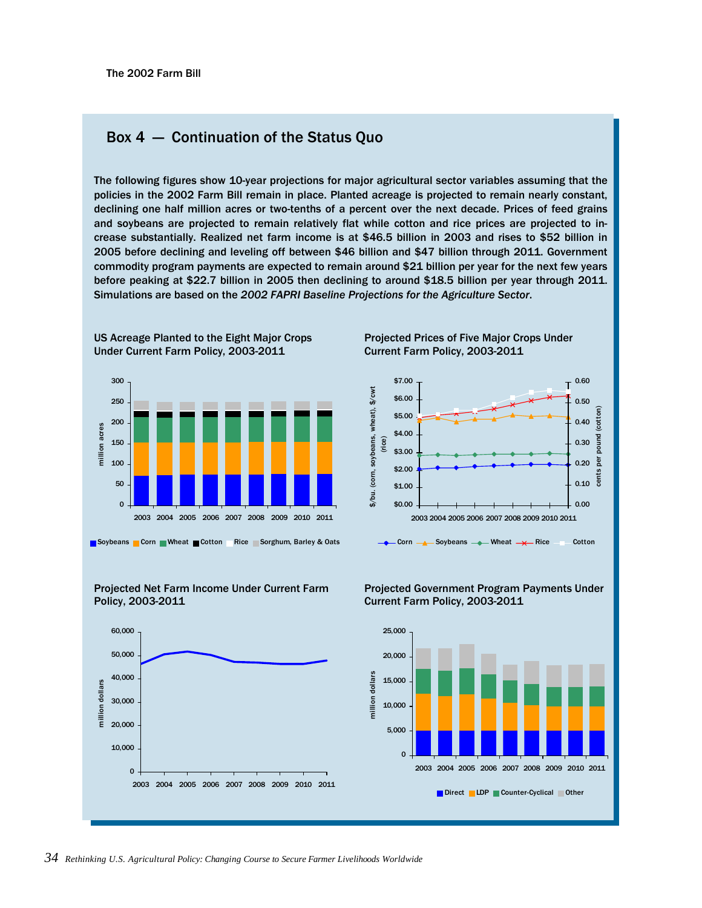## Box 4 — Continuation of the Status Quo

The following figures show 10-year projections for major agricultural sector variables assuming that the policies in the 2002 Farm Bill remain in place. Planted acreage is projected to remain nearly constant, declining one half million acres or two-tenths of a percent over the next decade. Prices of feed grains and soybeans are projected to remain relatively flat while cotton and rice prices are projected to increase substantially. Realized net farm income is at $46.5 billion in 2003 and rises to $52 billion in 2005 before declining and leveling off between $46 billion and $47 billion through 2011. Government commodity program payments are expected to remain around $21 billion per year for the next few years before peaking at $22.7 billion in 2005 then declining to around $18.5 billion per year through 2011. Simulations are based on the *2002 FAPRI Baseline Projections for the Agriculture Sector*.

**US Acreage Planted to the Eight Major Crops Under Current Farm Policy, 2003-2011**

**Projected Prices of Five Major Crops Under Current Farm Policy, 2003-2011**

**Projected Net Farm Income Under Current Farm Policy, 2003-2011**

**Projected Government Program Payments Under Current Farm Policy, 2003-2011**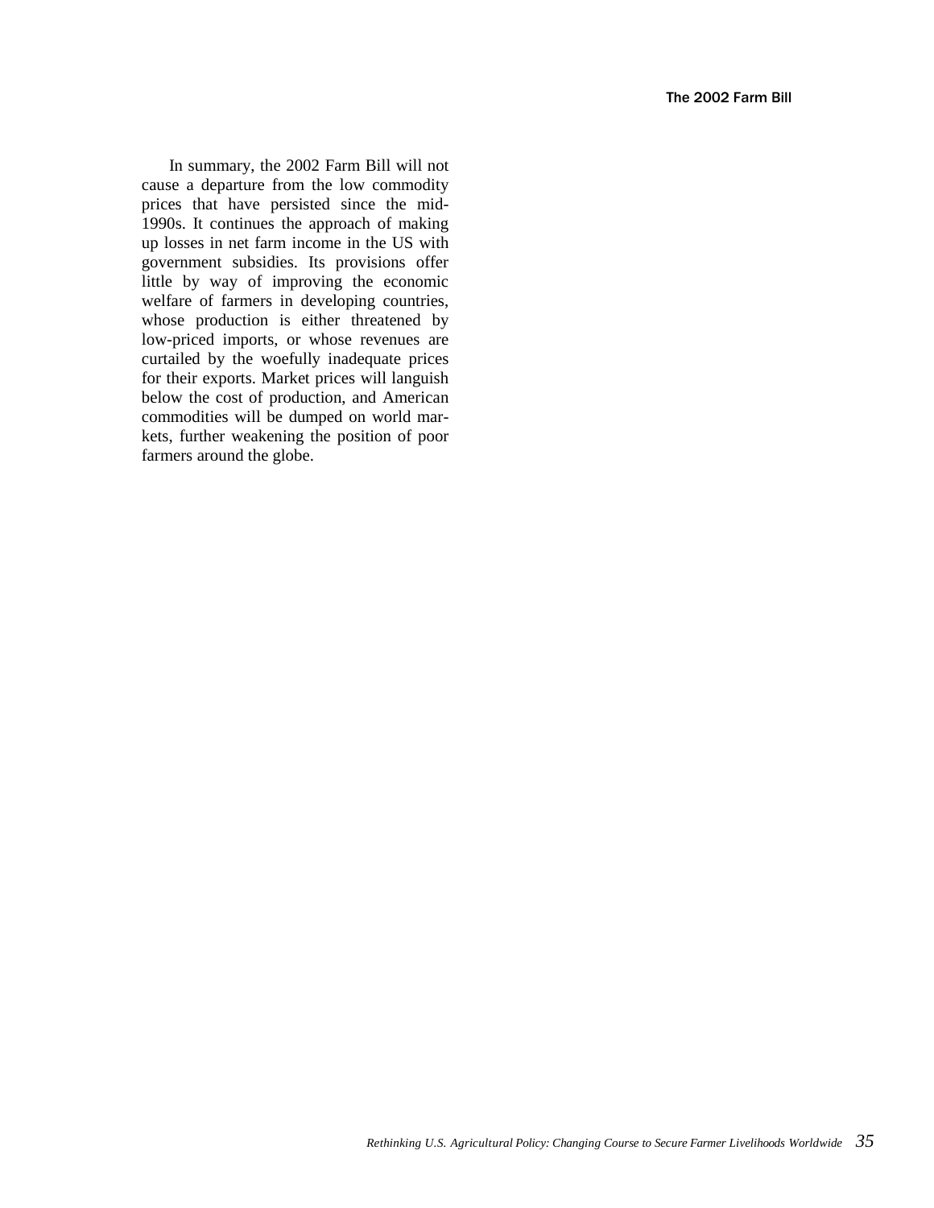In summary, the 2002 Farm Bill will not cause a departure from the low commodity prices that have persisted since the mid-1990s. It continues the approach of making up losses in net farm income in the US with government subsidies. Its provisions offer little by way of improving the economic welfare of farmers in developing countries, whose production is either threatened by low-priced imports, or whose revenues are curtailed by the woefully inadequate prices for their exports. Market prices will languish below the cost of production, and American commodities will be dumped on world markets, further weakening the position of poor farmers around the globe.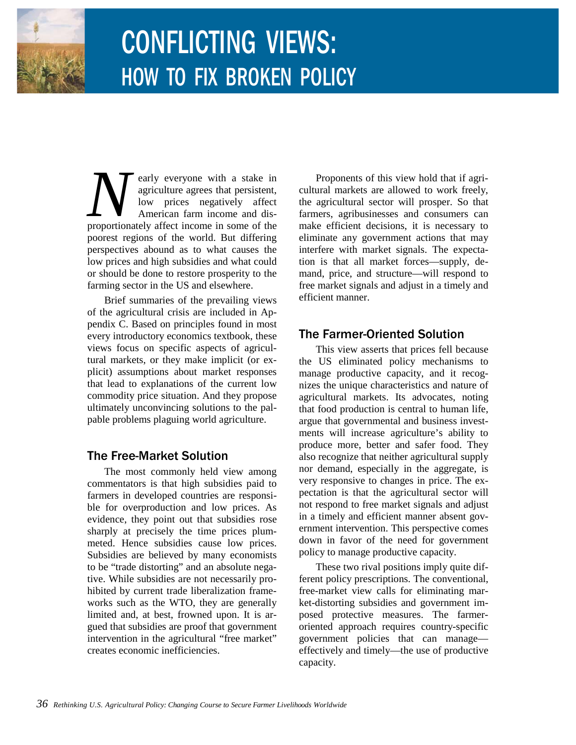# CONFLICTING VIEWS: HOW TO FIX BROKEN POLICY

Nearly everyone with a stake in agriculture agrees that persistent, low prices negatively affect American farm income and disproportionately affect income in some of the poorest regions of the world. But differing perspectives abound as to what causes the low prices and high subsidies and what could or should be done to restore prosperity to the farming sector in the US and elsewhere.

Brief summaries of the prevailing views of the agricultural crisis are included in Appendix C. Based on principles found in most every introductory economics textbook, these views focus on specific aspects of agricultural markets, or they make implicit (or explicit) assumptions about market responses that lead to explanations of the current low commodity price situation. And they propose ultimately unconvincing solutions to the palpable problems plaguing world agriculture.

## The Free-Market Solution

The most commonly held view among commentators is that high subsidies paid to farmers in developed countries are responsible for overproduction and low prices. As evidence, they point out that subsidies rose sharply at precisely the time prices plummeted. Hence subsidies cause low prices. Subsidies are believed by many economists to be "trade distorting" and an absolute negative. While subsidies are not necessarily prohibited by current trade liberalization frameworks such as the WTO, they are generally limited and, at best, frowned upon. It is argued that subsidies are proof that government intervention in the agricultural "free market" creates economic inefficiencies.

Proponents of this view hold that if agricultural markets are allowed to work freely, the agricultural sector will prosper. So that farmers, agribusinesses and consumers can make efficient decisions, it is necessary to eliminate any government actions that may interfere with market signals. The expectation is that all market forces—supply, demand, price, and structure—will respond to free market signals and adjust in a timely and efficient manner.

## The Farmer-Oriented Solution

This view asserts that prices fell because the US eliminated policy mechanisms to manage productive capacity, and it recognizes the unique characteristics and nature of agricultural markets. Its advocates, noting that food production is central to human life, argue that governmental and business investments will increase agriculture's ability to produce more, better and safer food. They also recognize that neither agricultural supply nor demand, especially in the aggregate, is very responsive to changes in price. The expectation is that the agricultural sector will not respond to free market signals and adjust in a timely and efficient manner absent government intervention. This perspective comes down in favor of the need for government policy to manage productive capacity.

These two rival positions imply quite different policy prescriptions. The conventional, free-market view calls for eliminating market-distorting subsidies and government imposed protective measures. The farmer-oriented approach requires country-specific government policies that can manage—effectively and timely—the use of productive capacity.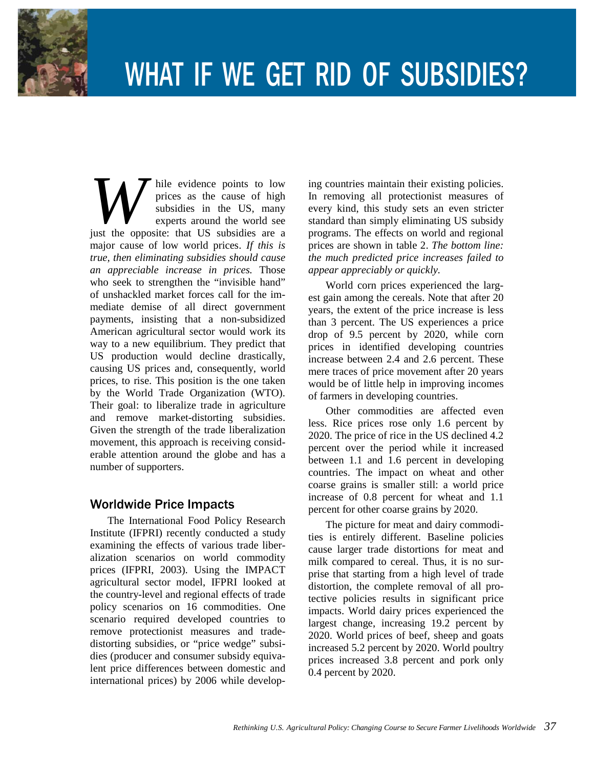# WHAT IF WE GET RID OF SUBSIDIES?

While evidence points to low prices as the cause of high subsidies in the US, many experts around the world see just the opposite: that US subsidies are a major cause of low world prices. *If this is true, then eliminating subsidies should cause an appreciable increase in prices.* Those who seek to strengthen the "invisible hand" of unshackled market forces call for the immediate demise of all direct government payments, insisting that a non-subsidized American agricultural sector would work its way to a new equilibrium. They predict that US production would decline drastically, causing US prices and, consequently, world prices, to rise. This position is the one taken by the World Trade Organization (WTO). Their goal: to liberalize trade in agriculture and remove market-distorting subsidies. Given the strength of the trade liberalization movement, this approach is receiving considerable attention around the globe and has a number of supporters.

## Worldwide Price Impacts

The International Food Policy Research Institute (IFPRI) recently conducted a study examining the effects of various trade liberalization scenarios on world commodity prices (IFPRI, 2003). Using the IMPACT agricultural sector model, IFPRI looked at the country-level and regional effects of trade policy scenarios on 16 commodities. One scenario required developed countries to remove protectionist measures and trade-distorting subsidies, or "price wedge" subsidies (producer and consumer subsidy equivalent price differences between domestic and international prices) by 2006 while developing countries maintain their existing policies. In removing all protectionist measures of every kind, this study sets an even stricter standard than simply eliminating US subsidy programs. The effects on world and regional prices are shown in table 2. *The bottom line: the much predicted price increases failed to appear appreciably or quickly.*

World corn prices experienced the largest gain among the cereals. Note that after 20 years, the extent of the price increase is less than 3 percent. The US experiences a price drop of 9.5 percent by 2020, while corn prices in identified developing countries increase between 2.4 and 2.6 percent. These mere traces of price movement after 20 years would be of little help in improving incomes of farmers in developing countries.

Other commodities are affected even less. Rice prices rose only 1.6 percent by 2020. The price of rice in the US declined 4.2 percent over the period while it increased between 1.1 and 1.6 percent in developing countries. The impact on wheat and other coarse grains is smaller still: a world price increase of 0.8 percent for wheat and 1.1 percent for other coarse grains by 2020.

The picture for meat and dairy commodities is entirely different. Baseline policies cause larger trade distortions for meat and milk compared to cereal. Thus, it is no surprise that starting from a high level of trade distortion, the complete removal of all protective policies results in significant price impacts. World dairy prices experienced the largest change, increasing 19.2 percent by 2020. World prices of beef, sheep and goats increased 5.2 percent by 2020. World poultry prices increased 3.8 percent and pork only 0.4 percent by 2020.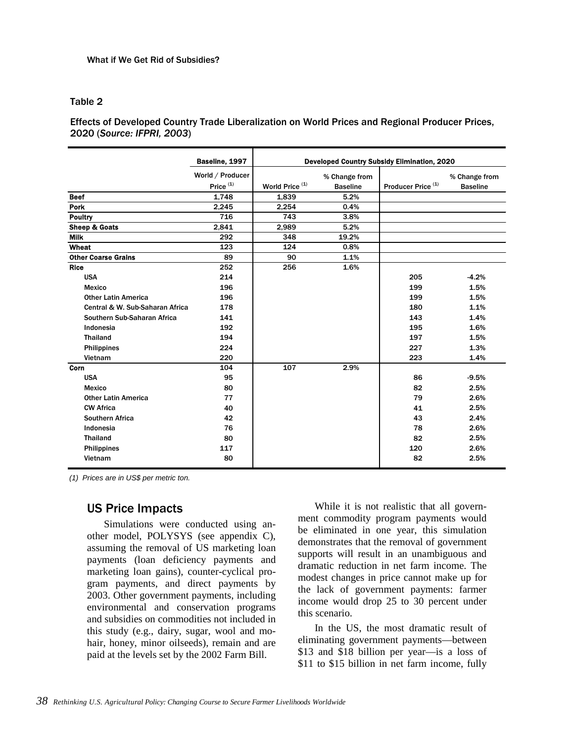What if We Get Rid of Subsidies?

Table 2

Effects of Developed Country Trade Liberalization on World Prices and Regional Producer Prices, 2020 (*Source: IFPRI, 2003*)

| | Baseline, 1997 | Developed Country Subsidy Elimination, 2020 | | | |
|---|---|---|---|---|---|
| | World / Producer Price (1) | World Price (1) | % Change from Baseline | Producer Price (1) | % Change from Baseline |
| **Beef** | 1,748 | 1,839 | 5.2% | | |
| **Pork** | 2,245 | 2,254 | 0.4% | | |
| **Poultry** | 716 | 743 | 3.8% | | |
| **Sheep & Goats** | 2,841 | 2,989 | 5.2% | | |
| **Milk** | 292 | 348 | 19.2% | | |
| **Wheat** | 123 | 124 | 0.8% | | |
| **Other Coarse Grains** | 89 | 90 | 1.1% | | |
| **Rice** | 252 | 256 | 1.6% | | |
| USA | 214 | | | 205 | -4.2% |
| Mexico | 196 | | | 199 | 1.5% |
| Other Latin America | 196 | | | 199 | 1.5% |
| Central & W. Sub-Saharan Africa | 178 | | | 180 | 1.1% |
| Southern Sub-Saharan Africa | 141 | | | 143 | 1.4% |
| Indonesia | 192 | | | 195 | 1.6% |
| Thailand | 194 | | | 197 | 1.5% |
| Philippines | 224 | | | 227 | 1.3% |
| Vietnam | 220 | | | 223 | 1.4% |
| **Corn** | 104 | 107 | 2.9% | | |
| USA | 95 | | | 86 | -9.5% |
| Mexico | 80 | | | 82 | 2.5% |
| Other Latin America | 77 | | | 79 | 2.6% |
| CW Africa | 40 | | | 41 | 2.5% |
| Southern Africa | 42 | | | 43 | 2.4% |
| Indonesia | 76 | | | 78 | 2.6% |
| Thailand | 80 | | | 82 | 2.5% |
| Philippines | 117 | | | 120 | 2.6% |
| Vietnam | 80 | | | 82 | 2.5% |

*(1) Prices are in US$ per metric ton.*

## US Price Impacts

Simulations were conducted using another model, POLYSYS (see appendix C), assuming the removal of US marketing loan payments (loan deficiency payments and marketing loan gains), counter-cyclical program payments, and direct payments by 2003. Other government payments, including environmental and conservation programs and subsidies on commodities not included in this study (e.g., dairy, sugar, wool and mohair, honey, minor oilseeds), remain and are paid at the levels set by the 2002 Farm Bill.

While it is not realistic that all government commodity program payments would be eliminated in one year, this simulation demonstrates that the removal of government supports will result in an unambiguous and dramatic reduction in net farm income. The modest changes in price cannot make up for the lack of government payments: farmer income would drop 25 to 30 percent under this scenario.

In the US, the most dramatic result of eliminating government payments—between \$13 and \$18 billion per year—is a loss of \$11 to \$15 billion in net farm income, fully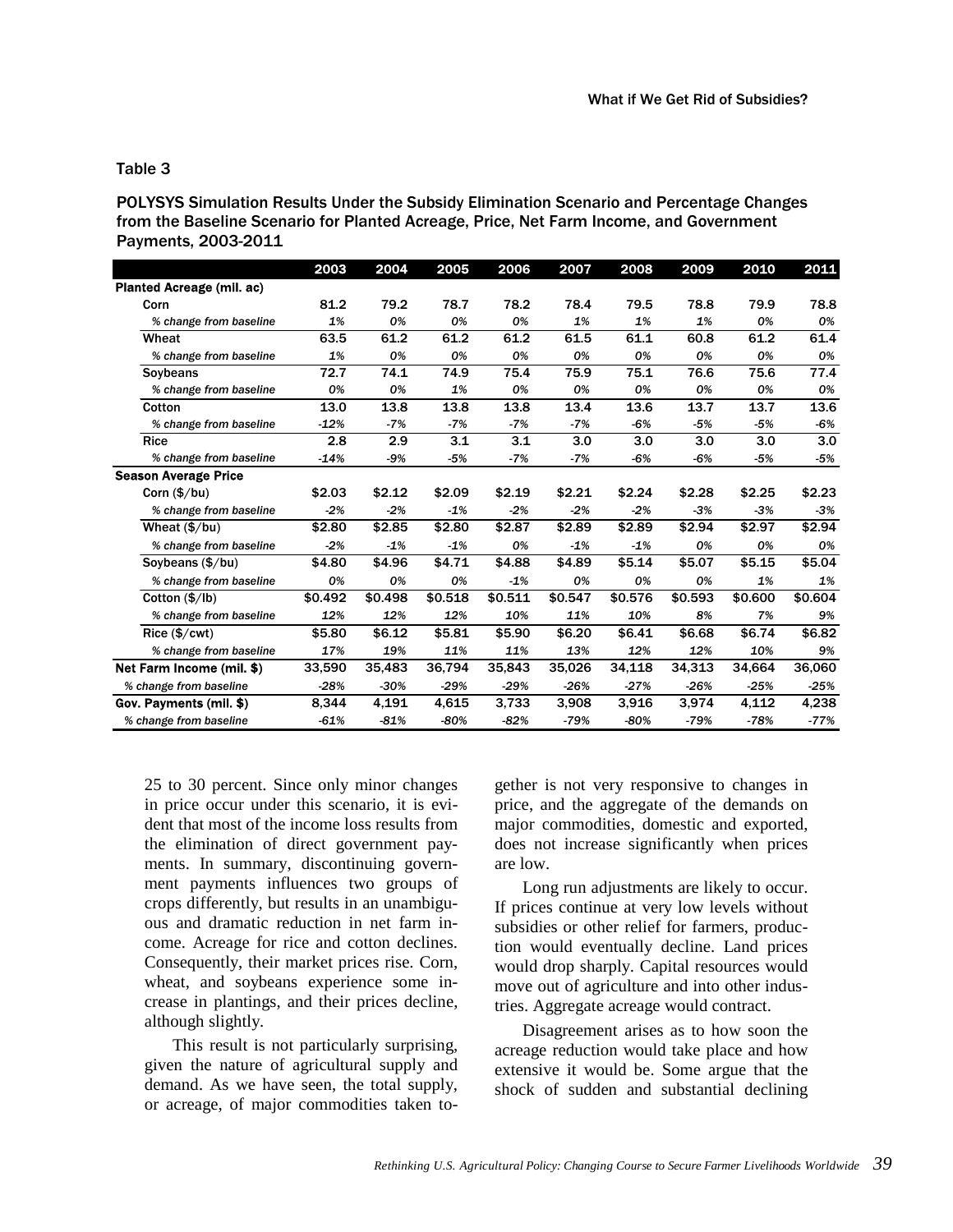Table 3

POLYSYS Simulation Results Under the Subsidy Elimination Scenario and Percentage Changes from the Baseline Scenario for Planted Acreage, Price, Net Farm Income, and Government Payments, 2003-2011

| | 2003 | 2004 | 2005 | 2006 | 2007 | 2008 | 2009 | 2010 | 2011 |
|---|---|---|---|---|---|---|---|---|---|
| **Planted Acreage (mil. ac)** | | | | | | | | | |
| Corn | 81.2 | 79.2 | 78.7 | 78.2 | 78.4 | 79.5 | 78.8 | 79.9 | 78.8 |
| *% change from baseline* | *1%* | *0%* | *0%* | *0%* | *1%* | *1%* | *1%* | *0%* | *0%* |
| Wheat | 63.5 | 61.2 | 61.2 | 61.2 | 61.5 | 61.1 | 60.8 | 61.2 | 61.4 |
| *% change from baseline* | *1%* | *0%* | *0%* | *0%* | *0%* | *0%* | *0%* | *0%* | *0%* |
| Soybeans | 72.7 | 74.1 | 74.9 | 75.4 | 75.9 | 75.1 | 76.6 | 75.6 | 77.4 |
| *% change from baseline* | *0%* | *0%* | *1%* | *0%* | *0%* | *0%* | *0%* | *0%* | *0%* |
| Cotton | 13.0 | 13.8 | 13.8 | 13.8 | 13.4 | 13.6 | 13.7 | 13.7 | 13.6 |
| *% change from baseline* | *-12%* | *-7%* | *-7%* | *-7%* | *-7%* | *-6%* | *-5%* | *-5%* | *-6%* |
| Rice | 2.8 | 2.9 | 3.1 | 3.1 | 3.0 | 3.0 | 3.0 | 3.0 | 3.0 |
| *% change from baseline* | *-14%* | *-9%* | *-5%* | *-7%* | *-7%* | *-6%* | *-6%* | *-5%* | *-5%* |
| **Season Average Price** | | | | | | | | | |
| Corn ($/bu) | $2.03 | $2.12 | $2.09 | $2.19 | $2.21 | $2.24 | $2.28 | $2.25 | $2.23 |
| *% change from baseline* | *-2%* | *-2%* | *-1%* | *-2%* | *-2%* | *-2%* | *-3%* | *-3%* | *-3%* |
| Wheat ($/bu) | $2.80 | $2.85 | $2.80 | $2.87 | $2.89 | $2.89 | $2.94 | $2.97 | $2.94 |
| *% change from baseline* | *-2%* | *-1%* | *-1%* | *0%* | *-1%* | *-1%* | *0%* | *0%* | *0%* |
| Soybeans ($/bu) | $4.80 | $4.96 | $4.71 | $4.88 | $4.89 | $5.14 | $5.07 | $5.15 | $5.04 |
| *% change from baseline* | *0%* | *0%* | *0%* | *-1%* | *0%* | *0%* | *0%* | *1%* | *1%* |
| Cotton ($/lb) | $0.492 | $0.498 | $0.518 | $0.511 | $0.547 | $0.576 | $0.593 | $0.600 | $0.604 |
| *% change from baseline* | *12%* | *12%* | *12%* | *10%* | *11%* | *10%* | *8%* | *7%* | *9%* |
| Rice ($/cwt) | $5.80 | $6.12 | $5.81 | $5.90 | $6.20 | $6.41 | $6.68 | $6.74 | $6.82 |
| *% change from baseline* | *17%* | *19%* | *11%* | *11%* | *13%* | *12%* | *12%* | *10%* | *9%* |
| **Net Farm Income (mil. $)** | 33,590 | 35,483 | 36,794 | 35,843 | 35,026 | 34,118 | 34,313 | 34,664 | 36,060 |
| *% change from baseline* | *-28%* | *-30%* | *-29%* | *-29%* | *-26%* | *-27%* | *-26%* | *-25%* | *-25%* |
| **Gov. Payments (mil. $)** | 8,344 | 4,191 | 4,615 | 3,733 | 3,908 | 3,916 | 3,974 | 4,112 | 4,238 |
| *% change from baseline* | *-61%* | *-81%* | *-80%* | *-82%* | *-79%* | *-80%* | *-79%* | *-78%* | *-77%* |

25 to 30 percent. Since only minor changes in price occur under this scenario, it is evident that most of the income loss results from the elimination of direct government payments. In summary, discontinuing government payments influences two groups of crops differently, but results in an unambiguous and dramatic reduction in net farm income. Acreage for rice and cotton declines. Consequently, their market prices rise. Corn, wheat, and soybeans experience some increase in plantings, and their prices decline, although slightly.

This result is not particularly surprising, given the nature of agricultural supply and demand. As we have seen, the total supply, or acreage, of major commodities taken together is not very responsive to changes in price, and the aggregate of the demands on major commodities, domestic and exported, does not increase significantly when prices are low.

Long run adjustments are likely to occur. If prices continue at very low levels without subsidies or other relief for farmers, production would eventually decline. Land prices would drop sharply. Capital resources would move out of agriculture and into other industries. Aggregate acreage would contract.

Disagreement arises as to how soon the acreage reduction would take place and how extensive it would be. Some argue that the shock of sudden and substantial declining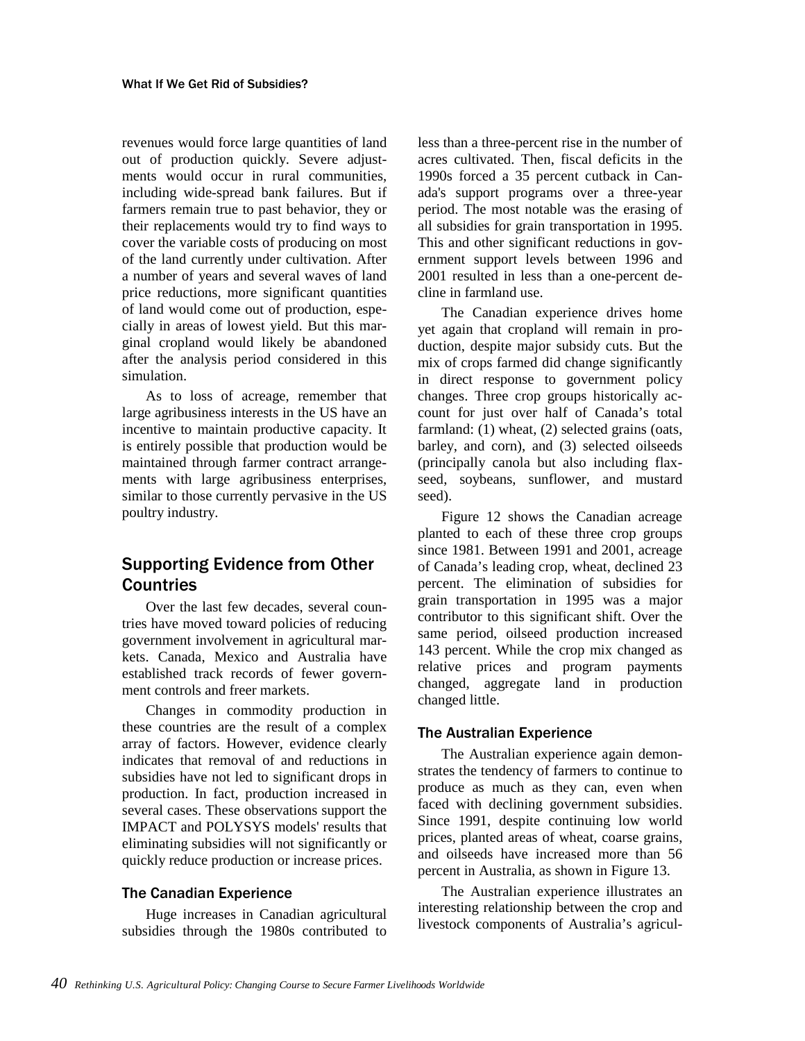revenues would force large quantities of land out of production quickly. Severe adjustments would occur in rural communities, including wide-spread bank failures. But if farmers remain true to past behavior, they or their replacements would try to find ways to cover the variable costs of producing on most of the land currently under cultivation. After a number of years and several waves of land price reductions, more significant quantities of land would come out of production, especially in areas of lowest yield. But this marginal cropland would likely be abandoned after the analysis period considered in this simulation.

As to loss of acreage, remember that large agribusiness interests in the US have an incentive to maintain productive capacity. It is entirely possible that production would be maintained through farmer contract arrangements with large agribusiness enterprises, similar to those currently pervasive in the US poultry industry.

## Supporting Evidence from Other Countries

Over the last few decades, several countries have moved toward policies of reducing government involvement in agricultural markets. Canada, Mexico and Australia have established track records of fewer government controls and freer markets.

Changes in commodity production in these countries are the result of a complex array of factors. However, evidence clearly indicates that removal of and reductions in subsidies have not led to significant drops in production. In fact, production increased in several cases. These observations support the IMPACT and POLYSYS models' results that eliminating subsidies will not significantly or quickly reduce production or increase prices.

### The Canadian Experience

Huge increases in Canadian agricultural subsidies through the 1980s contributed to less than a three-percent rise in the number of acres cultivated. Then, fiscal deficits in the 1990s forced a 35 percent cutback in Canada's support programs over a three-year period. The most notable was the erasing of all subsidies for grain transportation in 1995. This and other significant reductions in government support levels between 1996 and 2001 resulted in less than a one-percent decline in farmland use.

The Canadian experience drives home yet again that cropland will remain in production, despite major subsidy cuts. But the mix of crops farmed did change significantly in direct response to government policy changes. Three crop groups historically account for just over half of Canada's total farmland: (1) wheat, (2) selected grains (oats, barley, and corn), and (3) selected oilseeds (principally canola but also including flaxseed, soybeans, sunflower, and mustard seed).

Figure 12 shows the Canadian acreage planted to each of these three crop groups since 1981. Between 1991 and 2001, acreage of Canada's leading crop, wheat, declined 23 percent. The elimination of subsidies for grain transportation in 1995 was a major contributor to this significant shift. Over the same period, oilseed production increased 143 percent. While the crop mix changed as relative prices and program payments changed, aggregate land in production changed little.

### The Australian Experience

The Australian experience again demonstrates the tendency of farmers to continue to produce as much as they can, even when faced with declining government subsidies. Since 1991, despite continuing low world prices, planted areas of wheat, coarse grains, and oilseeds have increased more than 56 percent in Australia, as shown in Figure 13.

The Australian experience illustrates an interesting relationship between the crop and livestock components of Australia's agricul-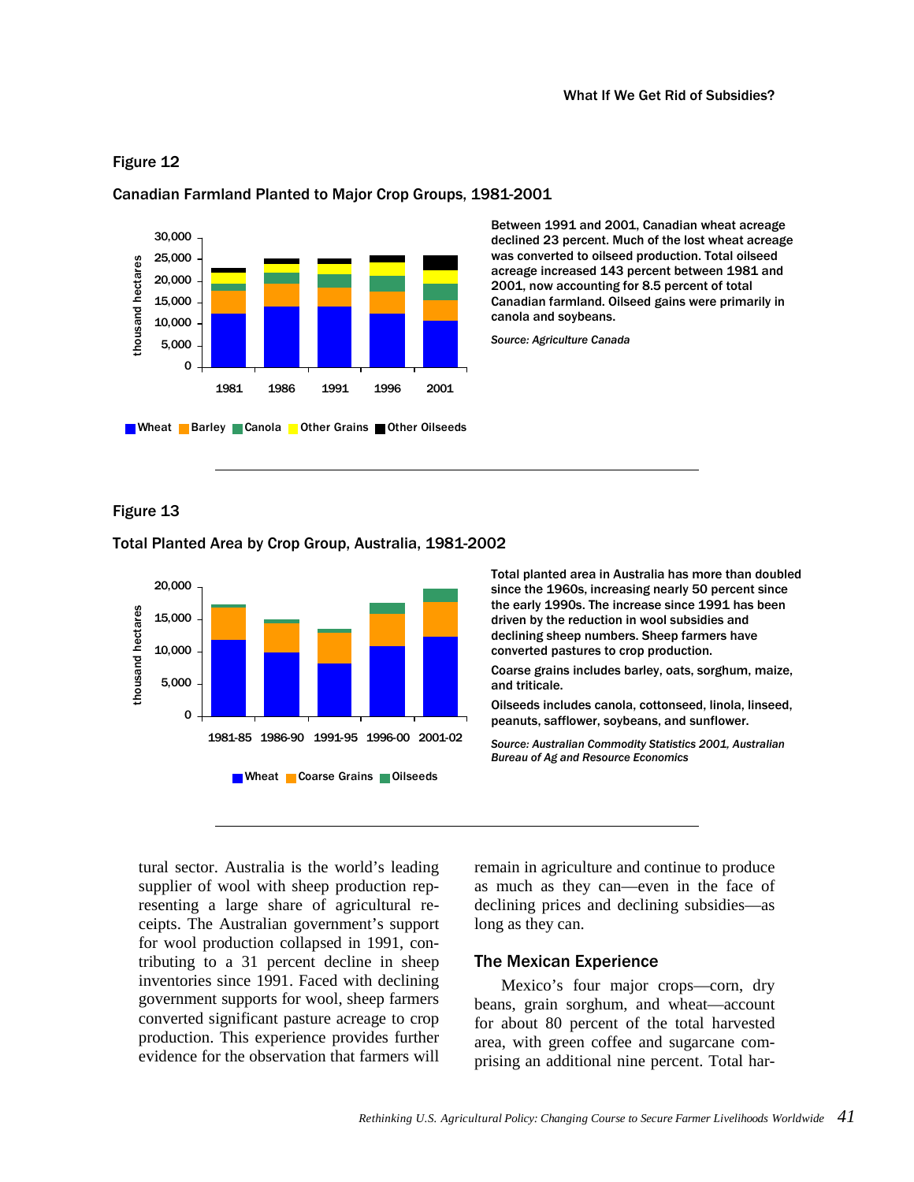Figure 12

Canadian Farmland Planted to Major Crop Groups, 1981-2001

Between 1991 and 2001, Canadian wheat acreage declined 23 percent. Much of the lost wheat acreage was converted to oilseed production. Total oilseed acreage increased 143 percent between 1981 and 2001, now accounting for 8.5 percent of total Canadian farmland. Oilseed gains were primarily in canola and soybeans.

*Source: Agriculture Canada*

Figure 13

Total Planted Area by Crop Group, Australia, 1981-2002

Total planted area in Australia has more than doubled since the 1960s, increasing nearly 50 percent since the early 1990s. The increase since 1991 has been driven by the reduction in wool subsidies and declining sheep numbers. Sheep farmers have converted pastures to crop production.

Coarse grains includes barley, oats, sorghum, maize, and triticale.

Oilseeds includes canola, cottonseed, linola, linseed, peanuts, safflower, soybeans, and sunflower.

*Source: Australian Commodity Statistics 2001, Australian Bureau of Ag and Resource Economics*

tural sector. Australia is the world's leading supplier of wool with sheep production representing a large share of agricultural receipts. The Australian government's support for wool production collapsed in 1991, contributing to a 31 percent decline in sheep inventories since 1991. Faced with declining government supports for wool, sheep farmers converted significant pasture acreage to crop production. This experience provides further evidence for the observation that farmers will remain in agriculture and continue to produce as much as they can—even in the face of declining prices and declining subsidies—as long as they can.

## The Mexican Experience

Mexico's four major crops—corn, dry beans, grain sorghum, and wheat—account for about 80 percent of the total harvested area, with green coffee and sugarcane comprising an additional nine percent. Total har-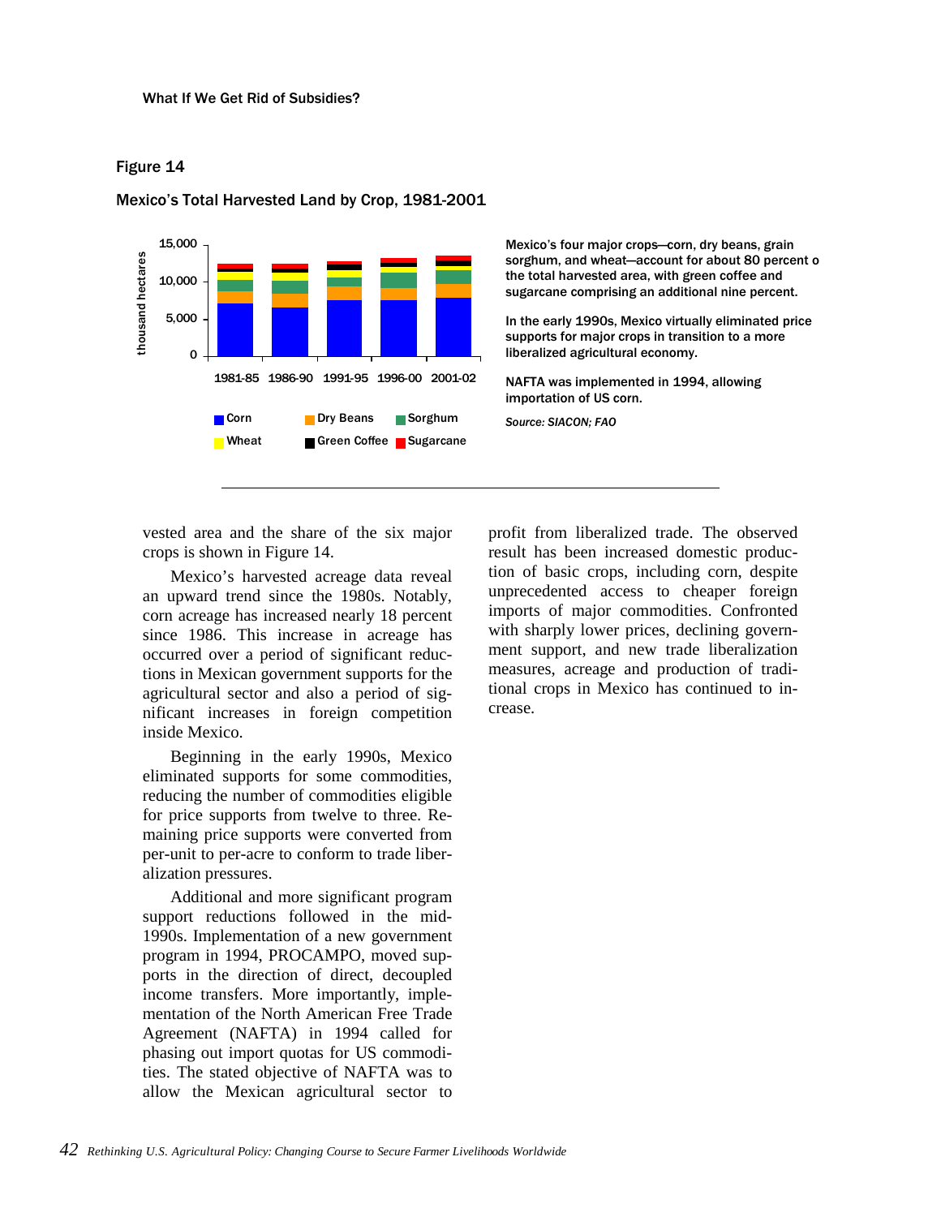Figure 14

Mexico's Total Harvested Land by Crop, 1981-2001

Mexico's four major crops—corn, dry beans, grain sorghum, and wheat—account for about 80 percent o the total harvested area, with green coffee and sugarcane comprising an additional nine percent.

In the early 1990s, Mexico virtually eliminated price supports for major crops in transition to a more liberalized agricultural economy.

NAFTA was implemented in 1994, allowing importation of US corn.

*Source: SIACON; FAO*

vested area and the share of the six major crops is shown in Figure 14.

Mexico's harvested acreage data reveal an upward trend since the 1980s. Notably, corn acreage has increased nearly 18 percent since 1986. This increase in acreage has occurred over a period of significant reductions in Mexican government supports for the agricultural sector and also a period of significant increases in foreign competition inside Mexico.

Beginning in the early 1990s, Mexico eliminated supports for some commodities, reducing the number of commodities eligible for price supports from twelve to three. Remaining price supports were converted from per-unit to per-acre to conform to trade liberalization pressures.

Additional and more significant program support reductions followed in the mid-1990s. Implementation of a new government program in 1994, PROCAMPO, moved supports in the direction of direct, decoupled income transfers. More importantly, implementation of the North American Free Trade Agreement (NAFTA) in 1994 called for phasing out import quotas for US commodities. The stated objective of NAFTA was to allow the Mexican agricultural sector to profit from liberalized trade. The observed result has been increased domestic production of basic crops, including corn, despite unprecedented access to cheaper foreign imports of major commodities. Confronted with sharply lower prices, declining government support, and new trade liberalization measures, acreage and production of traditional crops in Mexico has continued to increase.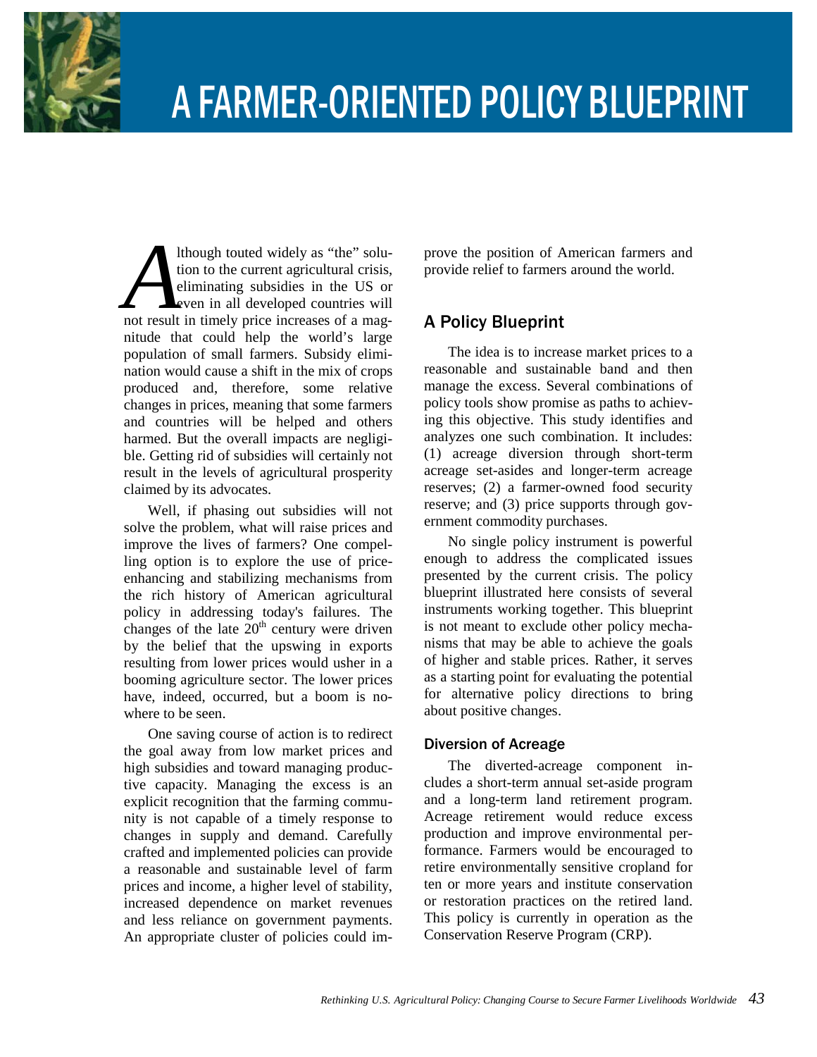# A FARMER-ORIENTED POLICY BLUEPRINT

Although touted widely as "the" solution to the current agricultural crisis, eliminating subsidies in the US or even in all developed countries will not result in timely price increases of a magnitude that could help the world's large population of small farmers. Subsidy elimination would cause a shift in the mix of crops produced and, therefore, some relative changes in prices, meaning that some farmers and countries will be helped and others harmed. But the overall impacts are negligible. Getting rid of subsidies will certainly not result in the levels of agricultural prosperity claimed by its advocates.

Well, if phasing out subsidies will not solve the problem, what will raise prices and improve the lives of farmers? One compelling option is to explore the use of price-enhancing and stabilizing mechanisms from the rich history of American agricultural policy in addressing today's failures. The changes of the late 20th century were driven by the belief that the upswing in exports resulting from lower prices would usher in a booming agriculture sector. The lower prices have, indeed, occurred, but a boom is nowhere to be seen.

One saving course of action is to redirect the goal away from low market prices and high subsidies and toward managing productive capacity. Managing the excess is an explicit recognition that the farming community is not capable of a timely response to changes in supply and demand. Carefully crafted and implemented policies can provide a reasonable and sustainable level of farm prices and income, a higher level of stability, increased dependence on market revenues and less reliance on government payments. An appropriate cluster of policies could improve the position of American farmers and provide relief to farmers around the world.

## A Policy Blueprint

The idea is to increase market prices to a reasonable and sustainable band and then manage the excess. Several combinations of policy tools show promise as paths to achieving this objective. This study identifies and analyzes one such combination. It includes: (1) acreage diversion through short-term acreage set-asides and longer-term acreage reserves; (2) a farmer-owned food security reserve; and (3) price supports through government commodity purchases.

No single policy instrument is powerful enough to address the complicated issues presented by the current crisis. The policy blueprint illustrated here consists of several instruments working together. This blueprint is not meant to exclude other policy mechanisms that may be able to achieve the goals of higher and stable prices. Rather, it serves as a starting point for evaluating the potential for alternative policy directions to bring about positive changes.

### Diversion of Acreage

The diverted-acreage component includes a short-term annual set-aside program and a long-term land retirement program. Acreage retirement would reduce excess production and improve environmental performance. Farmers would be encouraged to retire environmentally sensitive cropland for ten or more years and institute conservation or restoration practices on the retired land. This policy is currently in operation as the Conservation Reserve Program (CRP).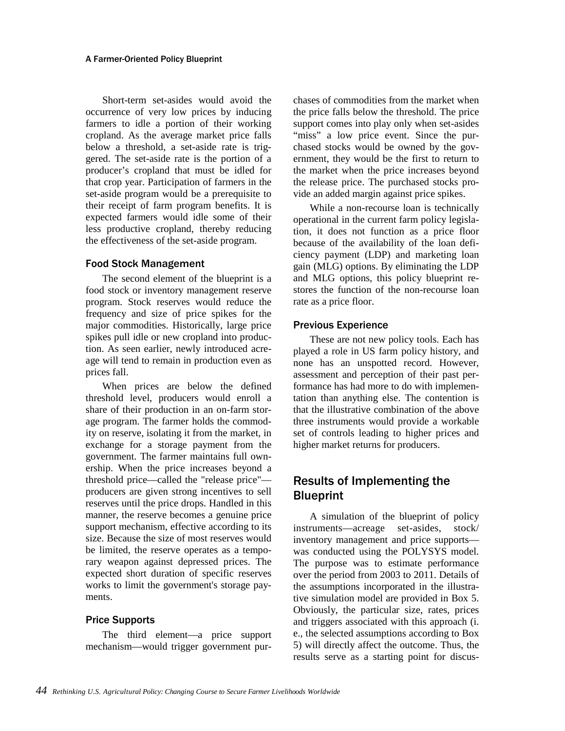Short-term set-asides would avoid the occurrence of very low prices by inducing farmers to idle a portion of their working cropland. As the average market price falls below a threshold, a set-aside rate is triggered. The set-aside rate is the portion of a producer's cropland that must be idled for that crop year. Participation of farmers in the set-aside program would be a prerequisite to their receipt of farm program benefits. It is expected farmers would idle some of their less productive cropland, thereby reducing the effectiveness of the set-aside program.

### Food Stock Management

The second element of the blueprint is a food stock or inventory management reserve program. Stock reserves would reduce the frequency and size of price spikes for the major commodities. Historically, large price spikes pull idle or new cropland into production. As seen earlier, newly introduced acreage will tend to remain in production even as prices fall.

When prices are below the defined threshold level, producers would enroll a share of their production in an on-farm storage program. The farmer holds the commodity on reserve, isolating it from the market, in exchange for a storage payment from the government. The farmer maintains full ownership. When the price increases beyond a threshold price—called the "release price"—producers are given strong incentives to sell reserves until the price drops. Handled in this manner, the reserve becomes a genuine price support mechanism, effective according to its size. Because the size of most reserves would be limited, the reserve operates as a temporary weapon against depressed prices. The expected short duration of specific reserves works to limit the government's storage payments.

### Price Supports

The third element—a price support mechanism—would trigger government purchases of commodities from the market when the price falls below the threshold. The price support comes into play only when set-asides "miss" a low price event. Since the purchased stocks would be owned by the government, they would be the first to return to the market when the price increases beyond the release price. The purchased stocks provide an added margin against price spikes.

While a non-recourse loan is technically operational in the current farm policy legislation, it does not function as a price floor because of the availability of the loan deficiency payment (LDP) and marketing loan gain (MLG) options. By eliminating the LDP and MLG options, this policy blueprint restores the function of the non-recourse loan rate as a price floor.

### Previous Experience

These are not new policy tools. Each has played a role in US farm policy history, and none has an unspotted record. However, assessment and perception of their past performance has had more to do with implementation than anything else. The contention is that the illustrative combination of the above three instruments would provide a workable set of controls leading to higher prices and higher market returns for producers.

## Results of Implementing the Blueprint

A simulation of the blueprint of policy instruments—acreage set-asides, stock/inventory management and price supports—was conducted using the POLYSYS model. The purpose was to estimate performance over the period from 2003 to 2011. Details of the assumptions incorporated in the illustrative simulation model are provided in Box 5. Obviously, the particular size, rates, prices and triggers associated with this approach (i. e., the selected assumptions according to Box 5) will directly affect the outcome. Thus, the results serve as a starting point for discus-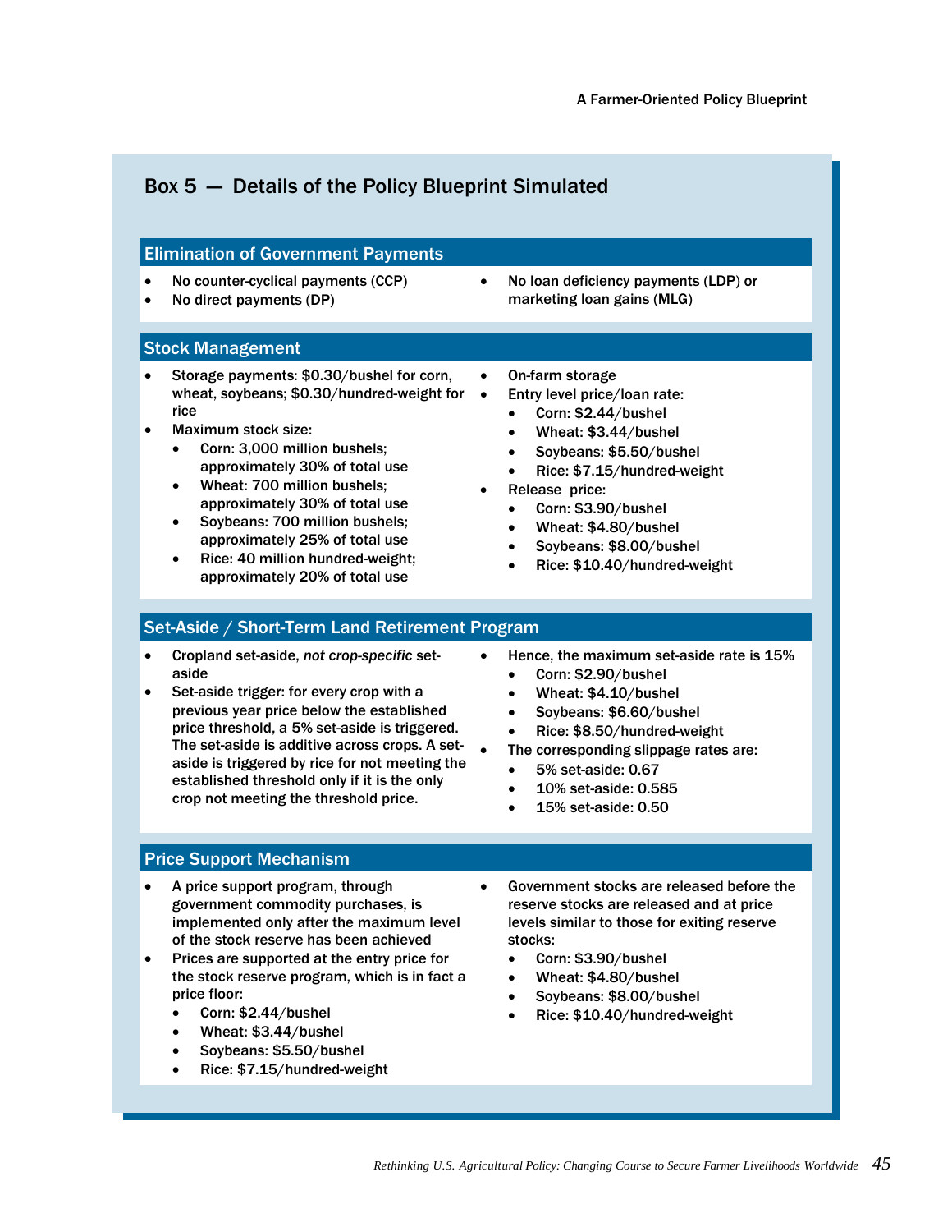## Box 5 — Details of the Policy Blueprint Simulated

### Elimination of Government Payments

- No counter-cyclical payments (CCP)
- No direct payments (DP)
- No loan deficiency payments (LDP) or marketing loan gains (MLG)

### Stock Management

- Storage payments: $0.30/bushel for corn, wheat, soybeans; $0.30/hundred-weight for rice
- Maximum stock size:
  - Corn: 3,000 million bushels; approximately 30% of total use
  - Wheat: 700 million bushels; approximately 30% of total use
  - Soybeans: 700 million bushels; approximately 25% of total use
  - Rice: 40 million hundred-weight; approximately 20% of total use
- On-farm storage
- Entry level price/loan rate:
  - Corn: $2.44/bushel
  - Wheat: $3.44/bushel
  - Soybeans: $5.50/bushel
  - Rice: $7.15/hundred-weight
- Release price:
  - Corn: $3.90/bushel
  - Wheat: $4.80/bushel
  - Soybeans: $8.00/bushel
  - Rice: $10.40/hundred-weight

### Set-Aside / Short-Term Land Retirement Program

- Cropland set-aside, *not crop-specific* set-aside
- Set-aside trigger: for every crop with a previous year price below the established price threshold, a 5% set-aside is triggered. The set-aside is additive across crops. A set-aside is triggered by rice for not meeting the established threshold only if it is the only crop not meeting the threshold price.
- Hence, the maximum set-aside rate is 15%
  - Corn: $2.90/bushel
  - Wheat: $4.10/bushel
  - Soybeans: $6.60/bushel
  - Rice: $8.50/hundred-weight
- The corresponding slippage rates are:
  - 5% set-aside: 0.67
  - 10% set-aside: 0.585
  - 15% set-aside: 0.50

### Price Support Mechanism

- A price support program, through government commodity purchases, is implemented only after the maximum level of the stock reserve has been achieved
- Prices are supported at the entry price for the stock reserve program, which is in fact a price floor:
  - Corn: $2.44/bushel
  - Wheat: $3.44/bushel
  - Soybeans: $5.50/bushel
  - Rice: $7.15/hundred-weight
- Government stocks are released before the reserve stocks are released and at price levels similar to those for exiting reserve stocks:
  - Corn: $3.90/bushel
  - Wheat: $4.80/bushel
  - Soybeans: $8.00/bushel
  - Rice: $10.40/hundred-weight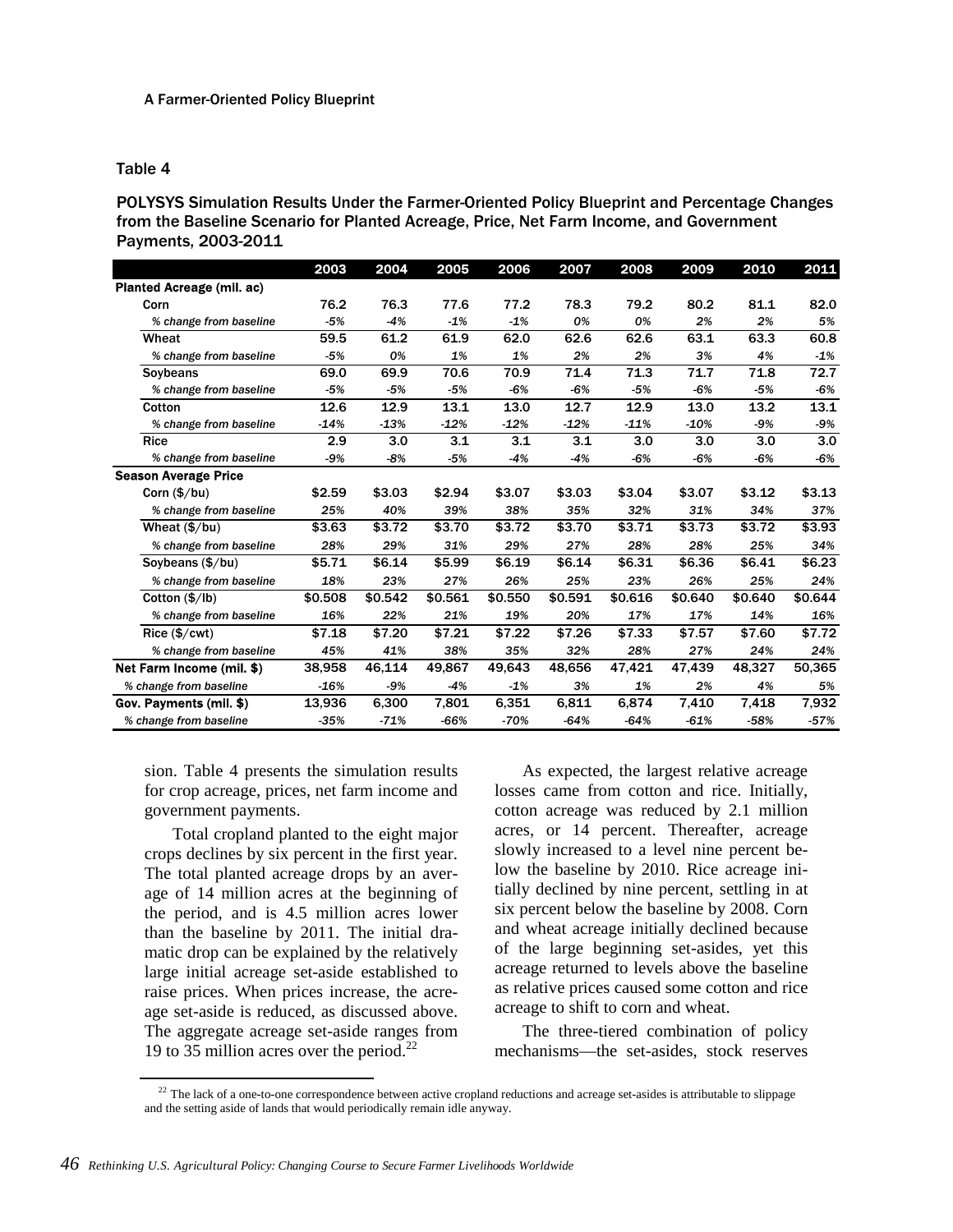Table 4

POLYSYS Simulation Results Under the Farmer-Oriented Policy Blueprint and Percentage Changes from the Baseline Scenario for Planted Acreage, Price, Net Farm Income, and Government Payments, 2003-2011

| | 2003 | 2004 | 2005 | 2006 | 2007 | 2008 | 2009 | 2010 | 2011 |
|---|---|---|---|---|---|---|---|---|---|
| **Planted Acreage (mil. ac)** | | | | | | | | | |
| Corn | 76.2 | 76.3 | 77.6 | 77.2 | 78.3 | 79.2 | 80.2 | 81.1 | 82.0 |
| *% change from baseline* | *-5%* | *-4%* | *-1%* | *-1%* | *0%* | *0%* | *2%* | *2%* | *5%* |
| Wheat | 59.5 | 61.2 | 61.9 | 62.0 | 62.6 | 62.6 | 63.1 | 63.3 | 60.8 |
| *% change from baseline* | *-5%* | *0%* | *1%* | *1%* | *2%* | *2%* | *3%* | *4%* | *-1%* |
| Soybeans | 69.0 | 69.9 | 70.6 | 70.9 | 71.4 | 71.3 | 71.7 | 71.8 | 72.7 |
| *% change from baseline* | *-5%* | *-5%* | *-5%* | *-6%* | *-6%* | *-5%* | *-6%* | *-5%* | *-6%* |
| Cotton | 12.6 | 12.9 | 13.1 | 13.0 | 12.7 | 12.9 | 13.0 | 13.2 | 13.1 |
| *% change from baseline* | *-14%* | *-13%* | *-12%* | *-12%* | *-12%* | *-11%* | *-10%* | *-9%* | *-9%* |
| Rice | 2.9 | 3.0 | 3.1 | 3.1 | 3.1 | 3.0 | 3.0 | 3.0 | 3.0 |
| *% change from baseline* | *-9%* | *-8%* | *-5%* | *-4%* | *-4%* | *-6%* | *-6%* | *-6%* | *-6%* |
| **Season Average Price** | | | | | | | | | |
| Corn ($/bu) | $2.59 | $3.03 | $2.94 | $3.07 | $3.03 | $3.04 | $3.07 | $3.12 | $3.13 |
| *% change from baseline* | *25%* | *40%* | *39%* | *38%* | *35%* | *32%* | *31%* | *34%* | *37%* |
| Wheat ($/bu) | $3.63 | $3.72 | $3.70 | $3.72 | $3.70 | $3.71 | $3.73 | $3.72 | $3.93 |
| *% change from baseline* | *28%* | *29%* | *31%* | *29%* | *27%* | *28%* | *28%* | *25%* | *34%* |
| Soybeans ($/bu) | $5.71 | $6.14 | $5.99 | $6.19 | $6.14 | $6.31 | $6.36 | $6.41 | $6.23 |
| *% change from baseline* | *18%* | *23%* | *27%* | *26%* | *25%* | *23%* | *26%* | *25%* | *24%* |
| Cotton ($/lb) | $0.508 | $0.542 | $0.561 | $0.550 | $0.591 | $0.616 | $0.640 | $0.640 | $0.644 |
| *% change from baseline* | *16%* | *22%* | *21%* | *19%* | *20%* | *17%* | *17%* | *14%* | *16%* |
| Rice ($/cwt) | $7.18 | $7.20 | $7.21 | $7.22 | $7.26 | $7.33 | $7.57 | $7.60 | $7.72 |
| *% change from baseline* | *45%* | *41%* | *38%* | *35%* | *32%* | *28%* | *27%* | *24%* | *24%* |
| **Net Farm Income (mil. $)** | 38,958 | 46,114 | 49,867 | 49,643 | 48,656 | 47,421 | 47,439 | 48,327 | 50,365 |
| *% change from baseline* | *-16%* | *-9%* | *-4%* | *-1%* | *3%* | *1%* | *2%* | *4%* | *5%* |
| **Gov. Payments (mil. $)** | 13,936 | 6,300 | 7,801 | 6,351 | 6,811 | 6,874 | 7,410 | 7,418 | 7,932 |
| *% change from baseline* | *-35%* | *-71%* | *-66%* | *-70%* | *-64%* | *-64%* | *-61%* | *-58%* | *-57%* |

sion. Table 4 presents the simulation results for crop acreage, prices, net farm income and government payments.

Total cropland planted to the eight major crops declines by six percent in the first year. The total planted acreage drops by an average of 14 million acres at the beginning of the period, and is 4.5 million acres lower than the baseline by 2011. The initial dramatic drop can be explained by the relatively large initial acreage set-aside established to raise prices. When prices increase, the acreage set-aside is reduced, as discussed above. The aggregate acreage set-aside ranges from 19 to 35 million acres over the period.[22]

As expected, the largest relative acreage losses came from cotton and rice. Initially, cotton acreage was reduced by 2.1 million acres, or 14 percent. Thereafter, acreage slowly increased to a level nine percent below the baseline by 2010. Rice acreage initially declined by nine percent, settling in at six percent below the baseline by 2008. Corn and wheat acreage initially declined because of the large beginning set-asides, yet this acreage returned to levels above the baseline as relative prices caused some cotton and rice acreage to shift to corn and wheat.

The three-tiered combination of policy mechanisms—the set-asides, stock reserves

[22] The lack of a one-to-one correspondence between active cropland reductions and acreage set-asides is attributable to slippage and the setting aside of lands that would periodically remain idle anyway.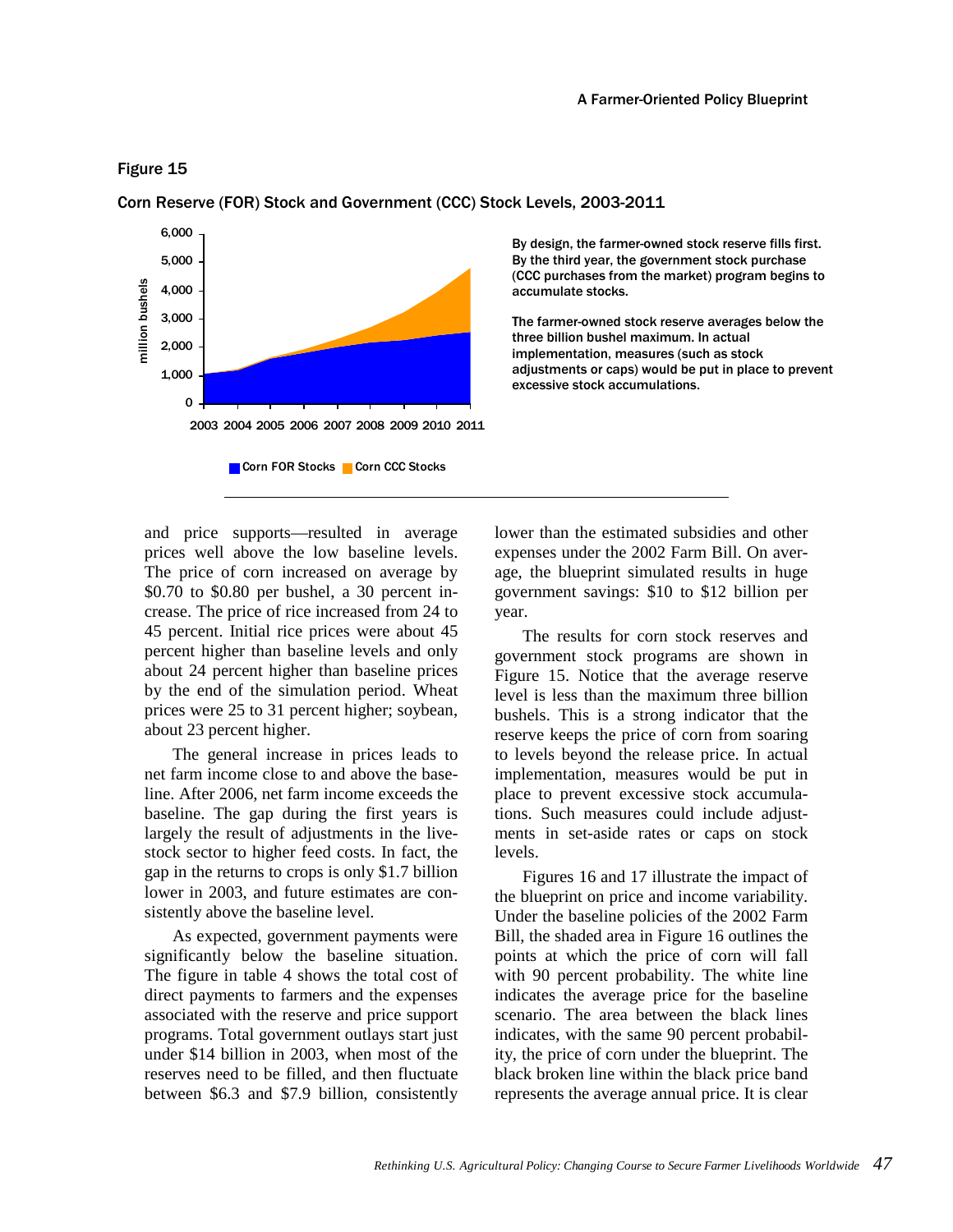Figure 15

Corn Reserve (FOR) Stock and Government (CCC) Stock Levels, 2003-2011

By design, the farmer-owned stock reserve fills first. By the third year, the government stock purchase (CCC purchases from the market) program begins to accumulate stocks.

The farmer-owned stock reserve averages below the three billion bushel maximum. In actual implementation, measures (such as stock adjustments or caps) would be put in place to prevent excessive stock accumulations.

and price supports—resulted in average prices well above the low baseline levels. The price of corn increased on average by $0.70 to $0.80 per bushel, a 30 percent increase. The price of rice increased from 24 to 45 percent. Initial rice prices were about 45 percent higher than baseline levels and only about 24 percent higher than baseline prices by the end of the simulation period. Wheat prices were 25 to 31 percent higher; soybean, about 23 percent higher.

The general increase in prices leads to net farm income close to and above the baseline. After 2006, net farm income exceeds the baseline. The gap during the first years is largely the result of adjustments in the livestock sector to higher feed costs. In fact, the gap in the returns to crops is only $1.7 billion lower in 2003, and future estimates are consistently above the baseline level.

As expected, government payments were significantly below the baseline situation. The figure in table 4 shows the total cost of direct payments to farmers and the expenses associated with the reserve and price support programs. Total government outlays start just under $14 billion in 2003, when most of the reserves need to be filled, and then fluctuate between $6.3 and $7.9 billion, consistently lower than the estimated subsidies and other expenses under the 2002 Farm Bill. On average, the blueprint simulated results in huge government savings: $10 to $12 billion per year.

The results for corn stock reserves and government stock programs are shown in Figure 15. Notice that the average reserve level is less than the maximum three billion bushels. This is a strong indicator that the reserve keeps the price of corn from soaring to levels beyond the release price. In actual implementation, measures would be put in place to prevent excessive stock accumulations. Such measures could include adjustments in set-aside rates or caps on stock levels.

Figures 16 and 17 illustrate the impact of the blueprint on price and income variability. Under the baseline policies of the 2002 Farm Bill, the shaded area in Figure 16 outlines the points at which the price of corn will fall with 90 percent probability. The white line indicates the average price for the baseline scenario. The area between the black lines indicates, with the same 90 percent probability, the price of corn under the blueprint. The black broken line within the black price band represents the average annual price. It is clear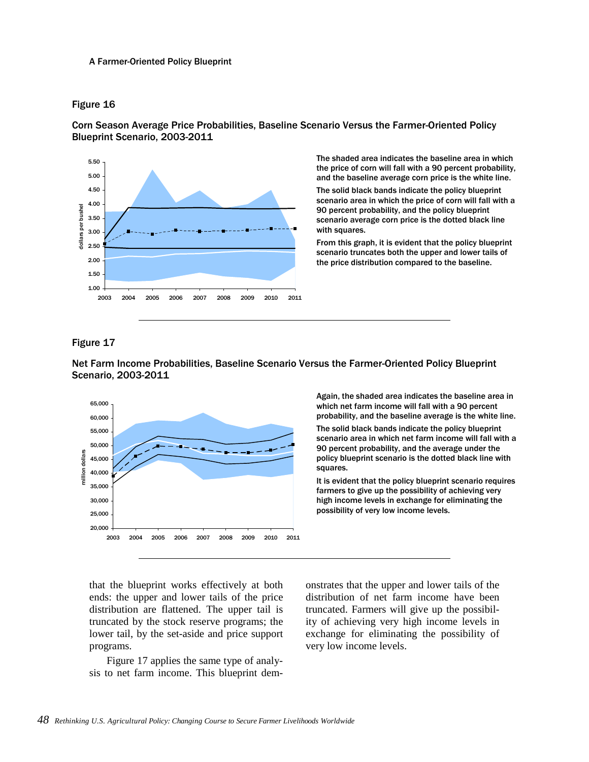## Figure 16

**Corn Season Average Price Probabilities, Baseline Scenario Versus the Farmer-Oriented Policy Blueprint Scenario, 2003-2011**

The shaded area indicates the baseline area in which the price of corn will fall with a 90 percent probability, and the baseline average corn price is the white line.

The solid black bands indicate the policy blueprint scenario area in which the price of corn will fall with a 90 percent probability, and the policy blueprint scenario average corn price is the dotted black line with squares.

From this graph, it is evident that the policy blueprint scenario truncates both the upper and lower tails of the price distribution compared to the baseline.

## Figure 17

**Net Farm Income Probabilities, Baseline Scenario Versus the Farmer-Oriented Policy Blueprint Scenario, 2003-2011**

Again, the shaded area indicates the baseline area in which net farm income will fall with a 90 percent probability, and the baseline average is the white line.

The solid black bands indicate the policy blueprint scenario area in which net farm income will fall with a 90 percent probability, and the average under the policy blueprint scenario is the dotted black line with squares.

It is evident that the policy blueprint scenario requires farmers to give up the possibility of achieving very high income levels in exchange for eliminating the possibility of very low income levels.

that the blueprint works effectively at both ends: the upper and lower tails of the price distribution are flattened. The upper tail is truncated by the stock reserve programs; the lower tail, by the set-aside and price support programs.

Figure 17 applies the same type of analysis to net farm income. This blueprint demonstrates that the upper and lower tails of the distribution of net farm income have been truncated. Farmers will give up the possibility of achieving very high income levels in exchange for eliminating the possibility of very low income levels.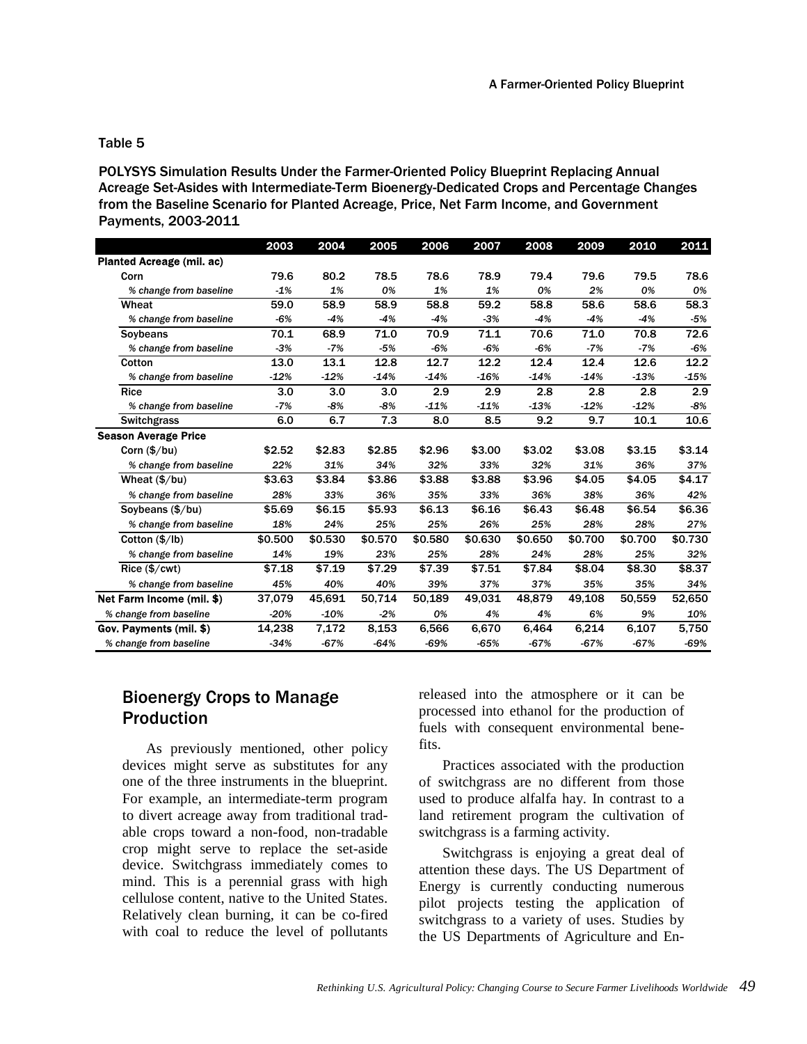Table 5

POLYSYS Simulation Results Under the Farmer-Oriented Policy Blueprint Replacing Annual Acreage Set-Asides with Intermediate-Term Bioenergy-Dedicated Crops and Percentage Changes from the Baseline Scenario for Planted Acreage, Price, Net Farm Income, and Government Payments, 2003-2011

| | 2003 | 2004 | 2005 | 2006 | 2007 | 2008 | 2009 | 2010 | 2011 |
|---|---|---|---|---|---|---|---|---|---|
| **Planted Acreage (mil. ac)** | | | | | | | | | |
| Corn | 79.6 | 80.2 | 78.5 | 78.6 | 78.9 | 79.4 | 79.6 | 79.5 | 78.6 |
| *% change from baseline* | *-1%* | *1%* | *0%* | *1%* | *1%* | *0%* | *2%* | *0%* | *0%* |
| Wheat | 59.0 | 58.9 | 58.9 | 58.8 | 59.2 | 58.8 | 58.6 | 58.6 | 58.3 |
| *% change from baseline* | *-6%* | *-4%* | *-4%* | *-4%* | *-3%* | *-4%* | *-4%* | *-4%* | *-5%* |
| Soybeans | 70.1 | 68.9 | 71.0 | 70.9 | 71.1 | 70.6 | 71.0 | 70.8 | 72.6 |
| *% change from baseline* | *-3%* | *-7%* | *-5%* | *-6%* | *-6%* | *-6%* | *-7%* | *-7%* | *-6%* |
| Cotton | 13.0 | 13.1 | 12.8 | 12.7 | 12.2 | 12.4 | 12.4 | 12.6 | 12.2 |
| *% change from baseline* | *-12%* | *-12%* | *-14%* | *-14%* | *-16%* | *-14%* | *-14%* | *-13%* | *-15%* |
| Rice | 3.0 | 3.0 | 3.0 | 2.9 | 2.9 | 2.8 | 2.8 | 2.8 | 2.9 |
| *% change from baseline* | *-7%* | *-8%* | *-8%* | *-11%* | *-11%* | *-13%* | *-12%* | *-12%* | *-8%* |
| Switchgrass | 6.0 | 6.7 | 7.3 | 8.0 | 8.5 | 9.2 | 9.7 | 10.1 | 10.6 |
| **Season Average Price** | | | | | | | | | |
| Corn ($/bu) | $2.52 | $2.83 | $2.85 | $2.96 | $3.00 | $3.02 | $3.08 | $3.15 | $3.14 |
| *% change from baseline* | *22%* | *31%* | *34%* | *32%* | *33%* | *32%* | *31%* | *36%* | *37%* |
| Wheat ($/bu) | $3.63 | $3.84 | $3.86 | $3.88 | $3.88 | $3.96 | $4.05 | $4.05 | $4.17 |
| *% change from baseline* | *28%* | *33%* | *36%* | *35%* | *33%* | *36%* | *38%* | *36%* | *42%* |
| Soybeans ($/bu) | $5.69 | $6.15 | $5.93 | $6.13 | $6.16 | $6.43 | $6.48 | $6.54 | $6.36 |
| *% change from baseline* | *18%* | *24%* | *25%* | *25%* | *26%* | *25%* | *28%* | *28%* | *27%* |
| Cotton ($/lb) | $0.500 | $0.530 | $0.570 | $0.580 | $0.630 | $0.650 | $0.700 | $0.700 | $0.730 |
| *% change from baseline* | *14%* | *19%* | *23%* | *25%* | *28%* | *24%* | *28%* | *25%* | *32%* |
| Rice ($/cwt) | $7.18 | $7.19 | $7.29 | $7.39 | $7.51 | $7.84 | $8.04 | $8.30 | $8.37 |
| *% change from baseline* | *45%* | *40%* | *40%* | *39%* | *37%* | *37%* | *35%* | *35%* | *34%* |
| **Net Farm Income (mil. $)** | 37,079 | 45,691 | 50,714 | 50,189 | 49,031 | 48,879 | 49,108 | 50,559 | 52,650 |
| *% change from baseline* | *-20%* | *-10%* | *-2%* | *0%* | *4%* | *4%* | *6%* | *9%* | *10%* |
| **Gov. Payments (mil. $)** | 14,238 | 7,172 | 8,153 | 6,566 | 6,670 | 6,464 | 6,214 | 6,107 | 5,750 |
| *% change from baseline* | *-34%* | *-67%* | *-64%* | *-69%* | *-65%* | *-67%* | *-67%* | *-67%* | *-69%* |

## Bioenergy Crops to Manage Production

As previously mentioned, other policy devices might serve as substitutes for any one of the three instruments in the blueprint. For example, an intermediate-term program to divert acreage away from traditional tradable crops toward a non-food, non-tradable crop might serve to replace the set-aside device. Switchgrass immediately comes to mind. This is a perennial grass with high cellulose content, native to the United States. Relatively clean burning, it can be co-fired with coal to reduce the level of pollutants released into the atmosphere or it can be processed into ethanol for the production of fuels with consequent environmental benefits.

Practices associated with the production of switchgrass are no different from those used to produce alfalfa hay. In contrast to a land retirement program the cultivation of switchgrass is a farming activity.

Switchgrass is enjoying a great deal of attention these days. The US Department of Energy is currently conducting numerous pilot projects testing the application of switchgrass to a variety of uses. Studies by the US Departments of Agriculture and En-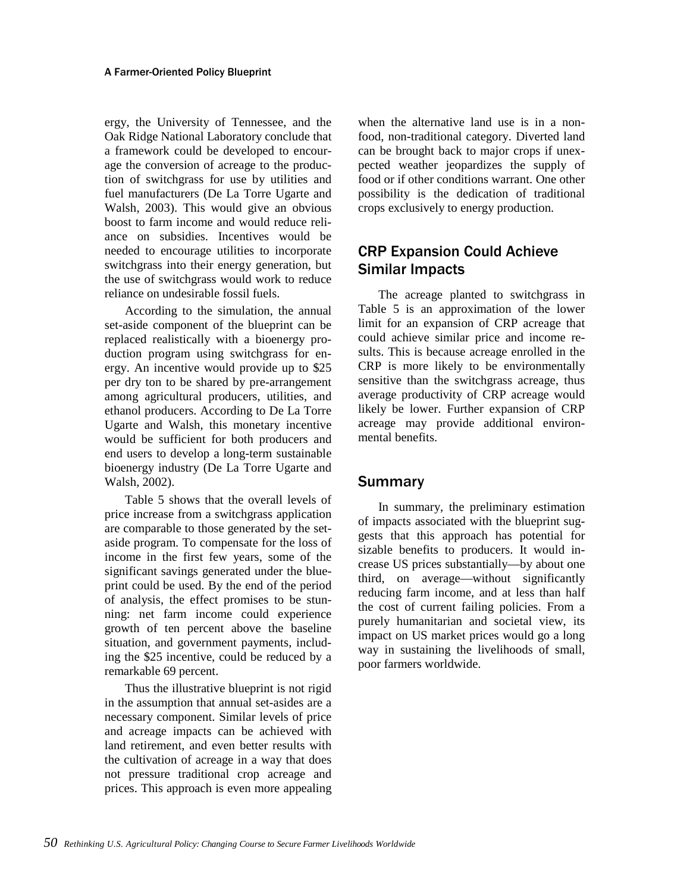ergy, the University of Tennessee, and the Oak Ridge National Laboratory conclude that a framework could be developed to encourage the conversion of acreage to the production of switchgrass for use by utilities and fuel manufacturers (De La Torre Ugarte and Walsh, 2003). This would give an obvious boost to farm income and would reduce reliance on subsidies. Incentives would be needed to encourage utilities to incorporate switchgrass into their energy generation, but the use of switchgrass would work to reduce reliance on undesirable fossil fuels.

According to the simulation, the annual set-aside component of the blueprint can be replaced realistically with a bioenergy production program using switchgrass for energy. An incentive would provide up to $25 per dry ton to be shared by pre-arrangement among agricultural producers, utilities, and ethanol producers. According to De La Torre Ugarte and Walsh, this monetary incentive would be sufficient for both producers and end users to develop a long-term sustainable bioenergy industry (De La Torre Ugarte and Walsh, 2002).

Table 5 shows that the overall levels of price increase from a switchgrass application are comparable to those generated by the set-aside program. To compensate for the loss of income in the first few years, some of the significant savings generated under the blueprint could be used. By the end of the period of analysis, the effect promises to be stunning: net farm income could experience growth of ten percent above the baseline situation, and government payments, including the $25 incentive, could be reduced by a remarkable 69 percent.

Thus the illustrative blueprint is not rigid in the assumption that annual set-asides are a necessary component. Similar levels of price and acreage impacts can be achieved with land retirement, and even better results with the cultivation of acreage in a way that does not pressure traditional crop acreage and prices. This approach is even more appealing when the alternative land use is in a non-food, non-traditional category. Diverted land can be brought back to major crops if unexpected weather jeopardizes the supply of food or if other conditions warrant. One other possibility is the dedication of traditional crops exclusively to energy production.

## CRP Expansion Could Achieve Similar Impacts

The acreage planted to switchgrass in Table 5 is an approximation of the lower limit for an expansion of CRP acreage that could achieve similar price and income results. This is because acreage enrolled in the CRP is more likely to be environmentally sensitive than the switchgrass acreage, thus average productivity of CRP acreage would likely be lower. Further expansion of CRP acreage may provide additional environmental benefits.

## Summary

In summary, the preliminary estimation of impacts associated with the blueprint suggests that this approach has potential for sizable benefits to producers. It would increase US prices substantially—by about one third, on average—without significantly reducing farm income, and at less than half the cost of current failing policies. From a purely humanitarian and societal view, its impact on US market prices would go a long way in sustaining the livelihoods of small, poor farmers worldwide.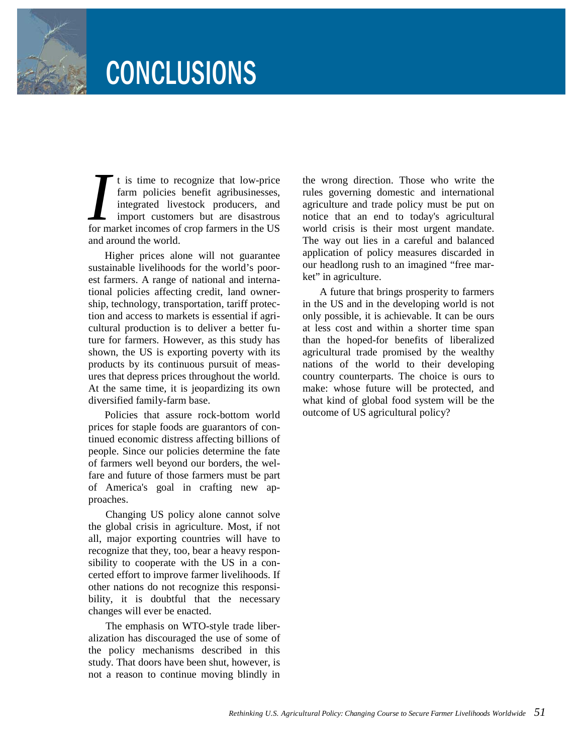# CONCLUSIONS

It is time to recognize that low-price farm policies benefit agribusinesses, integrated livestock producers, and import customers but are disastrous for market incomes of crop farmers in the US and around the world.

Higher prices alone will not guarantee sustainable livelihoods for the world's poorest farmers. A range of national and international policies affecting credit, land ownership, technology, transportation, tariff protection and access to markets is essential if agricultural production is to deliver a better future for farmers. However, as this study has shown, the US is exporting poverty with its products by its continuous pursuit of measures that depress prices throughout the world. At the same time, it is jeopardizing its own diversified family-farm base.

Policies that assure rock-bottom world prices for staple foods are guarantors of continued economic distress affecting billions of people. Since our policies determine the fate of farmers well beyond our borders, the welfare and future of those farmers must be part of America's goal in crafting new approaches.

Changing US policy alone cannot solve the global crisis in agriculture. Most, if not all, major exporting countries will have to recognize that they, too, bear a heavy responsibility to cooperate with the US in a concerted effort to improve farmer livelihoods. If other nations do not recognize this responsibility, it is doubtful that the necessary changes will ever be enacted.

The emphasis on WTO-style trade liberalization has discouraged the use of some of the policy mechanisms described in this study. That doors have been shut, however, is not a reason to continue moving blindly in the wrong direction. Those who write the rules governing domestic and international agriculture and trade policy must be put on notice that an end to today's agricultural world crisis is their most urgent mandate. The way out lies in a careful and balanced application of policy measures discarded in our headlong rush to an imagined "free market" in agriculture.

A future that brings prosperity to farmers in the US and in the developing world is not only possible, it is achievable. It can be ours at less cost and within a shorter time span than the hoped-for benefits of liberalized agricultural trade promised by the wealthy nations of the world to their developing country counterparts. The choice is ours to make: whose future will be protected, and what kind of global food system will be the outcome of US agricultural policy?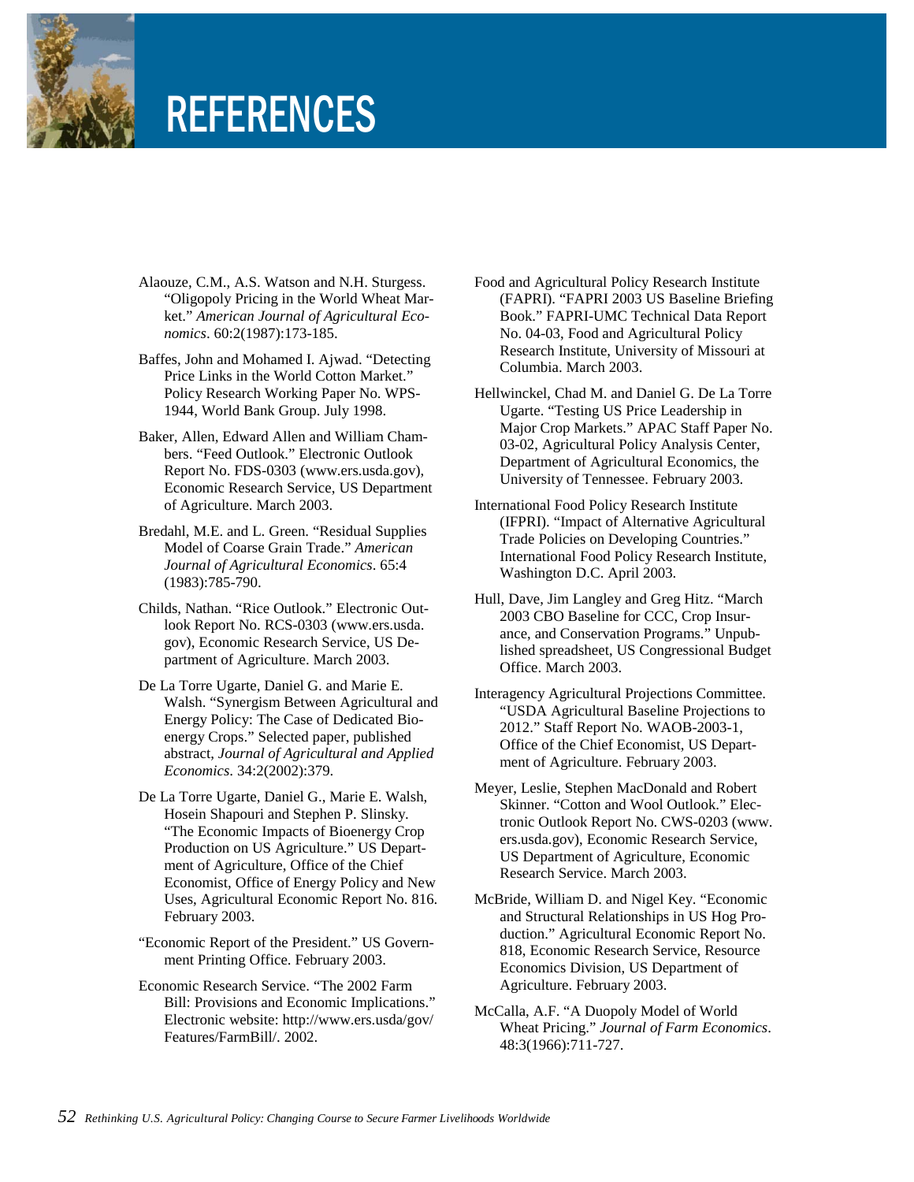# REFERENCES

Alaouze, C.M., A.S. Watson and N.H. Sturgess. "Oligopoly Pricing in the World Wheat Market." *American Journal of Agricultural Economics*. 60:2(1987):173-185.

Baffes, John and Mohamed I. Ajwad. "Detecting Price Links in the World Cotton Market." Policy Research Working Paper No. WPS-1944, World Bank Group. July 1998.

Baker, Allen, Edward Allen and William Chambers. "Feed Outlook." Electronic Outlook Report No. FDS-0303 (www.ers.usda.gov), Economic Research Service, US Department of Agriculture. March 2003.

Bredahl, M.E. and L. Green. "Residual Supplies Model of Coarse Grain Trade." *American Journal of Agricultural Economics*. 65:4 (1983):785-790.

Childs, Nathan. "Rice Outlook." Electronic Outlook Report No. RCS-0303 (www.ers.usda.gov), Economic Research Service, US Department of Agriculture. March 2003.

De La Torre Ugarte, Daniel G. and Marie E. Walsh. "Synergism Between Agricultural and Energy Policy: The Case of Dedicated Bioenergy Crops." Selected paper, published abstract, *Journal of Agricultural and Applied Economics*. 34:2(2002):379.

De La Torre Ugarte, Daniel G., Marie E. Walsh, Hosein Shapouri and Stephen P. Slinsky. "The Economic Impacts of Bioenergy Crop Production on US Agriculture." US Department of Agriculture, Office of the Chief Economist, Office of Energy Policy and New Uses, Agricultural Economic Report No. 816. February 2003.

"Economic Report of the President." US Government Printing Office. February 2003.

Economic Research Service. "The 2002 Farm Bill: Provisions and Economic Implications." Electronic website: http://www.ers.usda.gov/Features/FarmBill/. 2002.

Food and Agricultural Policy Research Institute (FAPRI). "FAPRI 2003 US Baseline Briefing Book." FAPRI-UMC Technical Data Report No. 04-03, Food and Agricultural Policy Research Institute, University of Missouri at Columbia. March 2003.

Hellwinckel, Chad M. and Daniel G. De La Torre Ugarte. "Testing US Price Leadership in Major Crop Markets." APAC Staff Paper No. 03-02, Agricultural Policy Analysis Center, Department of Agricultural Economics, the University of Tennessee. February 2003.

International Food Policy Research Institute (IFPRI). "Impact of Alternative Agricultural Trade Policies on Developing Countries." International Food Policy Research Institute, Washington D.C. April 2003.

Hull, Dave, Jim Langley and Greg Hitz. "March 2003 CBO Baseline for CCC, Crop Insurance, and Conservation Programs." Unpublished spreadsheet, US Congressional Budget Office. March 2003.

Interagency Agricultural Projections Committee. "USDA Agricultural Baseline Projections to 2012." Staff Report No. WAOB-2003-1, Office of the Chief Economist, US Department of Agriculture. February 2003.

Meyer, Leslie, Stephen MacDonald and Robert Skinner. "Cotton and Wool Outlook." Electronic Outlook Report No. CWS-0203 (www.ers.usda.gov), Economic Research Service, US Department of Agriculture, Economic Research Service. March 2003.

McBride, William D. and Nigel Key. "Economic and Structural Relationships in US Hog Production." Agricultural Economic Report No. 818, Economic Research Service, Resource Economics Division, US Department of Agriculture. February 2003.

McCalla, A.F. "A Duopoly Model of World Wheat Pricing." *Journal of Farm Economics*. 48:3(1966):711-727.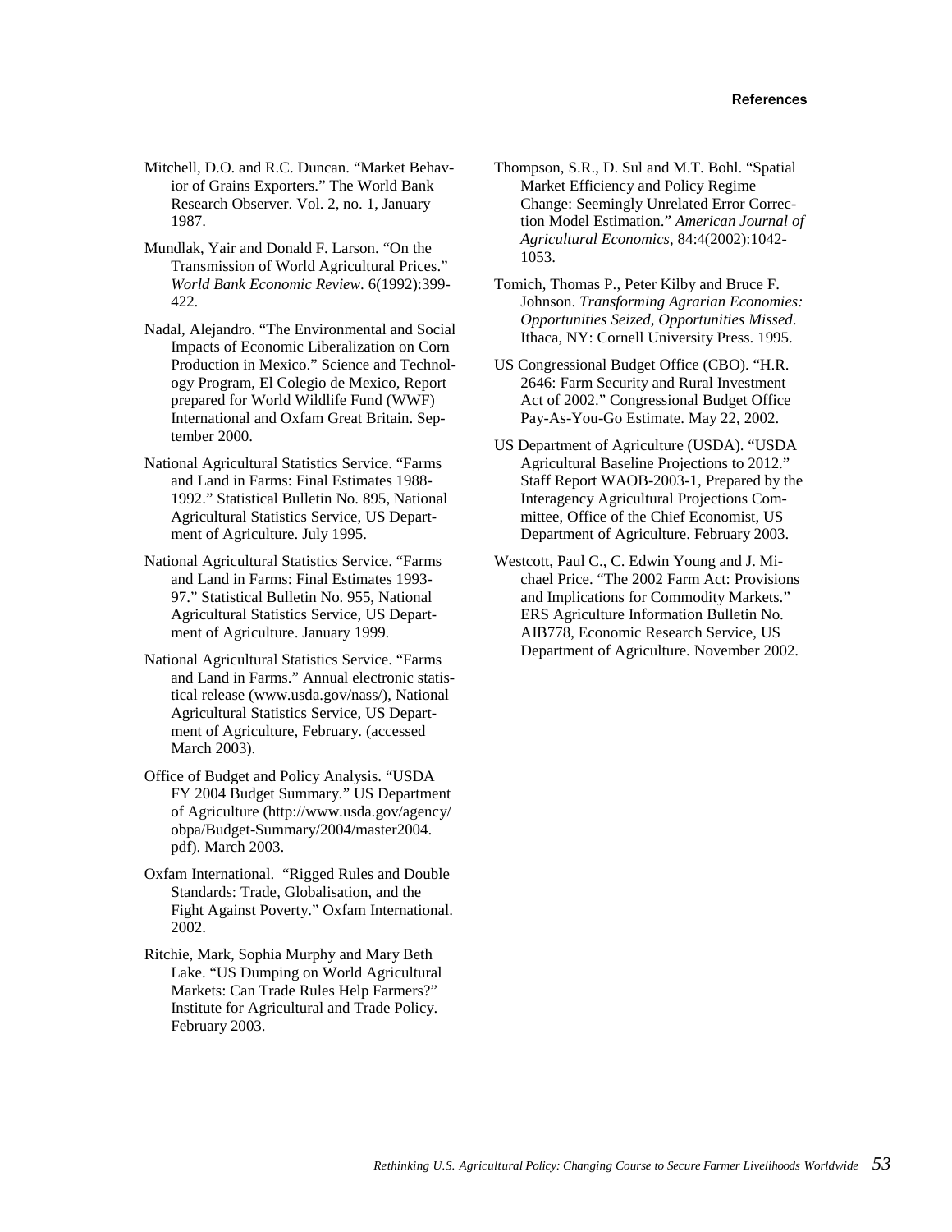Mitchell, D.O. and R.C. Duncan. "Market Behavior of Grains Exporters." The World Bank Research Observer. Vol. 2, no. 1, January 1987.

Mundlak, Yair and Donald F. Larson. "On the Transmission of World Agricultural Prices." *World Bank Economic Review*. 6(1992):399-422.

Nadal, Alejandro. "The Environmental and Social Impacts of Economic Liberalization on Corn Production in Mexico." Science and Technology Program, El Colegio de Mexico, Report prepared for World Wildlife Fund (WWF) International and Oxfam Great Britain. September 2000.

National Agricultural Statistics Service. "Farms and Land in Farms: Final Estimates 1988-1992." Statistical Bulletin No. 895, National Agricultural Statistics Service, US Department of Agriculture. July 1995.

National Agricultural Statistics Service. "Farms and Land in Farms: Final Estimates 1993-97." Statistical Bulletin No. 955, National Agricultural Statistics Service, US Department of Agriculture. January 1999.

National Agricultural Statistics Service. "Farms and Land in Farms." Annual electronic statistical release (www.usda.gov/nass/), National Agricultural Statistics Service, US Department of Agriculture, February. (accessed March 2003).

Office of Budget and Policy Analysis. "USDA FY 2004 Budget Summary." US Department of Agriculture (http://www.usda.gov/agency/obpa/Budget-Summary/2004/master2004.pdf). March 2003.

Oxfam International. "Rigged Rules and Double Standards: Trade, Globalisation, and the Fight Against Poverty." Oxfam International. 2002.

Ritchie, Mark, Sophia Murphy and Mary Beth Lake. "US Dumping on World Agricultural Markets: Can Trade Rules Help Farmers?" Institute for Agricultural and Trade Policy. February 2003.

Thompson, S.R., D. Sul and M.T. Bohl. "Spatial Market Efficiency and Policy Regime Change: Seemingly Unrelated Error Correction Model Estimation." *American Journal of Agricultural Economics*, 84:4(2002):1042-1053.

Tomich, Thomas P., Peter Kilby and Bruce F. Johnson. *Transforming Agrarian Economies: Opportunities Seized, Opportunities Missed*. Ithaca, NY: Cornell University Press. 1995.

US Congressional Budget Office (CBO). "H.R. 2646: Farm Security and Rural Investment Act of 2002." Congressional Budget Office Pay-As-You-Go Estimate. May 22, 2002.

US Department of Agriculture (USDA). "USDA Agricultural Baseline Projections to 2012." Staff Report WAOB-2003-1, Prepared by the Interagency Agricultural Projections Committee, Office of the Chief Economist, US Department of Agriculture. February 2003.

Westcott, Paul C., C. Edwin Young and J. Michael Price. "The 2002 Farm Act: Provisions and Implications for Commodity Markets." ERS Agriculture Information Bulletin No. AIB778, Economic Research Service, US Department of Agriculture. November 2002.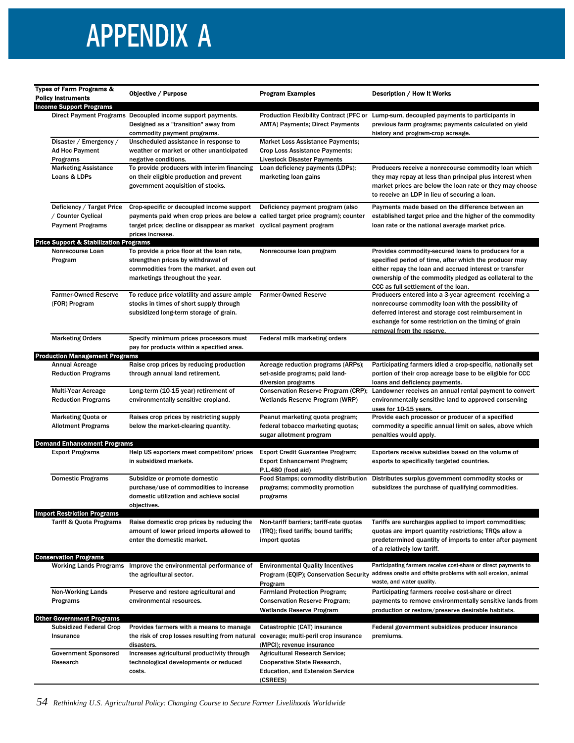# APPENDIX A

| Types of Farm Programs & Policy Instruments | Objective / Purpose | Program Examples | Description / How It Works |
|---|---|---|---|
| **Income Support Programs** | | | |
| Direct Payment Programs | Decoupled income support payments. Designed as a "transition" away from commodity payment programs. | Production Flexibility Contract (PFC or AMTA) Payments; Direct Payments | Lump-sum, decoupled payments to participants in previous farm programs; payments calculated on yield history and program-crop acreage. |
| Disaster / Emergency / Ad Hoc Payment Programs | Unscheduled assistance in response to weather or market or other unanticipated negative conditions. | Market Loss Assistance Payments; Crop Loss Assistance Payments; Livestock Disaster Payments | |
| Marketing Assistance Loans & LDPs | To provide producers with interim financing on their eligible production and prevent government acquisition of stocks. | Loan deficiency payments (LDPs); marketing loan gains | Producers receive a nonrecourse commodity loan which they may repay at less than principal plus interest when market prices are below the loan rate or they may choose to receive an LDP in lieu of securing a loan. |
| Deficiency / Target Price / Counter Cyclical Payment Programs | Crop-specific or decoupled income support payments paid when crop prices are below a target price; decline or disappear as market prices increase. | Deficiency payment program (also called target price program); counter cyclical payment program | Payments made based on the difference between an established target price and the higher of the commodity loan rate or the national average market price. |
| **Price Support & Stabilization Programs** | | | |
| Nonrecourse Loan Program | To provide a price floor at the loan rate, strengthen prices by withdrawal of commodities from the market, and even out marketings throughout the year. | Nonrecourse loan program | Provides commodity-secured loans to producers for a specified period of time, after which the producer may either repay the loan and accrued interest or transfer ownership of the commodity pledged as collateral to the CCC as full settlement of the loan. |
| Farmer-Owned Reserve (FOR) Program | To reduce price volatility and assure ample stocks in times of short supply through subsidized long-term storage of grain. | Farmer-Owned Reserve | Producers entered into a 3-year agreement receiving a nonrecourse commodity loan with the possibility of deferred interest and storage cost reimbursement in exchange for some restriction on the timing of grain removal from the reserve. |
| Marketing Orders | Specify minimum prices processors must pay for products within a specified area. | Federal milk marketing orders | |
| **Production Management Programs** | | | |
| Annual Acreage Reduction Programs | Raise crop prices by reducing production through annual land retirement. | Acreage reduction programs (ARPs); set-aside programs; paid land-diversion programs | Participating farmers idled a crop-specific, nationally set portion of their crop acreage base to be eligible for CCC loans and deficiency payments. |
| Multi-Year Acreage Reduction Programs | Long-term (10-15 year) retirement of environmentally sensitive cropland. | Conservation Reserve Program (CRP); Wetlands Reserve Program (WRP) | Landowner receives an annual rental payment to convert environmentally sensitive land to approved conserving uses for 10-15 years. |
| Marketing Quota or Allotment Programs | Raises crop prices by restricting supply below the market-clearing quantity. | Peanut marketing quota program; federal tobacco marketing quotas; sugar allotment program | Provide each processor or producer of a specified commodity a specific annual limit on sales, above which penalties would apply. |
| **Demand Enhancement Programs** | | | |
| Export Programs | Help US exporters meet competitors' prices in subsidized markets. | Export Credit Guarantee Program; Export Enhancement Program; P.L.480 (food aid) | Exporters receive subsidies based on the volume of exports to specifically targeted countries. |
| Domestic Programs | Subsidize or promote domestic purchase/use of commodities to increase domestic utilization and achieve social objectives. | Food Stamps; commodity distribution programs; commodity promotion programs | Distributes surplus government commodity stocks or subsidizes the purchase of qualifying commodities. |
| **Import Restriction Programs** | | | |
| Tariff & Quota Programs | Raise domestic crop prices by reducing the amount of lower priced imports allowed to enter the domestic market. | Non-tariff barriers; tariff-rate quotas (TRQ); fixed tariffs; bound tariffs; import quotas | Tariffs are surcharges applied to import commodities; quotas are import quantity restrictions; TRQs allow a predetermined quantity of imports to enter after payment of a relatively low tariff. |
| **Conservation Programs** | | | |
| Working Lands Programs | Improve the environmental performance of the agricultural sector. | Environmental Quality Incentives Program (EQIP); Conservation Security Program | Participating farmers receive cost-share or direct payments to address onsite and offsite problems with soil erosion, animal waste, and water quality. |
| Non-Working Lands Programs | Preserve and restore agricultural and environmental resources. | Farmland Protection Program; Conservation Reserve Program; Wetlands Reserve Program | Participating farmers receive cost-share or direct payments to remove environmentally sensitive lands from production or restore/preserve desirable habitats. |
| **Other Government Programs** | | | |
| Subsidized Federal Crop Insurance | Provides farmers with a means to manage the risk of crop losses resulting from natural disasters. | Catastrophic (CAT) insurance coverage; multi-peril crop insurance (MPCI); revenue insurance | Federal government subsidizes producer insurance premiums. |
| Government Sponsored Research | Increases agricultural productivity through technological developments or reduced costs. | Agricultural Research Service; Cooperative State Research, Education, and Extension Service (CSREES) | |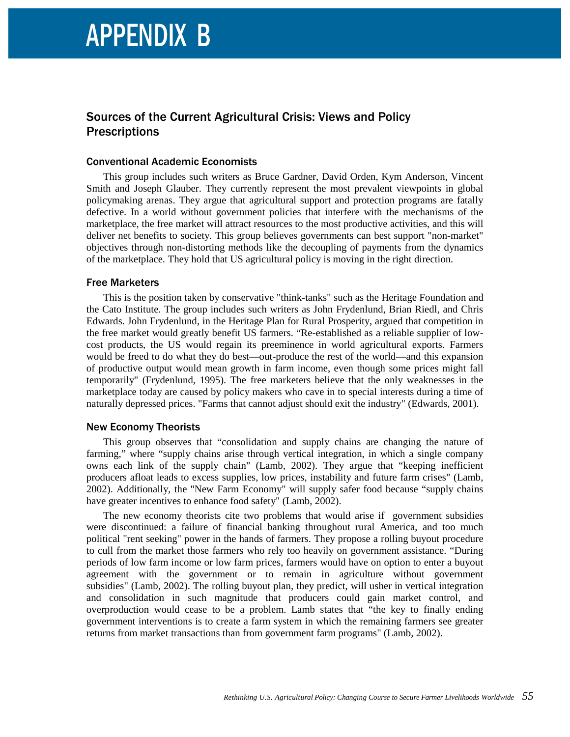# APPENDIX B

## Sources of the Current Agricultural Crisis: Views and Policy Prescriptions

### Conventional Academic Economists

This group includes such writers as Bruce Gardner, David Orden, Kym Anderson, Vincent Smith and Joseph Glauber. They currently represent the most prevalent viewpoints in global policymaking arenas. They argue that agricultural support and protection programs are fatally defective. In a world without government policies that interfere with the mechanisms of the marketplace, the free market will attract resources to the most productive activities, and this will deliver net benefits to society. This group believes governments can best support "non-market" objectives through non-distorting methods like the decoupling of payments from the dynamics of the marketplace. They hold that US agricultural policy is moving in the right direction.

### Free Marketers

This is the position taken by conservative "think-tanks" such as the Heritage Foundation and the Cato Institute. The group includes such writers as John Frydenlund, Brian Riedl, and Chris Edwards. John Frydenlund, in the Heritage Plan for Rural Prosperity, argued that competition in the free market would greatly benefit US farmers. "Re-established as a reliable supplier of low-cost products, the US would regain its preeminence in world agricultural exports. Farmers would be freed to do what they do best—out-produce the rest of the world—and this expansion of productive output would mean growth in farm income, even though some prices might fall temporarily" (Frydenlund, 1995). The free marketers believe that the only weaknesses in the marketplace today are caused by policy makers who cave in to special interests during a time of naturally depressed prices. "Farms that cannot adjust should exit the industry" (Edwards, 2001).

### New Economy Theorists

This group observes that "consolidation and supply chains are changing the nature of farming," where "supply chains arise through vertical integration, in which a single company owns each link of the supply chain" (Lamb, 2002). They argue that "keeping inefficient producers afloat leads to excess supplies, low prices, instability and future farm crises" (Lamb, 2002). Additionally, the "New Farm Economy" will supply safer food because "supply chains have greater incentives to enhance food safety" (Lamb, 2002).

The new economy theorists cite two problems that would arise if government subsidies were discontinued: a failure of financial banking throughout rural America, and too much political "rent seeking" power in the hands of farmers. They propose a rolling buyout procedure to cull from the market those farmers who rely too heavily on government assistance. "During periods of low farm income or low farm prices, farmers would have on option to enter a buyout agreement with the government or to remain in agriculture without government subsidies" (Lamb, 2002). The rolling buyout plan, they predict, will usher in vertical integration and consolidation in such magnitude that producers could gain market control, and overproduction would cease to be a problem. Lamb states that "the key to finally ending government interventions is to create a farm system in which the remaining farmers see greater returns from market transactions than from government farm programs" (Lamb, 2002).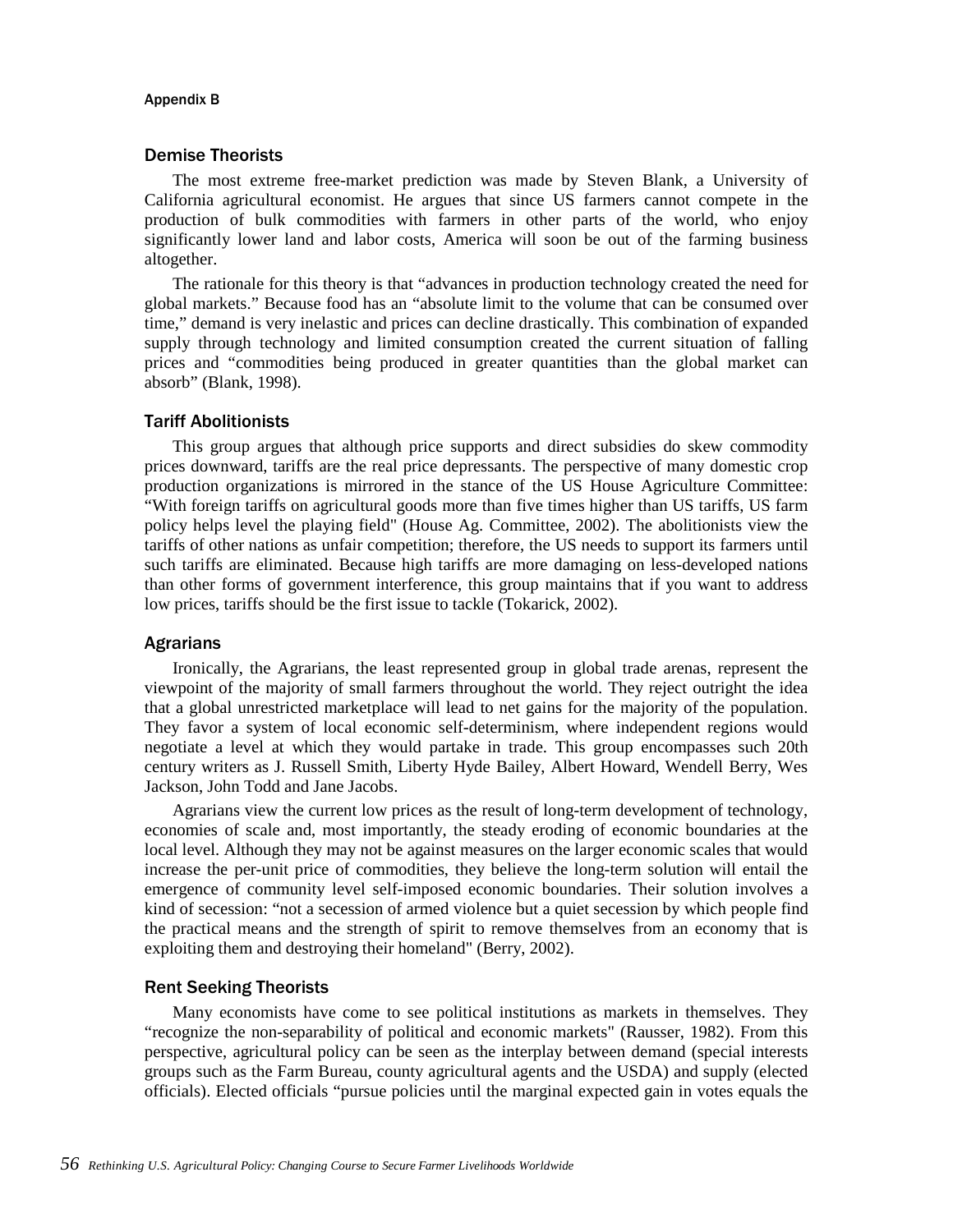## Demise Theorists

The most extreme free-market prediction was made by Steven Blank, a University of California agricultural economist. He argues that since US farmers cannot compete in the production of bulk commodities with farmers in other parts of the world, who enjoy significantly lower land and labor costs, America will soon be out of the farming business altogether.

The rationale for this theory is that "advances in production technology created the need for global markets." Because food has an "absolute limit to the volume that can be consumed over time," demand is very inelastic and prices can decline drastically. This combination of expanded supply through technology and limited consumption created the current situation of falling prices and "commodities being produced in greater quantities than the global market can absorb" (Blank, 1998).

## Tariff Abolitionists

This group argues that although price supports and direct subsidies do skew commodity prices downward, tariffs are the real price depressants. The perspective of many domestic crop production organizations is mirrored in the stance of the US House Agriculture Committee: "With foreign tariffs on agricultural goods more than five times higher than US tariffs, US farm policy helps level the playing field" (House Ag. Committee, 2002). The abolitionists view the tariffs of other nations as unfair competition; therefore, the US needs to support its farmers until such tariffs are eliminated. Because high tariffs are more damaging on less-developed nations than other forms of government interference, this group maintains that if you want to address low prices, tariffs should be the first issue to tackle (Tokarick, 2002).

## Agrarians

Ironically, the Agrarians, the least represented group in global trade arenas, represent the viewpoint of the majority of small farmers throughout the world. They reject outright the idea that a global unrestricted marketplace will lead to net gains for the majority of the population. They favor a system of local economic self-determinism, where independent regions would negotiate a level at which they would partake in trade. This group encompasses such 20th century writers as J. Russell Smith, Liberty Hyde Bailey, Albert Howard, Wendell Berry, Wes Jackson, John Todd and Jane Jacobs.

Agrarians view the current low prices as the result of long-term development of technology, economies of scale and, most importantly, the steady eroding of economic boundaries at the local level. Although they may not be against measures on the larger economic scales that would increase the per-unit price of commodities, they believe the long-term solution will entail the emergence of community level self-imposed economic boundaries. Their solution involves a kind of secession: "not a secession of armed violence but a quiet secession by which people find the practical means and the strength of spirit to remove themselves from an economy that is exploiting them and destroying their homeland" (Berry, 2002).

## Rent Seeking Theorists

Many economists have come to see political institutions as markets in themselves. They "recognize the non-separability of political and economic markets" (Rausser, 1982). From this perspective, agricultural policy can be seen as the interplay between demand (special interests groups such as the Farm Bureau, county agricultural agents and the USDA) and supply (elected officials). Elected officials "pursue policies until the marginal expected gain in votes equals the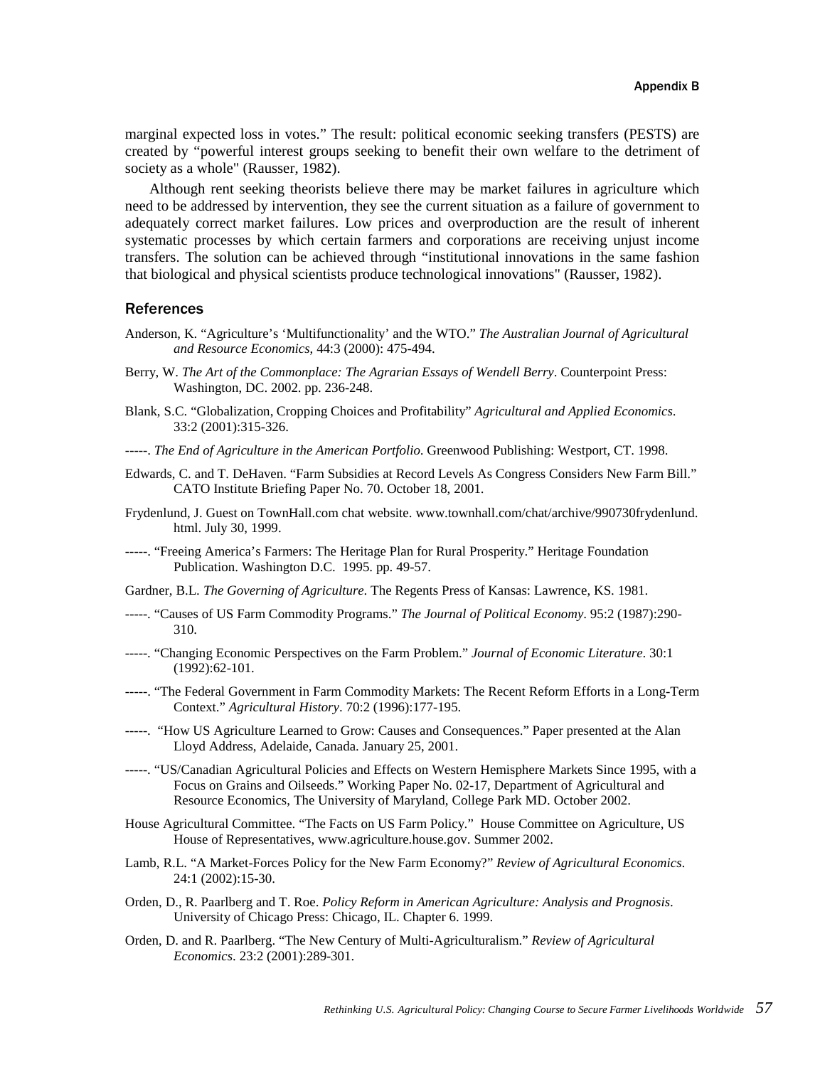marginal expected loss in votes." The result: political economic seeking transfers (PESTS) are created by "powerful interest groups seeking to benefit their own welfare to the detriment of society as a whole" (Rausser, 1982).

Although rent seeking theorists believe there may be market failures in agriculture which need to be addressed by intervention, they see the current situation as a failure of government to adequately correct market failures. Low prices and overproduction are the result of inherent systematic processes by which certain farmers and corporations are receiving unjust income transfers. The solution can be achieved through "institutional innovations in the same fashion that biological and physical scientists produce technological innovations" (Rausser, 1982).

## References

Anderson, K. "Agriculture's 'Multifunctionality' and the WTO." *The Australian Journal of Agricultural and Resource Economics*, 44:3 (2000): 475-494.

Berry, W. *The Art of the Commonplace: The Agrarian Essays of Wendell Berry*. Counterpoint Press: Washington, DC. 2002. pp. 236-248.

Blank, S.C. "Globalization, Cropping Choices and Profitability" *Agricultural and Applied Economics*. 33:2 (2001):315-326.

-----. *The End of Agriculture in the American Portfolio*. Greenwood Publishing: Westport, CT. 1998.

Edwards, C. and T. DeHaven. "Farm Subsidies at Record Levels As Congress Considers New Farm Bill." CATO Institute Briefing Paper No. 70. October 18, 2001.

Frydenlund, J. Guest on TownHall.com chat website. www.townhall.com/chat/archive/990730frydenlund.html. July 30, 1999.

-----. "Freeing America's Farmers: The Heritage Plan for Rural Prosperity." Heritage Foundation Publication. Washington D.C. 1995. pp. 49-57.

Gardner, B.L. *The Governing of Agriculture*. The Regents Press of Kansas: Lawrence, KS. 1981.

-----. "Causes of US Farm Commodity Programs." *The Journal of Political Economy*. 95:2 (1987):290-310.

-----. "Changing Economic Perspectives on the Farm Problem." *Journal of Economic Literature*. 30:1 (1992):62-101.

-----. "The Federal Government in Farm Commodity Markets: The Recent Reform Efforts in a Long-Term Context." *Agricultural History*. 70:2 (1996):177-195.

-----. "How US Agriculture Learned to Grow: Causes and Consequences." Paper presented at the Alan Lloyd Address, Adelaide, Canada. January 25, 2001.

-----. "US/Canadian Agricultural Policies and Effects on Western Hemisphere Markets Since 1995, with a Focus on Grains and Oilseeds." Working Paper No. 02-17, Department of Agricultural and Resource Economics, The University of Maryland, College Park MD. October 2002.

House Agricultural Committee. "The Facts on US Farm Policy." House Committee on Agriculture, US House of Representatives, www.agriculture.house.gov. Summer 2002.

Lamb, R.L. "A Market-Forces Policy for the New Farm Economy?" *Review of Agricultural Economics*. 24:1 (2002):15-30.

Orden, D., R. Paarlberg and T. Roe. *Policy Reform in American Agriculture: Analysis and Prognosis*. University of Chicago Press: Chicago, IL. Chapter 6. 1999.

Orden, D. and R. Paarlberg. "The New Century of Multi-Agriculturalism." *Review of Agricultural Economics*. 23:2 (2001):289-301.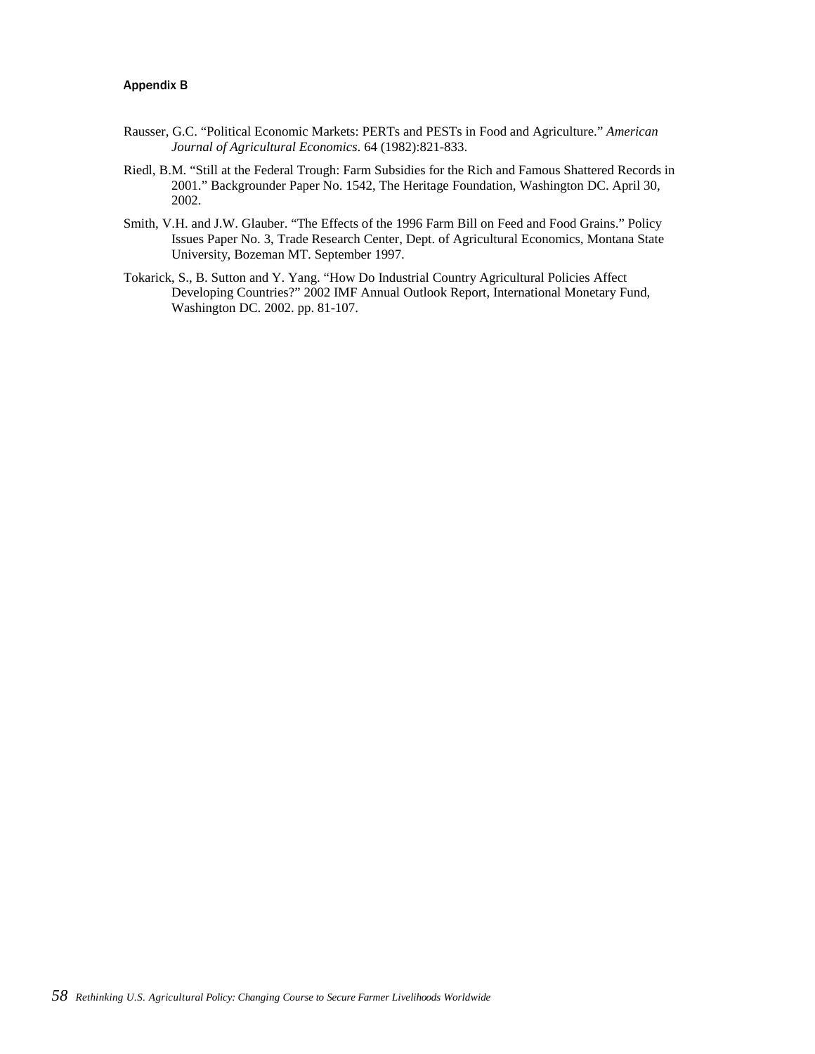Rausser, G.C. "Political Economic Markets: PERTs and PESTs in Food and Agriculture." *American Journal of Agricultural Economics*. 64 (1982):821-833.

Riedl, B.M. "Still at the Federal Trough: Farm Subsidies for the Rich and Famous Shattered Records in 2001." Backgrounder Paper No. 1542, The Heritage Foundation, Washington DC. April 30, 2002.

Smith, V.H. and J.W. Glauber. "The Effects of the 1996 Farm Bill on Feed and Food Grains." Policy Issues Paper No. 3, Trade Research Center, Dept. of Agricultural Economics, Montana State University, Bozeman MT. September 1997.

Tokarick, S., B. Sutton and Y. Yang. "How Do Industrial Country Agricultural Policies Affect Developing Countries?" 2002 IMF Annual Outlook Report, International Monetary Fund, Washington DC. 2002. pp. 81-107.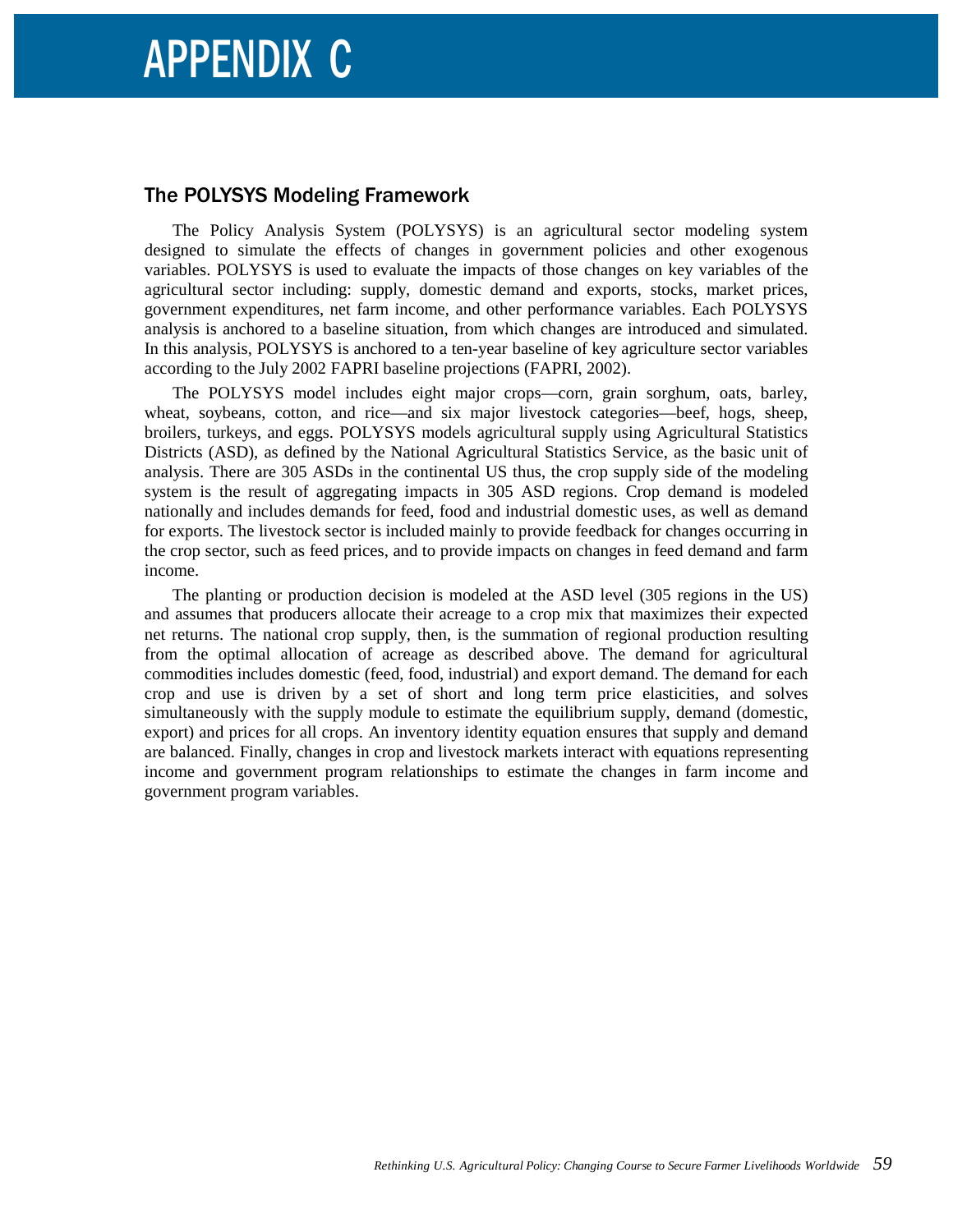# APPENDIX C

## The POLYSYS Modeling Framework

The Policy Analysis System (POLYSYS) is an agricultural sector modeling system designed to simulate the effects of changes in government policies and other exogenous variables. POLYSYS is used to evaluate the impacts of those changes on key variables of the agricultural sector including: supply, domestic demand and exports, stocks, market prices, government expenditures, net farm income, and other performance variables. Each POLYSYS analysis is anchored to a baseline situation, from which changes are introduced and simulated. In this analysis, POLYSYS is anchored to a ten-year baseline of key agriculture sector variables according to the July 2002 FAPRI baseline projections (FAPRI, 2002).

The POLYSYS model includes eight major crops—corn, grain sorghum, oats, barley, wheat, soybeans, cotton, and rice—and six major livestock categories—beef, hogs, sheep, broilers, turkeys, and eggs. POLYSYS models agricultural supply using Agricultural Statistics Districts (ASD), as defined by the National Agricultural Statistics Service, as the basic unit of analysis. There are 305 ASDs in the continental US thus, the crop supply side of the modeling system is the result of aggregating impacts in 305 ASD regions. Crop demand is modeled nationally and includes demands for feed, food and industrial domestic uses, as well as demand for exports. The livestock sector is included mainly to provide feedback for changes occurring in the crop sector, such as feed prices, and to provide impacts on changes in feed demand and farm income.

The planting or production decision is modeled at the ASD level (305 regions in the US) and assumes that producers allocate their acreage to a crop mix that maximizes their expected net returns. The national crop supply, then, is the summation of regional production resulting from the optimal allocation of acreage as described above. The demand for agricultural commodities includes domestic (feed, food, industrial) and export demand. The demand for each crop and use is driven by a set of short and long term price elasticities, and solves simultaneously with the supply module to estimate the equilibrium supply, demand (domestic, export) and prices for all crops. An inventory identity equation ensures that supply and demand are balanced. Finally, changes in crop and livestock markets interact with equations representing income and government program relationships to estimate the changes in farm income and government program variables.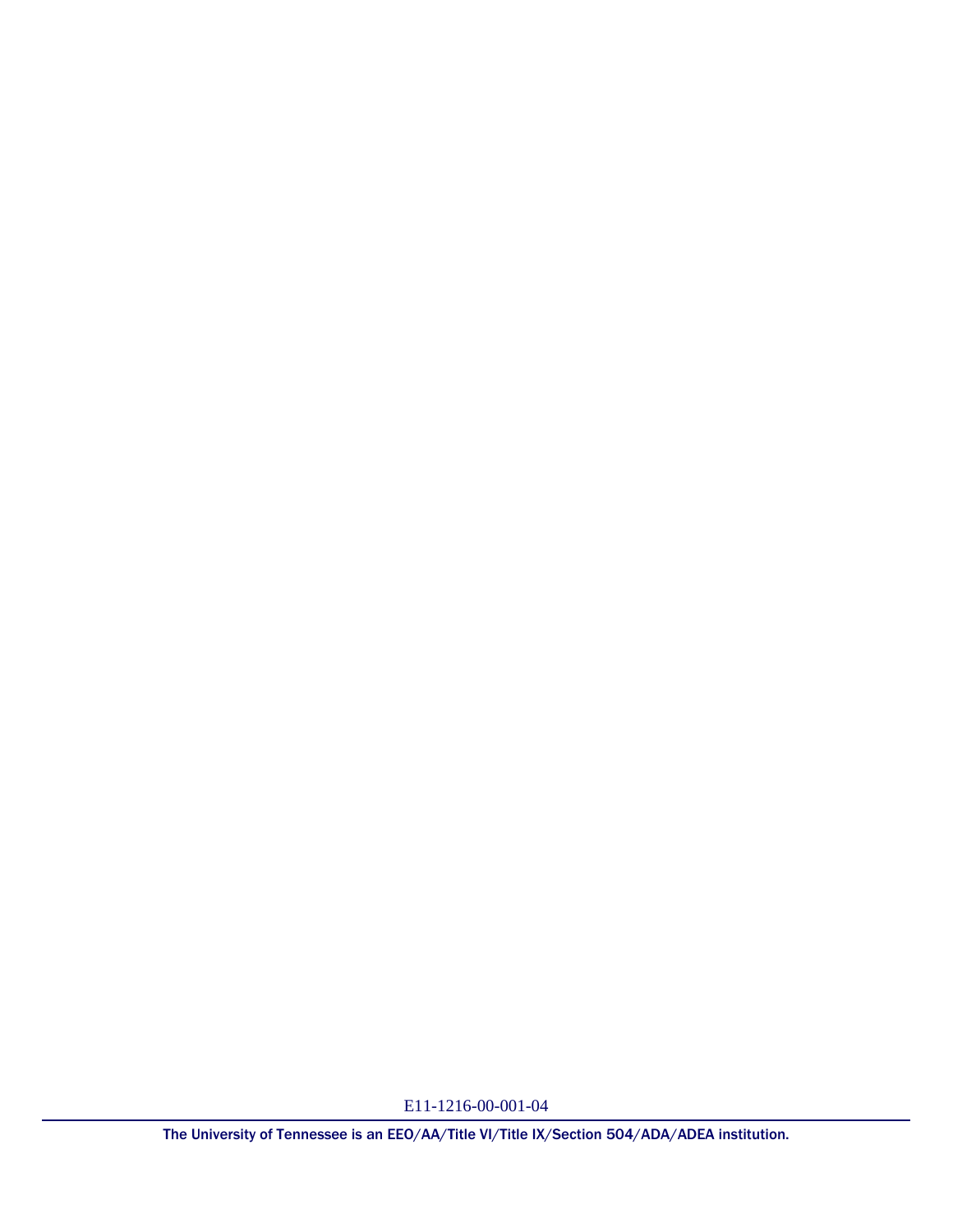E11-1216-00-001-04

The University of Tennessee is an EEO/AA/Title VI/Title IX/Section 504/ADA/ADEA institution.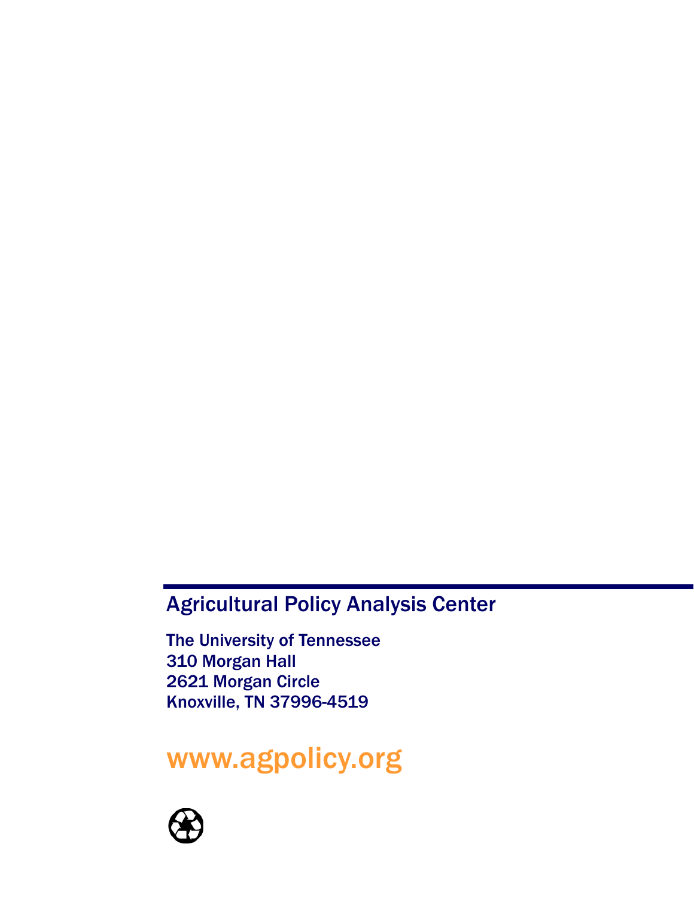## Agricultural Policy Analysis Center

The University of Tennessee
310 Morgan Hall
2621 Morgan Circle
Knoxville, TN 37996-4519

www.agpolicy.org